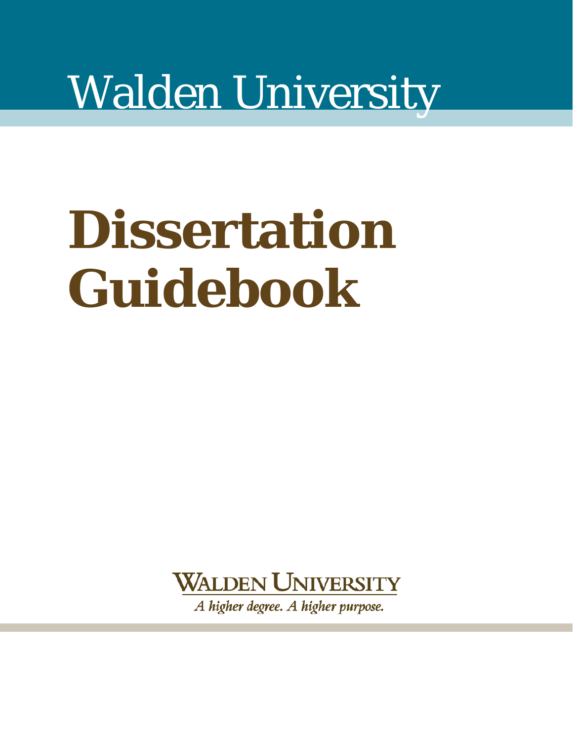Walden University

# Dissertation Guidebook

WALDEN UNIVERSITY

*A higher degree. A higher purpose.*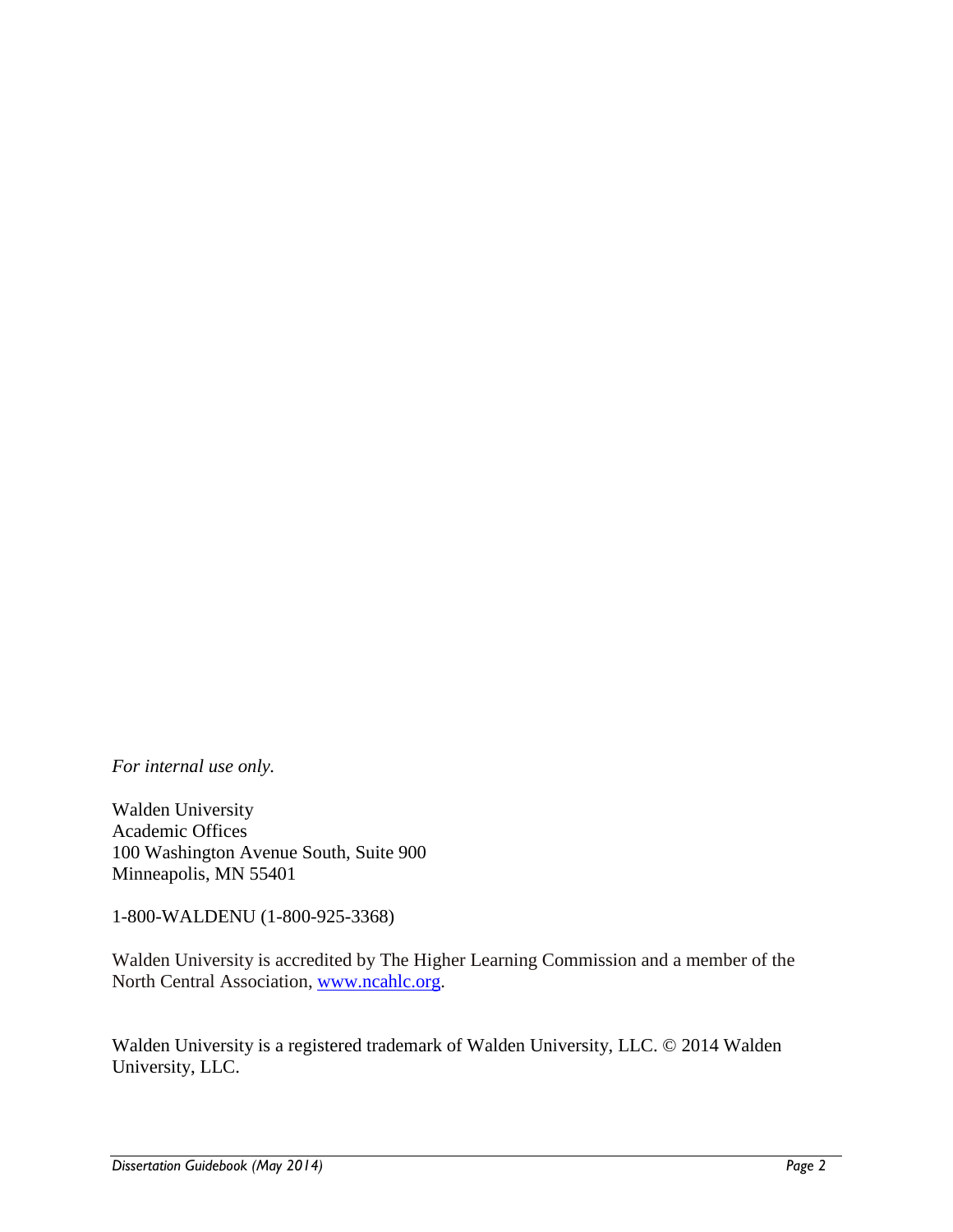*For internal use only.*

Walden University
Academic Offices
100 Washington Avenue South, Suite 900
Minneapolis, MN 55401

1-800-WALDENU (1-800-925-3368)

Walden University is accredited by The Higher Learning Commission and a member of the North Central Association, [www.ncahlc.org](http://www.ncahlc.org).

Walden University is a registered trademark of Walden University, LLC. © 2014 Walden University, LLC.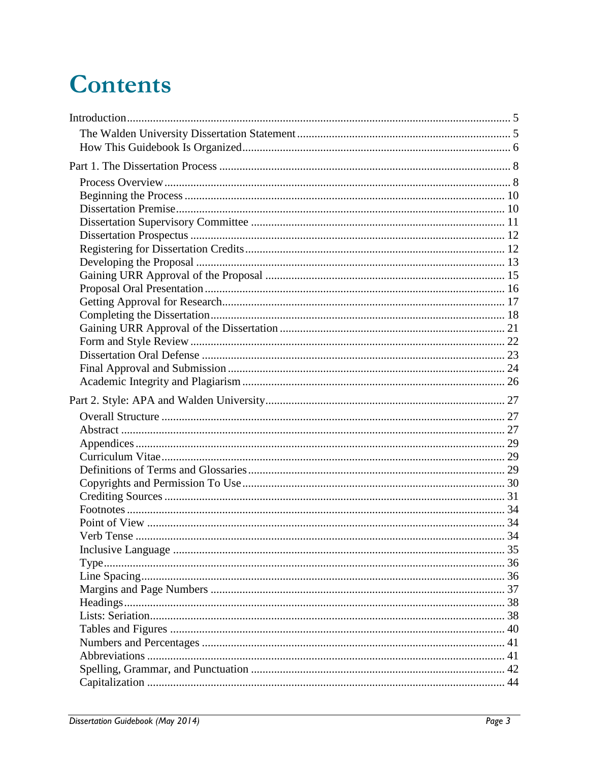# Contents

Introduction ..... 5

- The Walden University Dissertation Statement ..... 5
- How This Guidebook Is Organized ..... 6

Part 1. The Dissertation Process ..... 8

- Process Overview ..... 8
- Beginning the Process ..... 10
- Dissertation Premise ..... 10
- Dissertation Supervisory Committee ..... 11
- Dissertation Prospectus ..... 12
- Registering for Dissertation Credits ..... 12
- Developing the Proposal ..... 13
- Gaining URR Approval of the Proposal ..... 15
- Proposal Oral Presentation ..... 16
- Getting Approval for Research ..... 17
- Completing the Dissertation ..... 18
- Gaining URR Approval of the Dissertation ..... 21
- Form and Style Review ..... 22
- Dissertation Oral Defense ..... 23
- Final Approval and Submission ..... 24
- Academic Integrity and Plagiarism ..... 26

Part 2. Style: APA and Walden University ..... 27

- Overall Structure ..... 27
- Abstract ..... 27
- Appendices ..... 29
- Curriculum Vitae ..... 29
- Definitions of Terms and Glossaries ..... 29
- Copyrights and Permission To Use ..... 30
- Crediting Sources ..... 31
- Footnotes ..... 34
- Point of View ..... 34
- Verb Tense ..... 34
- Inclusive Language ..... 35
- Type ..... 36
- Line Spacing ..... 36
- Margins and Page Numbers ..... 37
- Headings ..... 38
- Lists: Seriation ..... 38
- Tables and Figures ..... 40
- Numbers and Percentages ..... 41
- Abbreviations ..... 41
- Spelling, Grammar, and Punctuation ..... 42
- Capitalization ..... 44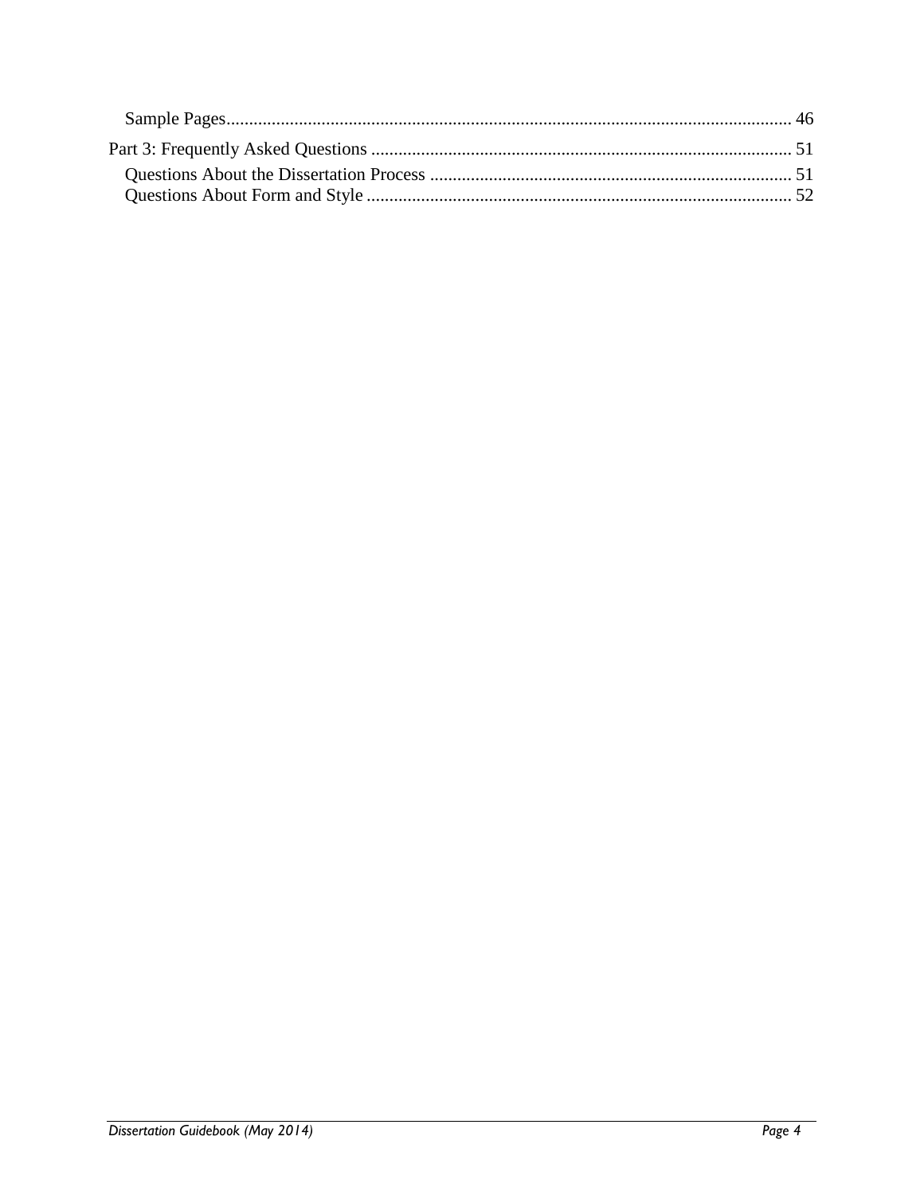Sample Pages ........................................................................................................................... 46

Part 3: Frequently Asked Questions ........................................................................................... 51

Questions About the Dissertation Process ............................................................................... 51

Questions About Form and Style ............................................................................................. 52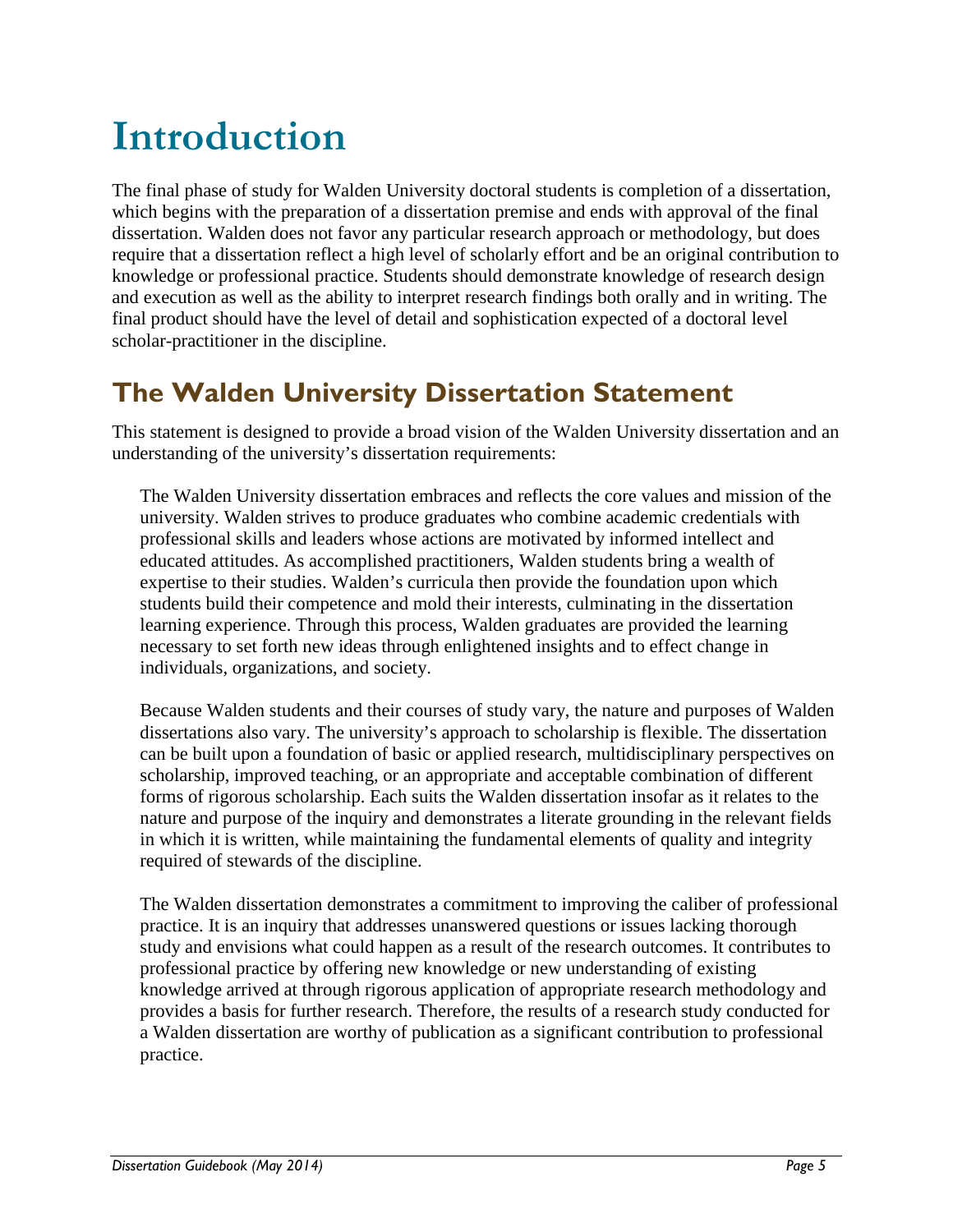# Introduction

The final phase of study for Walden University doctoral students is completion of a dissertation, which begins with the preparation of a dissertation premise and ends with approval of the final dissertation. Walden does not favor any particular research approach or methodology, but does require that a dissertation reflect a high level of scholarly effort and be an original contribution to knowledge or professional practice. Students should demonstrate knowledge of research design and execution as well as the ability to interpret research findings both orally and in writing. The final product should have the level of detail and sophistication expected of a doctoral level scholar-practitioner in the discipline.

## The Walden University Dissertation Statement

This statement is designed to provide a broad vision of the Walden University dissertation and an understanding of the university's dissertation requirements:

> The Walden University dissertation embraces and reflects the core values and mission of the university. Walden strives to produce graduates who combine academic credentials with professional skills and leaders whose actions are motivated by informed intellect and educated attitudes. As accomplished practitioners, Walden students bring a wealth of expertise to their studies. Walden's curricula then provide the foundation upon which students build their competence and mold their interests, culminating in the dissertation learning experience. Through this process, Walden graduates are provided the learning necessary to set forth new ideas through enlightened insights and to effect change in individuals, organizations, and society.
>
> Because Walden students and their courses of study vary, the nature and purposes of Walden dissertations also vary. The university's approach to scholarship is flexible. The dissertation can be built upon a foundation of basic or applied research, multidisciplinary perspectives on scholarship, improved teaching, or an appropriate and acceptable combination of different forms of rigorous scholarship. Each suits the Walden dissertation insofar as it relates to the nature and purpose of the inquiry and demonstrates a literate grounding in the relevant fields in which it is written, while maintaining the fundamental elements of quality and integrity required of stewards of the discipline.
>
> The Walden dissertation demonstrates a commitment to improving the caliber of professional practice. It is an inquiry that addresses unanswered questions or issues lacking thorough study and envisions what could happen as a result of the research outcomes. It contributes to professional practice by offering new knowledge or new understanding of existing knowledge arrived at through rigorous application of appropriate research methodology and provides a basis for further research. Therefore, the results of a research study conducted for a Walden dissertation are worthy of publication as a significant contribution to professional practice.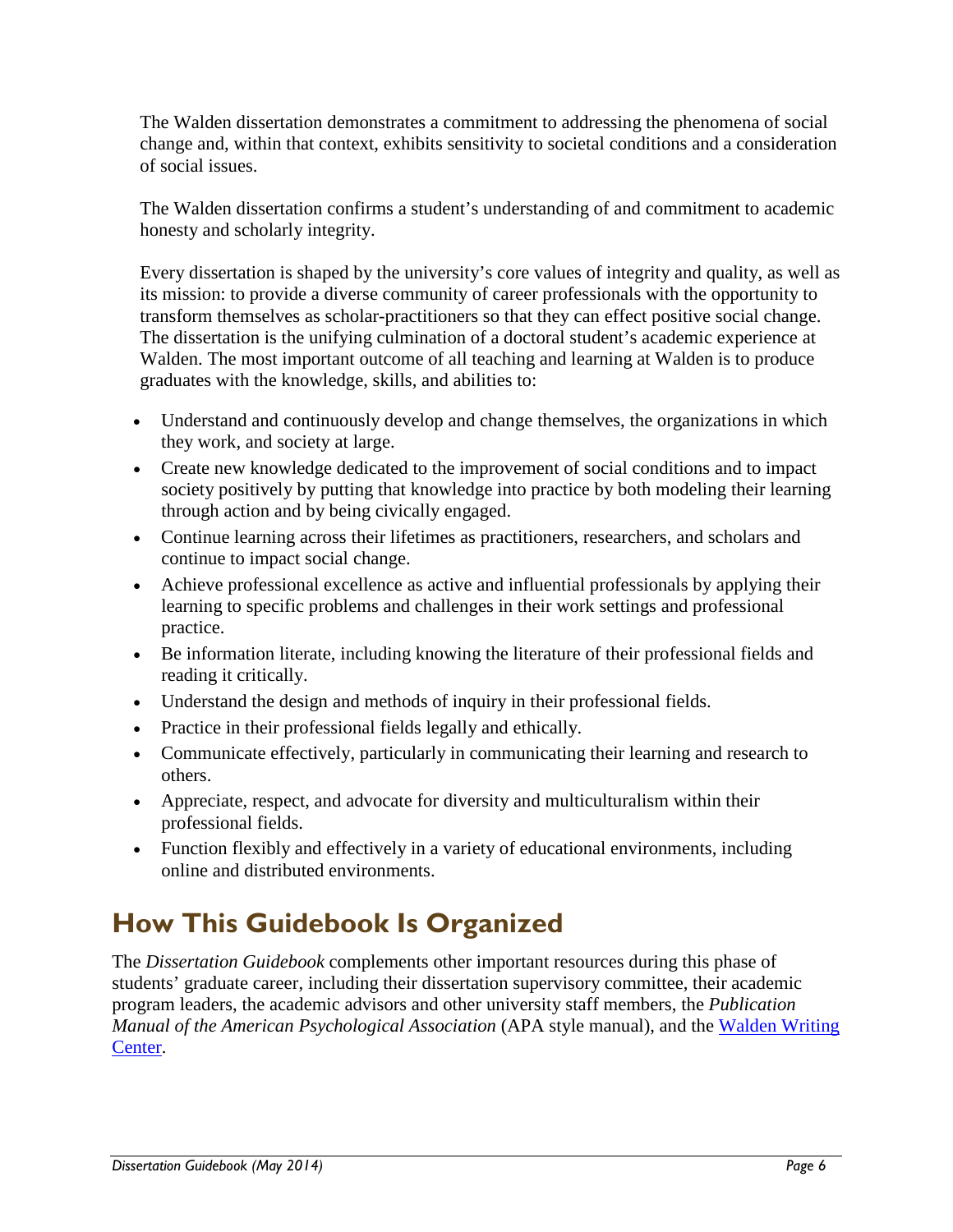The Walden dissertation demonstrates a commitment to addressing the phenomena of social change and, within that context, exhibits sensitivity to societal conditions and a consideration of social issues.

The Walden dissertation confirms a student's understanding of and commitment to academic honesty and scholarly integrity.

Every dissertation is shaped by the university's core values of integrity and quality, as well as its mission: to provide a diverse community of career professionals with the opportunity to transform themselves as scholar-practitioners so that they can effect positive social change. The dissertation is the unifying culmination of a doctoral student's academic experience at Walden. The most important outcome of all teaching and learning at Walden is to produce graduates with the knowledge, skills, and abilities to:

- Understand and continuously develop and change themselves, the organizations in which they work, and society at large.
- Create new knowledge dedicated to the improvement of social conditions and to impact society positively by putting that knowledge into practice by both modeling their learning through action and by being civically engaged.
- Continue learning across their lifetimes as practitioners, researchers, and scholars and continue to impact social change.
- Achieve professional excellence as active and influential professionals by applying their learning to specific problems and challenges in their work settings and professional practice.
- Be information literate, including knowing the literature of their professional fields and reading it critically.
- Understand the design and methods of inquiry in their professional fields.
- Practice in their professional fields legally and ethically.
- Communicate effectively, particularly in communicating their learning and research to others.
- Appreciate, respect, and advocate for diversity and multiculturalism within their professional fields.
- Function flexibly and effectively in a variety of educational environments, including online and distributed environments.

# How This Guidebook Is Organized

The *Dissertation Guidebook* complements other important resources during this phase of students' graduate career, including their dissertation supervisory committee, their academic program leaders, the academic advisors and other university staff members, the *Publication Manual of the American Psychological Association* (APA style manual), and the Walden Writing Center.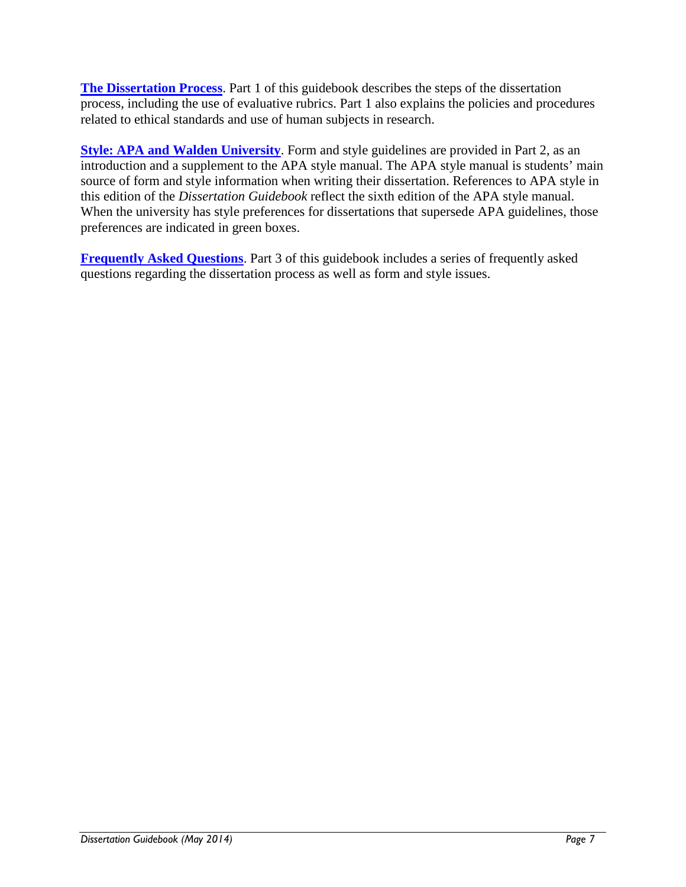**The Dissertation Process**. Part 1 of this guidebook describes the steps of the dissertation process, including the use of evaluative rubrics. Part 1 also explains the policies and procedures related to ethical standards and use of human subjects in research.

**Style: APA and Walden University**. Form and style guidelines are provided in Part 2, as an introduction and a supplement to the APA style manual. The APA style manual is students' main source of form and style information when writing their dissertation. References to APA style in this edition of the *Dissertation Guidebook* reflect the sixth edition of the APA style manual. When the university has style preferences for dissertations that supersede APA guidelines, those preferences are indicated in green boxes.

**Frequently Asked Questions**. Part 3 of this guidebook includes a series of frequently asked questions regarding the dissertation process as well as form and style issues.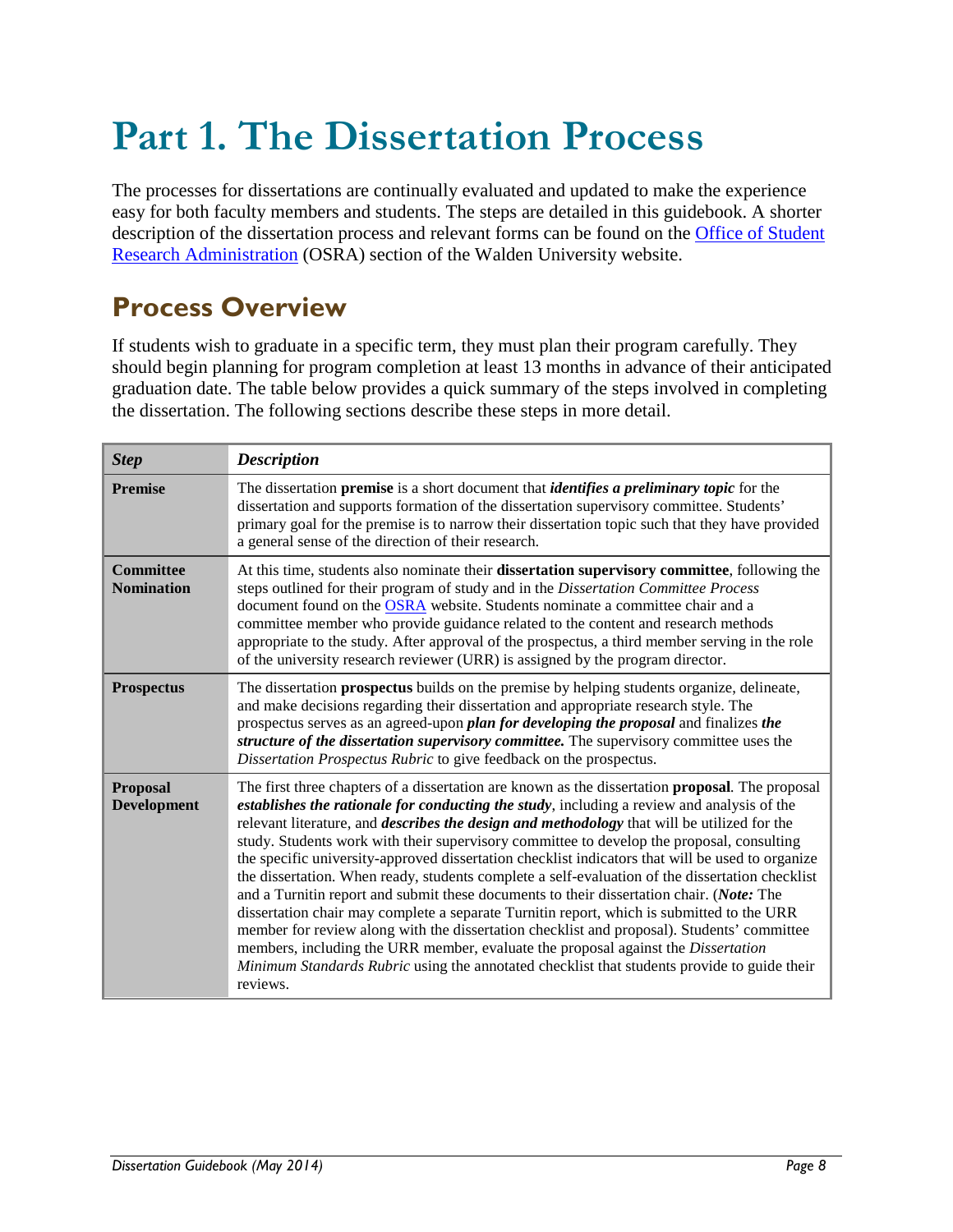# Part 1. The Dissertation Process

The processes for dissertations are continually evaluated and updated to make the experience easy for both faculty members and students. The steps are detailed in this guidebook. A shorter description of the dissertation process and relevant forms can be found on the [Office of Student Research Administration](#) (OSRA) section of the Walden University website.

## Process Overview

If students wish to graduate in a specific term, they must plan their program carefully. They should begin planning for program completion at least 13 months in advance of their anticipated graduation date. The table below provides a quick summary of the steps involved in completing the dissertation. The following sections describe these steps in more detail.

| ***Step*** | ***Description*** |
|---|---|
| **Premise** | The dissertation **premise** is a short document that ***identifies a preliminary topic*** for the dissertation and supports formation of the dissertation supervisory committee. Students' primary goal for the premise is to narrow their dissertation topic such that they have provided a general sense of the direction of their research. |
| **Committee Nomination** | At this time, students also nominate their **dissertation supervisory committee**, following the steps outlined for their program of study and in the *Dissertation Committee Process* document found on the [OSRA](#) website. Students nominate a committee chair and a committee member who provide guidance related to the content and research methods appropriate to the study. After approval of the prospectus, a third member serving in the role of the university research reviewer (URR) is assigned by the program director. |
| **Prospectus** | The dissertation **prospectus** builds on the premise by helping students organize, delineate, and make decisions regarding their dissertation and appropriate research style. The prospectus serves as an agreed-upon ***plan for developing the proposal*** and finalizes ***the structure of the dissertation supervisory committee.*** The supervisory committee uses the *Dissertation Prospectus Rubric* to give feedback on the prospectus. |
| **Proposal Development** | The first three chapters of a dissertation are known as the dissertation **proposal**. The proposal ***establishes the rationale for conducting the study***, including a review and analysis of the relevant literature, and ***describes the design and methodology*** that will be utilized for the study. Students work with their supervisory committee to develop the proposal, consulting the specific university-approved dissertation checklist indicators that will be used to organize the dissertation. When ready, students complete a self-evaluation of the dissertation checklist and a Turnitin report and submit these documents to their dissertation chair. (***Note:*** The dissertation chair may complete a separate Turnitin report, which is submitted to the URR member for review along with the dissertation checklist and proposal). Students' committee members, including the URR member, evaluate the proposal against the *Dissertation Minimum Standards Rubric* using the annotated checklist that students provide to guide their reviews. |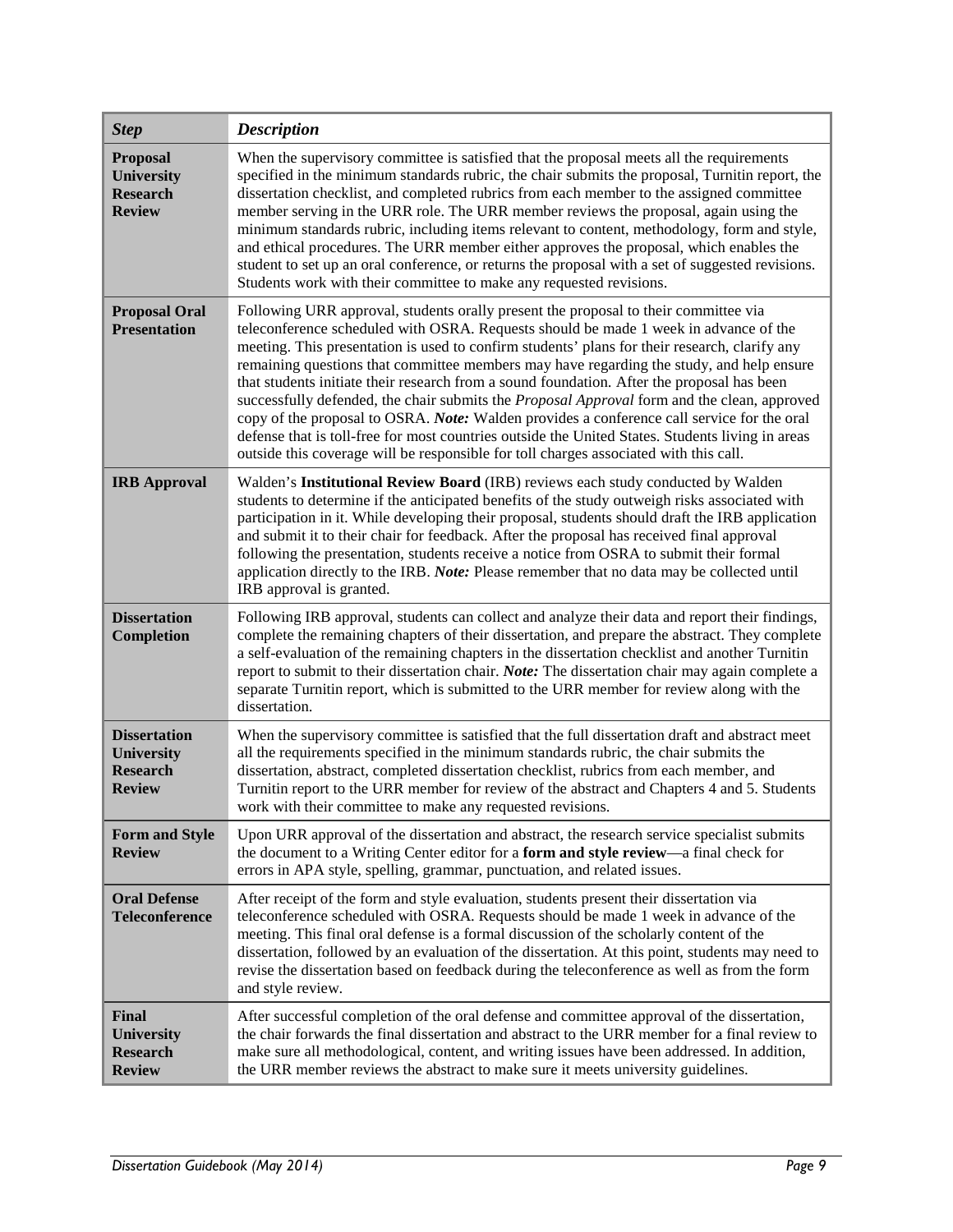| *Step* | *Description* |
|---|---|
| **Proposal University Research Review** | When the supervisory committee is satisfied that the proposal meets all the requirements specified in the minimum standards rubric, the chair submits the proposal, Turnitin report, the dissertation checklist, and completed rubrics from each member to the assigned committee member serving in the URR role. The URR member reviews the proposal, again using the minimum standards rubric, including items relevant to content, methodology, form and style, and ethical procedures. The URR member either approves the proposal, which enables the student to set up an oral conference, or returns the proposal with a set of suggested revisions. Students work with their committee to make any requested revisions. |
| **Proposal Oral Presentation** | Following URR approval, students orally present the proposal to their committee via teleconference scheduled with OSRA. Requests should be made 1 week in advance of the meeting. This presentation is used to confirm students' plans for their research, clarify any remaining questions that committee members may have regarding the study, and help ensure that students initiate their research from a sound foundation. After the proposal has been successfully defended, the chair submits the *Proposal Approval* form and the clean, approved copy of the proposal to OSRA. ***Note:*** Walden provides a conference call service for the oral defense that is toll-free for most countries outside the United States. Students living in areas outside this coverage will be responsible for toll charges associated with this call. |
| **IRB Approval** | Walden's **Institutional Review Board** (IRB) reviews each study conducted by Walden students to determine if the anticipated benefits of the study outweigh risks associated with participation in it. While developing their proposal, students should draft the IRB application and submit it to their chair for feedback. After the proposal has received final approval following the presentation, students receive a notice from OSRA to submit their formal application directly to the IRB. ***Note:*** Please remember that no data may be collected until IRB approval is granted. |
| **Dissertation Completion** | Following IRB approval, students can collect and analyze their data and report their findings, complete the remaining chapters of their dissertation, and prepare the abstract. They complete a self-evaluation of the remaining chapters in the dissertation checklist and another Turnitin report to submit to their dissertation chair. ***Note:*** The dissertation chair may again complete a separate Turnitin report, which is submitted to the URR member for review along with the dissertation. |
| **Dissertation University Research Review** | When the supervisory committee is satisfied that the full dissertation draft and abstract meet all the requirements specified in the minimum standards rubric, the chair submits the dissertation, abstract, completed dissertation checklist, rubrics from each member, and Turnitin report to the URR member for review of the abstract and Chapters 4 and 5. Students work with their committee to make any requested revisions. |
| **Form and Style Review** | Upon URR approval of the dissertation and abstract, the research service specialist submits the document to a Writing Center editor for a **form and style review**—a final check for errors in APA style, spelling, grammar, punctuation, and related issues. |
| **Oral Defense Teleconference** | After receipt of the form and style evaluation, students present their dissertation via teleconference scheduled with OSRA. Requests should be made 1 week in advance of the meeting. This final oral defense is a formal discussion of the scholarly content of the dissertation, followed by an evaluation of the dissertation. At this point, students may need to revise the dissertation based on feedback during the teleconference as well as from the form and style review. |
| **Final University Research Review** | After successful completion of the oral defense and committee approval of the dissertation, the chair forwards the final dissertation and abstract to the URR member for a final review to make sure all methodological, content, and writing issues have been addressed. In addition, the URR member reviews the abstract to make sure it meets university guidelines. |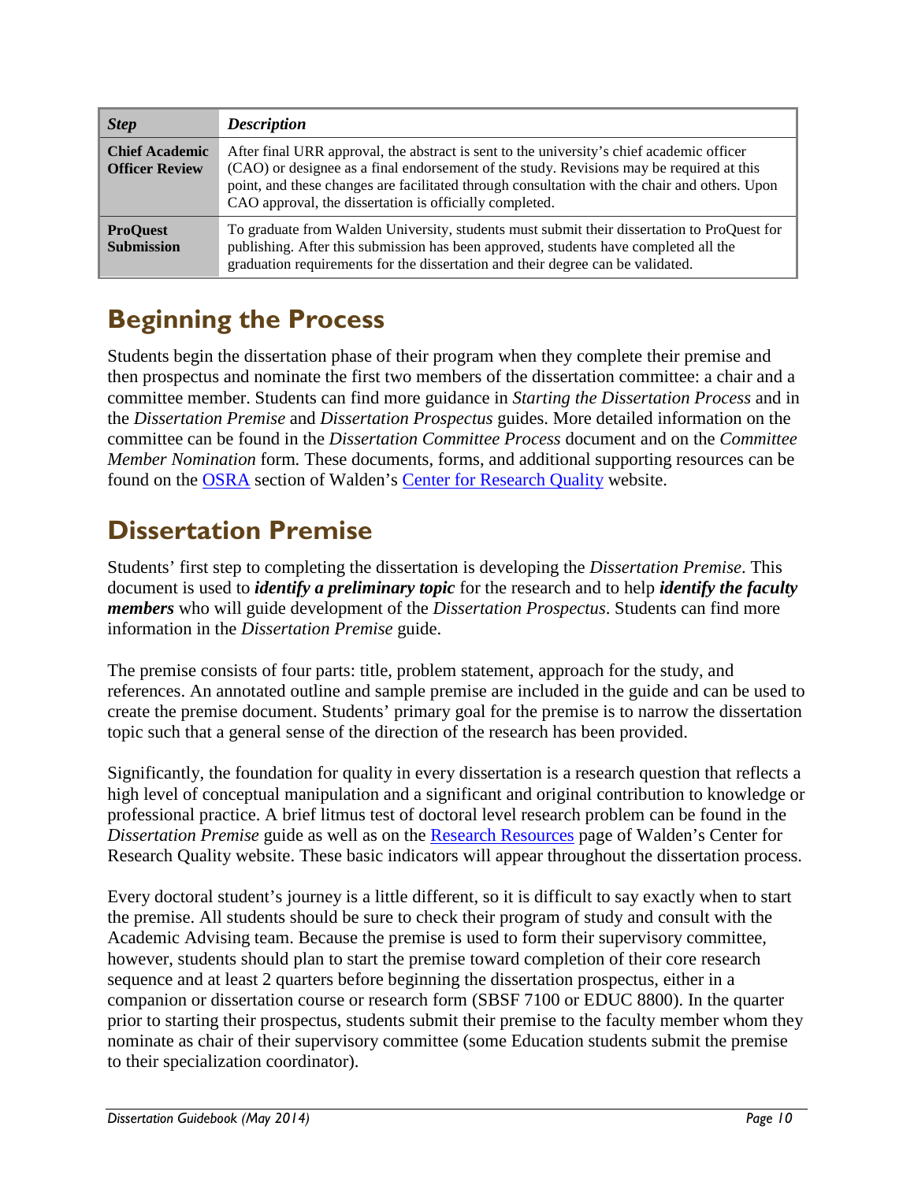| *Step* | *Description* |
|---|---|
| **Chief Academic Officer Review** | After final URR approval, the abstract is sent to the university's chief academic officer (CAO) or designee as a final endorsement of the study. Revisions may be required at this point, and these changes are facilitated through consultation with the chair and others. Upon CAO approval, the dissertation is officially completed. |
| **ProQuest Submission** | To graduate from Walden University, students must submit their dissertation to ProQuest for publishing. After this submission has been approved, students have completed all the graduation requirements for the dissertation and their degree can be validated. |

## Beginning the Process

Students begin the dissertation phase of their program when they complete their premise and then prospectus and nominate the first two members of the dissertation committee: a chair and a committee member. Students can find more guidance in *Starting the Dissertation Process* and in the *Dissertation Premise* and *Dissertation Prospectus* guides. More detailed information on the committee can be found in the *Dissertation Committee Process* document and on the *Committee Member Nomination* form. These documents, forms, and additional supporting resources can be found on the OSRA section of Walden's Center for Research Quality website.

## Dissertation Premise

Students' first step to completing the dissertation is developing the *Dissertation Premise*. This document is used to ***identify a preliminary topic*** for the research and to help ***identify the faculty members*** who will guide development of the *Dissertation Prospectus*. Students can find more information in the *Dissertation Premise* guide.

The premise consists of four parts: title, problem statement, approach for the study, and references. An annotated outline and sample premise are included in the guide and can be used to create the premise document. Students' primary goal for the premise is to narrow the dissertation topic such that a general sense of the direction of the research has been provided.

Significantly, the foundation for quality in every dissertation is a research question that reflects a high level of conceptual manipulation and a significant and original contribution to knowledge or professional practice. A brief litmus test of doctoral level research problem can be found in the *Dissertation Premise* guide as well as on the Research Resources page of Walden's Center for Research Quality website. These basic indicators will appear throughout the dissertation process.

Every doctoral student's journey is a little different, so it is difficult to say exactly when to start the premise. All students should be sure to check their program of study and consult with the Academic Advising team. Because the premise is used to form their supervisory committee, however, students should plan to start the premise toward completion of their core research sequence and at least 2 quarters before beginning the dissertation prospectus, either in a companion or dissertation course or research form (SBSF 7100 or EDUC 8800). In the quarter prior to starting their prospectus, students submit their premise to the faculty member whom they nominate as chair of their supervisory committee (some Education students submit the premise to their specialization coordinator).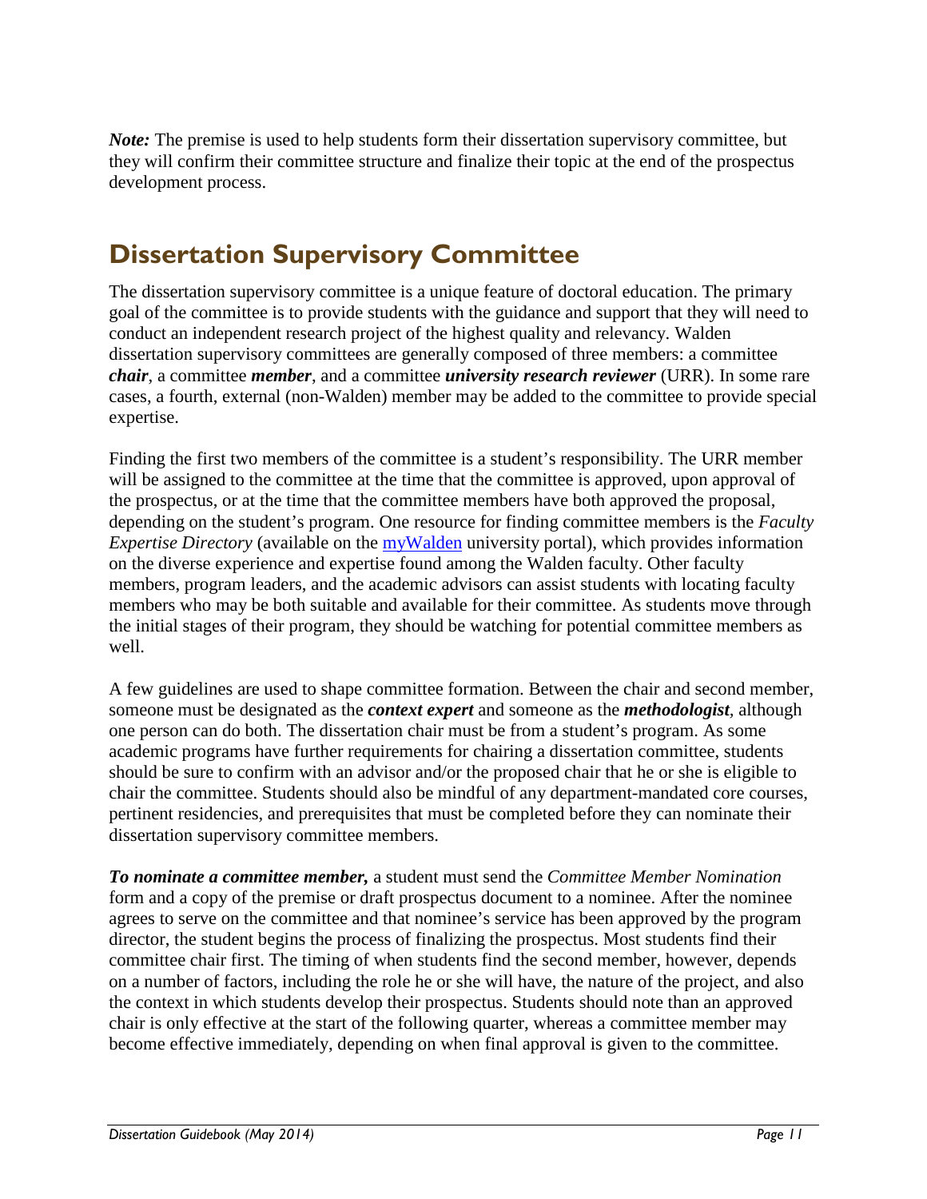*Note:* The premise is used to help students form their dissertation supervisory committee, but they will confirm their committee structure and finalize their topic at the end of the prospectus development process.

## Dissertation Supervisory Committee

The dissertation supervisory committee is a unique feature of doctoral education. The primary goal of the committee is to provide students with the guidance and support that they will need to conduct an independent research project of the highest quality and relevancy. Walden dissertation supervisory committees are generally composed of three members: a committee ***chair***, a committee ***member***, and a committee ***university research reviewer*** (URR). In some rare cases, a fourth, external (non-Walden) member may be added to the committee to provide special expertise.

Finding the first two members of the committee is a student's responsibility. The URR member will be assigned to the committee at the time that the committee is approved, upon approval of the prospectus, or at the time that the committee members have both approved the proposal, depending on the student's program. One resource for finding committee members is the *Faculty Expertise Directory* (available on the myWalden university portal), which provides information on the diverse experience and expertise found among the Walden faculty. Other faculty members, program leaders, and the academic advisors can assist students with locating faculty members who may be both suitable and available for their committee. As students move through the initial stages of their program, they should be watching for potential committee members as well.

A few guidelines are used to shape committee formation. Between the chair and second member, someone must be designated as the ***context expert*** and someone as the ***methodologist***, although one person can do both. The dissertation chair must be from a student's program. As some academic programs have further requirements for chairing a dissertation committee, students should be sure to confirm with an advisor and/or the proposed chair that he or she is eligible to chair the committee. Students should also be mindful of any department-mandated core courses, pertinent residencies, and prerequisites that must be completed before they can nominate their dissertation supervisory committee members.

***To nominate a committee member,*** a student must send the *Committee Member Nomination* form and a copy of the premise or draft prospectus document to a nominee. After the nominee agrees to serve on the committee and that nominee's service has been approved by the program director, the student begins the process of finalizing the prospectus. Most students find their committee chair first. The timing of when students find the second member, however, depends on a number of factors, including the role he or she will have, the nature of the project, and also the context in which students develop their prospectus. Students should note than an approved chair is only effective at the start of the following quarter, whereas a committee member may become effective immediately, depending on when final approval is given to the committee.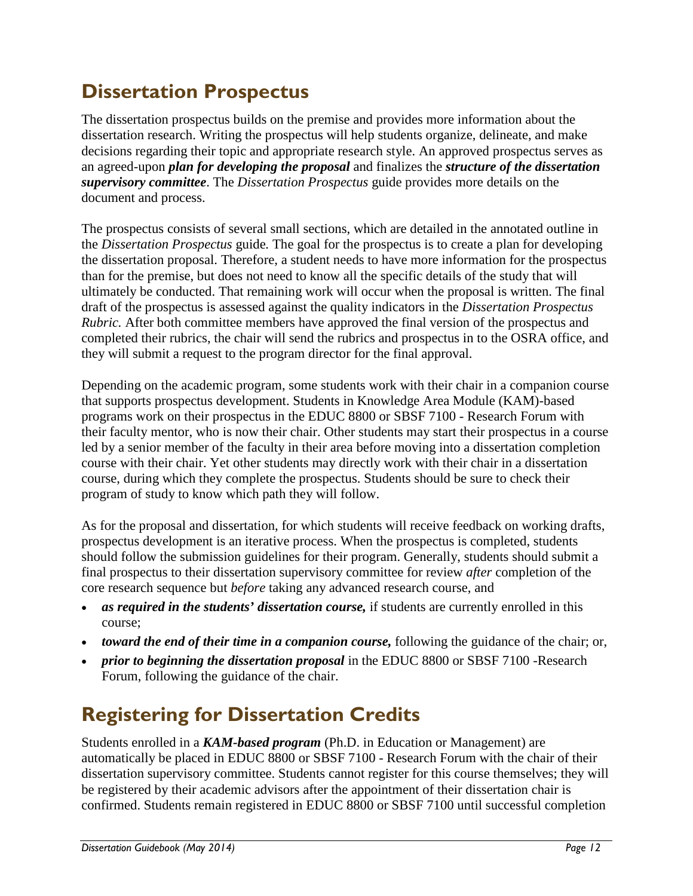## Dissertation Prospectus

The dissertation prospectus builds on the premise and provides more information about the dissertation research. Writing the prospectus will help students organize, delineate, and make decisions regarding their topic and appropriate research style. An approved prospectus serves as an agreed-upon ***plan for developing the proposal*** and finalizes the ***structure of the dissertation supervisory committee***. The *Dissertation Prospectus* guide provides more details on the document and process.

The prospectus consists of several small sections, which are detailed in the annotated outline in the *Dissertation Prospectus* guide*.* The goal for the prospectus is to create a plan for developing the dissertation proposal. Therefore, a student needs to have more information for the prospectus than for the premise, but does not need to know all the specific details of the study that will ultimately be conducted. That remaining work will occur when the proposal is written. The final draft of the prospectus is assessed against the quality indicators in the *Dissertation Prospectus Rubric.* After both committee members have approved the final version of the prospectus and completed their rubrics, the chair will send the rubrics and prospectus in to the OSRA office, and they will submit a request to the program director for the final approval.

Depending on the academic program, some students work with their chair in a companion course that supports prospectus development. Students in Knowledge Area Module (KAM)-based programs work on their prospectus in the EDUC 8800 or SBSF 7100 - Research Forum with their faculty mentor, who is now their chair. Other students may start their prospectus in a course led by a senior member of the faculty in their area before moving into a dissertation completion course with their chair. Yet other students may directly work with their chair in a dissertation course, during which they complete the prospectus. Students should be sure to check their program of study to know which path they will follow.

As for the proposal and dissertation, for which students will receive feedback on working drafts, prospectus development is an iterative process. When the prospectus is completed, students should follow the submission guidelines for their program. Generally, students should submit a final prospectus to their dissertation supervisory committee for review *after* completion of the core research sequence but *before* taking any advanced research course, and

- ***as required in the students' dissertation course,*** if students are currently enrolled in this course;
- ***toward the end of their time in a companion course,*** following the guidance of the chair; or,
- ***prior to beginning the dissertation proposal*** in the EDUC 8800 or SBSF 7100 -Research Forum, following the guidance of the chair.

## Registering for Dissertation Credits

Students enrolled in a ***KAM-based program*** (Ph.D. in Education or Management) are automatically be placed in EDUC 8800 or SBSF 7100 - Research Forum with the chair of their dissertation supervisory committee. Students cannot register for this course themselves; they will be registered by their academic advisors after the appointment of their dissertation chair is confirmed. Students remain registered in EDUC 8800 or SBSF 7100 until successful completion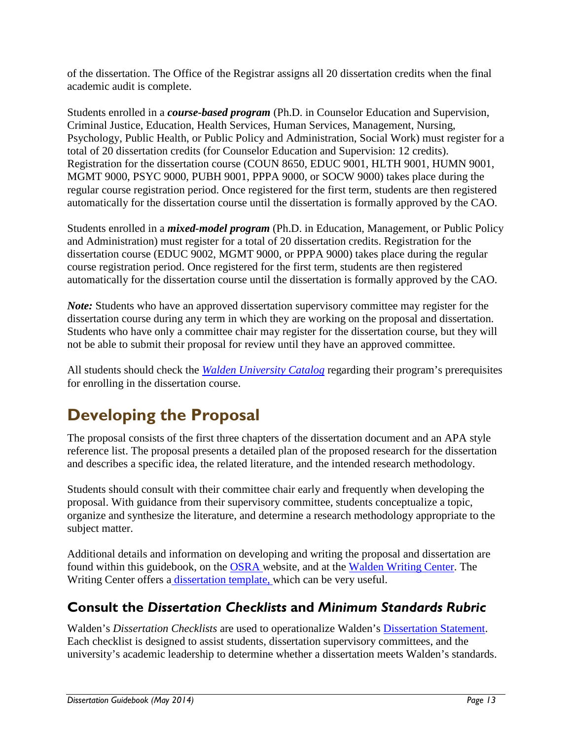of the dissertation. The Office of the Registrar assigns all 20 dissertation credits when the final academic audit is complete.

Students enrolled in a ***course-based program*** (Ph.D. in Counselor Education and Supervision, Criminal Justice, Education, Health Services, Human Services, Management, Nursing, Psychology, Public Health, or Public Policy and Administration, Social Work) must register for a total of 20 dissertation credits (for Counselor Education and Supervision: 12 credits). Registration for the dissertation course (COUN 8650, EDUC 9001, HLTH 9001, HUMN 9001, MGMT 9000, PSYC 9000, PUBH 9001, PPPA 9000, or SOCW 9000) takes place during the regular course registration period. Once registered for the first term, students are then registered automatically for the dissertation course until the dissertation is formally approved by the CAO.

Students enrolled in a ***mixed-model program*** (Ph.D. in Education, Management, or Public Policy and Administration) must register for a total of 20 dissertation credits. Registration for the dissertation course (EDUC 9002, MGMT 9000, or PPPA 9000) takes place during the regular course registration period. Once registered for the first term, students are then registered automatically for the dissertation course until the dissertation is formally approved by the CAO.

***Note:*** Students who have an approved dissertation supervisory committee may register for the dissertation course during any term in which they are working on the proposal and dissertation. Students who have only a committee chair may register for the dissertation course, but they will not be able to submit their proposal for review until they have an approved committee.

All students should check the *Walden University Catalog* regarding their program's prerequisites for enrolling in the dissertation course.

# Developing the Proposal

The proposal consists of the first three chapters of the dissertation document and an APA style reference list. The proposal presents a detailed plan of the proposed research for the dissertation and describes a specific idea, the related literature, and the intended research methodology.

Students should consult with their committee chair early and frequently when developing the proposal. With guidance from their supervisory committee, students conceptualize a topic, organize and synthesize the literature, and determine a research methodology appropriate to the subject matter.

Additional details and information on developing and writing the proposal and dissertation are found within this guidebook, on the OSRA website, and at the Walden Writing Center. The Writing Center offers a dissertation template, which can be very useful.

## Consult the *Dissertation Checklists* and *Minimum Standards Rubric*

Walden's *Dissertation Checklists* are used to operationalize Walden's Dissertation Statement. Each checklist is designed to assist students, dissertation supervisory committees, and the university's academic leadership to determine whether a dissertation meets Walden's standards.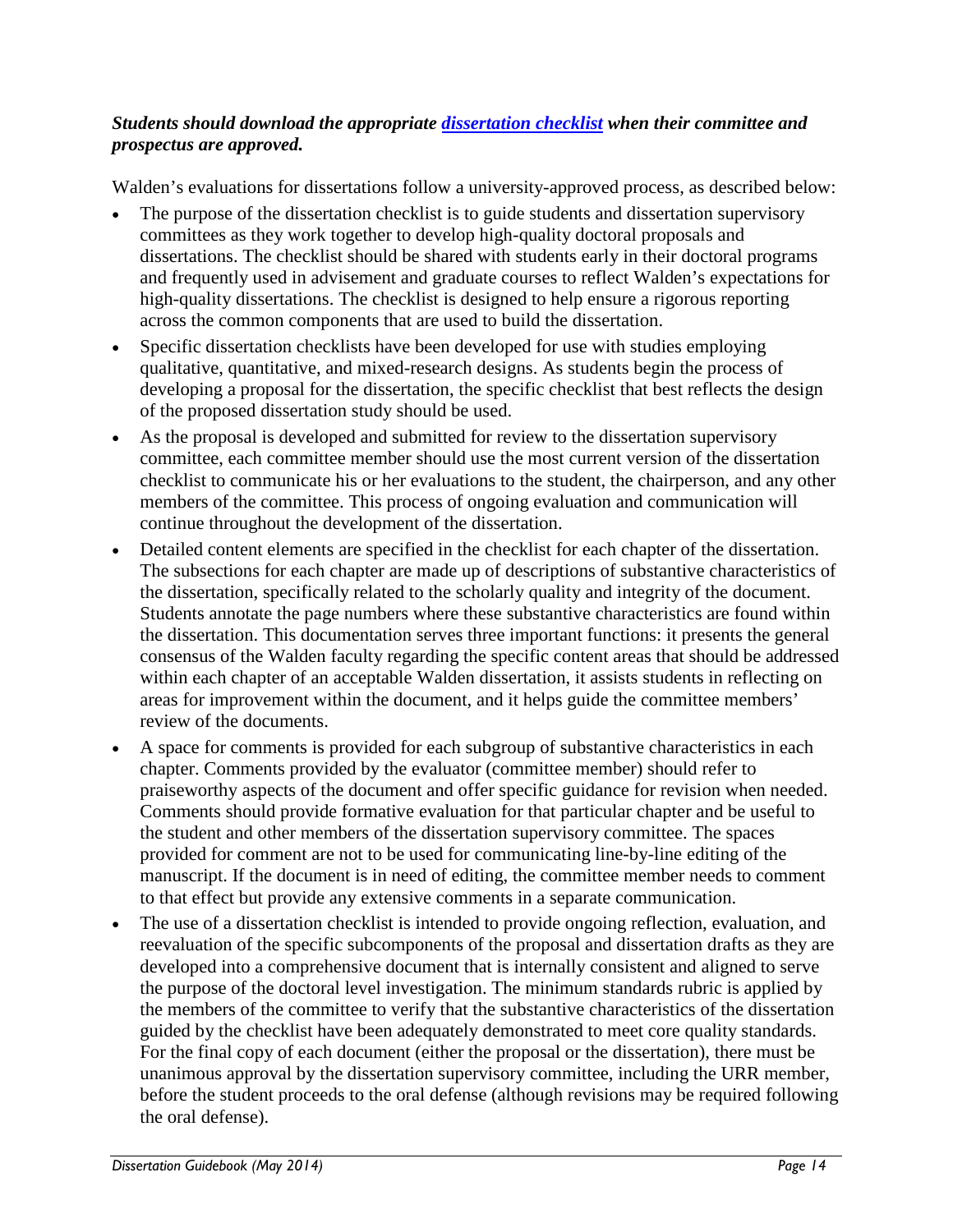***Students should download the appropriate dissertation checklist when their committee and prospectus are approved.***

Walden's evaluations for dissertations follow a university-approved process, as described below:

- The purpose of the dissertation checklist is to guide students and dissertation supervisory committees as they work together to develop high-quality doctoral proposals and dissertations. The checklist should be shared with students early in their doctoral programs and frequently used in advisement and graduate courses to reflect Walden's expectations for high-quality dissertations. The checklist is designed to help ensure a rigorous reporting across the common components that are used to build the dissertation.
- Specific dissertation checklists have been developed for use with studies employing qualitative, quantitative, and mixed-research designs. As students begin the process of developing a proposal for the dissertation, the specific checklist that best reflects the design of the proposed dissertation study should be used.
- As the proposal is developed and submitted for review to the dissertation supervisory committee, each committee member should use the most current version of the dissertation checklist to communicate his or her evaluations to the student, the chairperson, and any other members of the committee. This process of ongoing evaluation and communication will continue throughout the development of the dissertation.
- Detailed content elements are specified in the checklist for each chapter of the dissertation. The subsections for each chapter are made up of descriptions of substantive characteristics of the dissertation, specifically related to the scholarly quality and integrity of the document. Students annotate the page numbers where these substantive characteristics are found within the dissertation. This documentation serves three important functions: it presents the general consensus of the Walden faculty regarding the specific content areas that should be addressed within each chapter of an acceptable Walden dissertation, it assists students in reflecting on areas for improvement within the document, and it helps guide the committee members' review of the documents.
- A space for comments is provided for each subgroup of substantive characteristics in each chapter. Comments provided by the evaluator (committee member) should refer to praiseworthy aspects of the document and offer specific guidance for revision when needed. Comments should provide formative evaluation for that particular chapter and be useful to the student and other members of the dissertation supervisory committee. The spaces provided for comment are not to be used for communicating line-by-line editing of the manuscript. If the document is in need of editing, the committee member needs to comment to that effect but provide any extensive comments in a separate communication.
- The use of a dissertation checklist is intended to provide ongoing reflection, evaluation, and reevaluation of the specific subcomponents of the proposal and dissertation drafts as they are developed into a comprehensive document that is internally consistent and aligned to serve the purpose of the doctoral level investigation. The minimum standards rubric is applied by the members of the committee to verify that the substantive characteristics of the dissertation guided by the checklist have been adequately demonstrated to meet core quality standards. For the final copy of each document (either the proposal or the dissertation), there must be unanimous approval by the dissertation supervisory committee, including the URR member, before the student proceeds to the oral defense (although revisions may be required following the oral defense).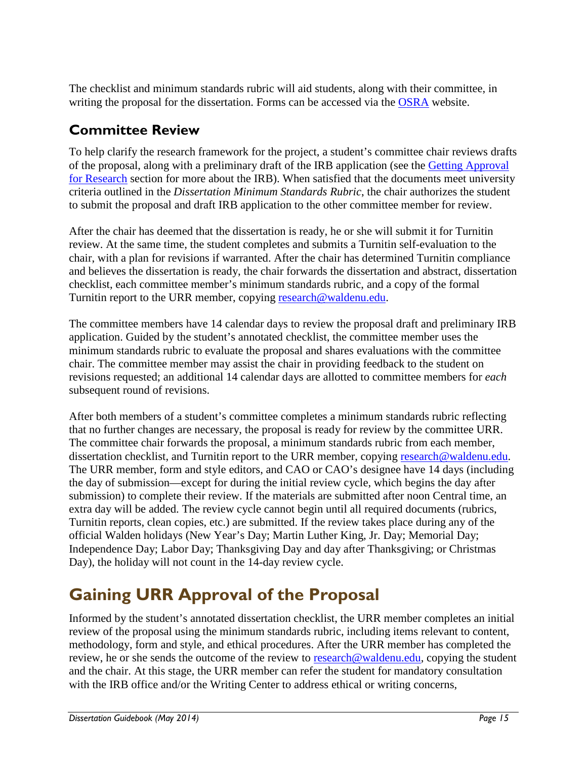The checklist and minimum standards rubric will aid students, along with their committee, in writing the proposal for the dissertation. Forms can be accessed via the [OSRA](#) website.

## Committee Review

To help clarify the research framework for the project, a student's committee chair reviews drafts of the proposal, along with a preliminary draft of the IRB application (see the [Getting Approval for Research](#) section for more about the IRB). When satisfied that the documents meet university criteria outlined in the *Dissertation Minimum Standards Rubric*, the chair authorizes the student to submit the proposal and draft IRB application to the other committee member for review.

After the chair has deemed that the dissertation is ready, he or she will submit it for Turnitin review. At the same time, the student completes and submits a Turnitin self-evaluation to the chair, with a plan for revisions if warranted. After the chair has determined Turnitin compliance and believes the dissertation is ready, the chair forwards the dissertation and abstract, dissertation checklist, each committee member's minimum standards rubric, and a copy of the formal Turnitin report to the URR member, copying research@waldenu.edu.

The committee members have 14 calendar days to review the proposal draft and preliminary IRB application. Guided by the student's annotated checklist, the committee member uses the minimum standards rubric to evaluate the proposal and shares evaluations with the committee chair. The committee member may assist the chair in providing feedback to the student on revisions requested; an additional 14 calendar days are allotted to committee members for *each* subsequent round of revisions.

After both members of a student's committee completes a minimum standards rubric reflecting that no further changes are necessary, the proposal is ready for review by the committee URR. The committee chair forwards the proposal, a minimum standards rubric from each member, dissertation checklist, and Turnitin report to the URR member, copying research@waldenu.edu. The URR member, form and style editors, and CAO or CAO's designee have 14 days (including the day of submission—except for during the initial review cycle, which begins the day after submission) to complete their review. If the materials are submitted after noon Central time, an extra day will be added. The review cycle cannot begin until all required documents (rubrics, Turnitin reports, clean copies, etc.) are submitted. If the review takes place during any of the official Walden holidays (New Year's Day; Martin Luther King, Jr. Day; Memorial Day; Independence Day; Labor Day; Thanksgiving Day and day after Thanksgiving; or Christmas Day), the holiday will not count in the 14-day review cycle.

# Gaining URR Approval of the Proposal

Informed by the student's annotated dissertation checklist, the URR member completes an initial review of the proposal using the minimum standards rubric, including items relevant to content, methodology, form and style, and ethical procedures. After the URR member has completed the review, he or she sends the outcome of the review to research@waldenu.edu, copying the student and the chair. At this stage, the URR member can refer the student for mandatory consultation with the IRB office and/or the Writing Center to address ethical or writing concerns,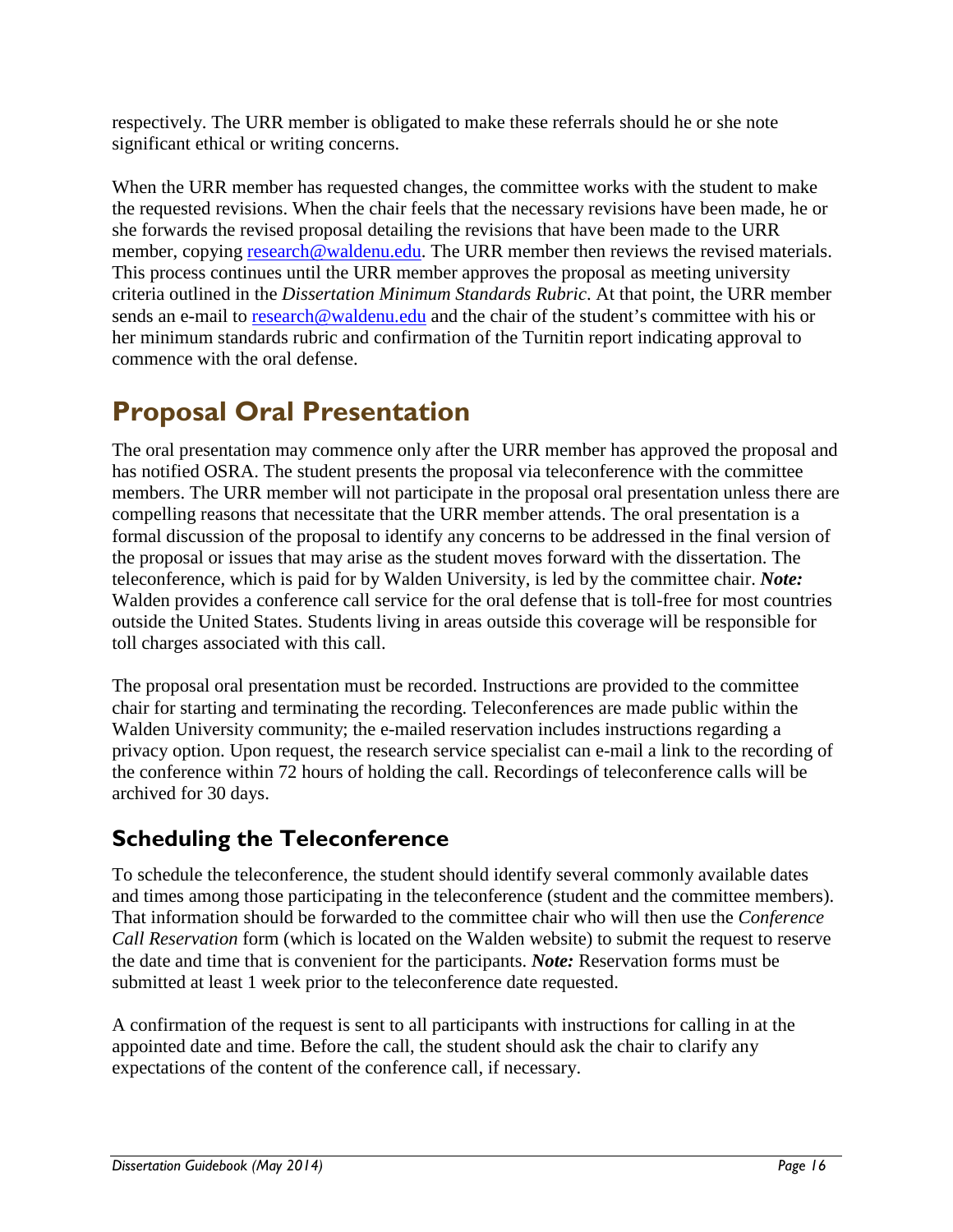respectively. The URR member is obligated to make these referrals should he or she note significant ethical or writing concerns.

When the URR member has requested changes, the committee works with the student to make the requested revisions. When the chair feels that the necessary revisions have been made, he or she forwards the revised proposal detailing the revisions that have been made to the URR member, copying research@waldenu.edu. The URR member then reviews the revised materials. This process continues until the URR member approves the proposal as meeting university criteria outlined in the *Dissertation Minimum Standards Rubric*. At that point, the URR member sends an e-mail to research@waldenu.edu and the chair of the student's committee with his or her minimum standards rubric and confirmation of the Turnitin report indicating approval to commence with the oral defense.

# Proposal Oral Presentation

The oral presentation may commence only after the URR member has approved the proposal and has notified OSRA. The student presents the proposal via teleconference with the committee members. The URR member will not participate in the proposal oral presentation unless there are compelling reasons that necessitate that the URR member attends. The oral presentation is a formal discussion of the proposal to identify any concerns to be addressed in the final version of the proposal or issues that may arise as the student moves forward with the dissertation. The teleconference, which is paid for by Walden University, is led by the committee chair. ***Note:*** Walden provides a conference call service for the oral defense that is toll-free for most countries outside the United States. Students living in areas outside this coverage will be responsible for toll charges associated with this call.

The proposal oral presentation must be recorded. Instructions are provided to the committee chair for starting and terminating the recording. Teleconferences are made public within the Walden University community; the e-mailed reservation includes instructions regarding a privacy option. Upon request, the research service specialist can e-mail a link to the recording of the conference within 72 hours of holding the call. Recordings of teleconference calls will be archived for 30 days.

## Scheduling the Teleconference

To schedule the teleconference, the student should identify several commonly available dates and times among those participating in the teleconference (student and the committee members). That information should be forwarded to the committee chair who will then use the *Conference Call Reservation* form (which is located on the Walden website) to submit the request to reserve the date and time that is convenient for the participants. ***Note:*** Reservation forms must be submitted at least 1 week prior to the teleconference date requested.

A confirmation of the request is sent to all participants with instructions for calling in at the appointed date and time. Before the call, the student should ask the chair to clarify any expectations of the content of the conference call, if necessary.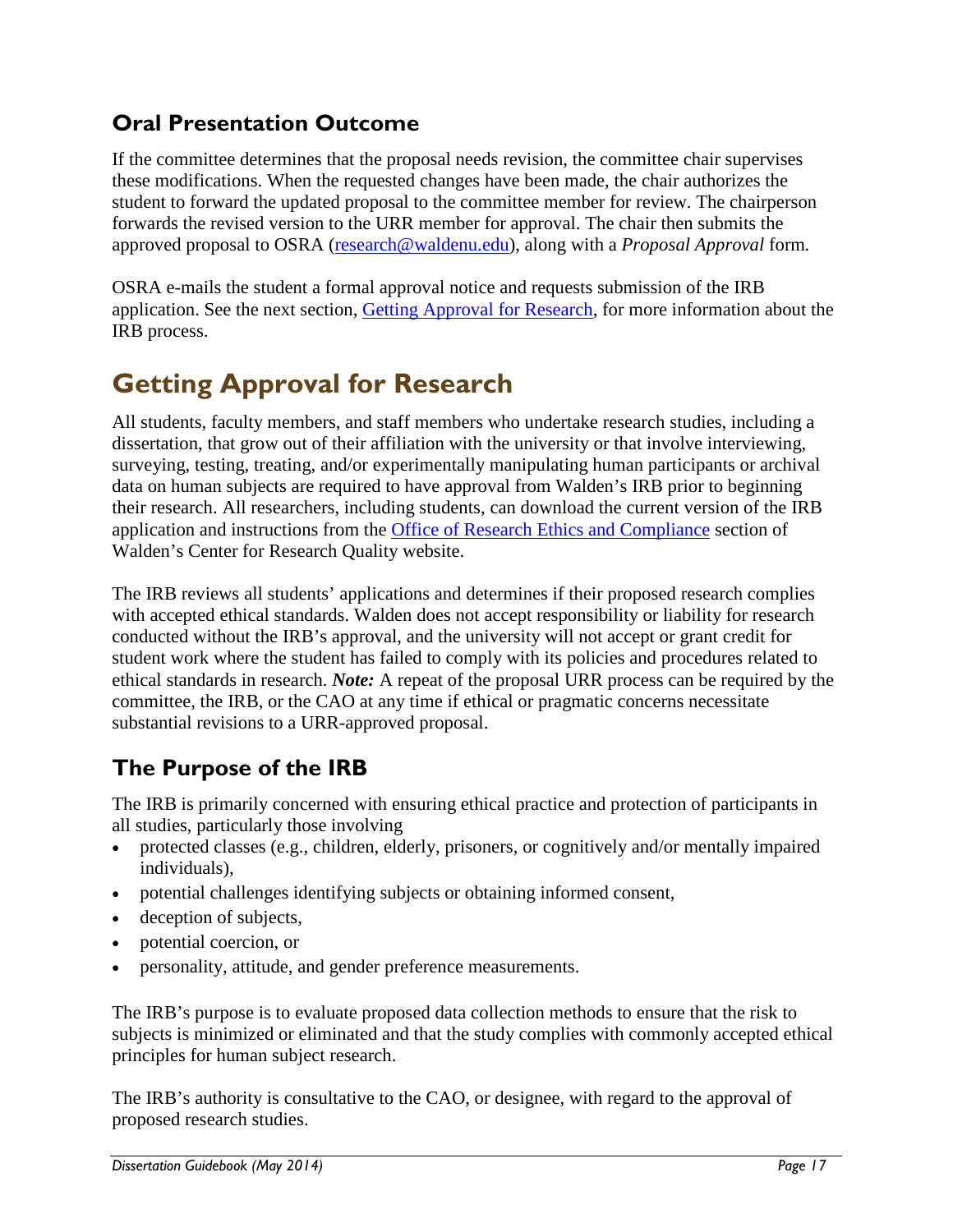## Oral Presentation Outcome

If the committee determines that the proposal needs revision, the committee chair supervises these modifications. When the requested changes have been made, the chair authorizes the student to forward the updated proposal to the committee member for review. The chairperson forwards the revised version to the URR member for approval. The chair then submits the approved proposal to OSRA (research@waldenu.edu), along with a *Proposal Approval* form.

OSRA e-mails the student a formal approval notice and requests submission of the IRB application. See the next section, Getting Approval for Research, for more information about the IRB process.

# Getting Approval for Research

All students, faculty members, and staff members who undertake research studies, including a dissertation, that grow out of their affiliation with the university or that involve interviewing, surveying, testing, treating, and/or experimentally manipulating human participants or archival data on human subjects are required to have approval from Walden's IRB prior to beginning their research. All researchers, including students, can download the current version of the IRB application and instructions from the Office of Research Ethics and Compliance section of Walden's Center for Research Quality website.

The IRB reviews all students' applications and determines if their proposed research complies with accepted ethical standards. Walden does not accept responsibility or liability for research conducted without the IRB's approval, and the university will not accept or grant credit for student work where the student has failed to comply with its policies and procedures related to ethical standards in research. ***Note:*** A repeat of the proposal URR process can be required by the committee, the IRB, or the CAO at any time if ethical or pragmatic concerns necessitate substantial revisions to a URR-approved proposal.

## The Purpose of the IRB

The IRB is primarily concerned with ensuring ethical practice and protection of participants in all studies, particularly those involving

- protected classes (e.g., children, elderly, prisoners, or cognitively and/or mentally impaired individuals),
- potential challenges identifying subjects or obtaining informed consent,
- deception of subjects,
- potential coercion, or
- personality, attitude, and gender preference measurements.

The IRB's purpose is to evaluate proposed data collection methods to ensure that the risk to subjects is minimized or eliminated and that the study complies with commonly accepted ethical principles for human subject research.

The IRB's authority is consultative to the CAO, or designee, with regard to the approval of proposed research studies.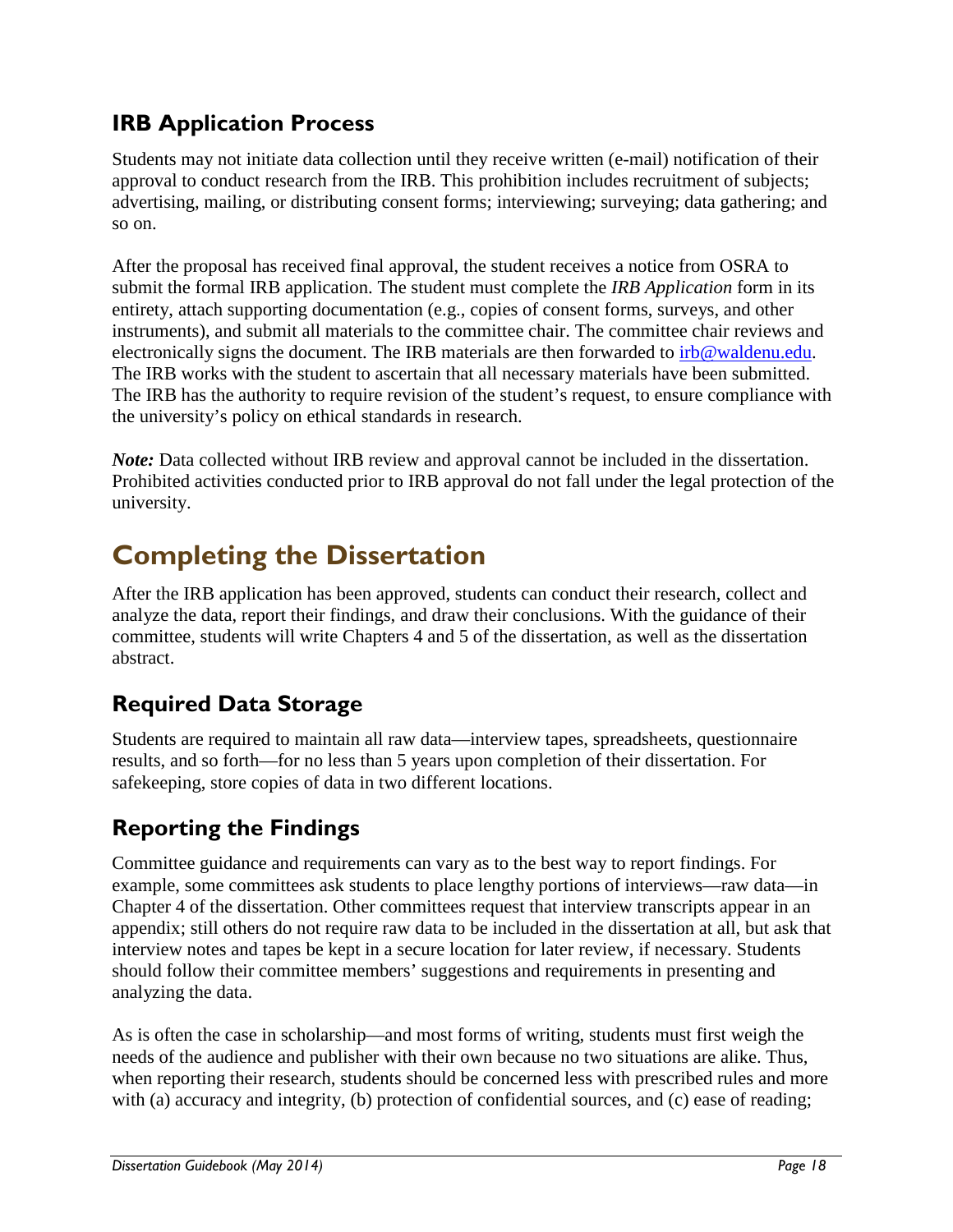### IRB Application Process

Students may not initiate data collection until they receive written (e-mail) notification of their approval to conduct research from the IRB. This prohibition includes recruitment of subjects; advertising, mailing, or distributing consent forms; interviewing; surveying; data gathering; and so on.

After the proposal has received final approval, the student receives a notice from OSRA to submit the formal IRB application. The student must complete the *IRB Application* form in its entirety, attach supporting documentation (e.g., copies of consent forms, surveys, and other instruments), and submit all materials to the committee chair. The committee chair reviews and electronically signs the document. The IRB materials are then forwarded to irb@waldenu.edu. The IRB works with the student to ascertain that all necessary materials have been submitted. The IRB has the authority to require revision of the student's request, to ensure compliance with the university's policy on ethical standards in research.

***Note:*** Data collected without IRB review and approval cannot be included in the dissertation. Prohibited activities conducted prior to IRB approval do not fall under the legal protection of the university.

## Completing the Dissertation

After the IRB application has been approved, students can conduct their research, collect and analyze the data, report their findings, and draw their conclusions. With the guidance of their committee, students will write Chapters 4 and 5 of the dissertation, as well as the dissertation abstract.

### Required Data Storage

Students are required to maintain all raw data—interview tapes, spreadsheets, questionnaire results, and so forth—for no less than 5 years upon completion of their dissertation. For safekeeping, store copies of data in two different locations.

### Reporting the Findings

Committee guidance and requirements can vary as to the best way to report findings. For example, some committees ask students to place lengthy portions of interviews—raw data—in Chapter 4 of the dissertation. Other committees request that interview transcripts appear in an appendix; still others do not require raw data to be included in the dissertation at all, but ask that interview notes and tapes be kept in a secure location for later review, if necessary. Students should follow their committee members' suggestions and requirements in presenting and analyzing the data.

As is often the case in scholarship—and most forms of writing, students must first weigh the needs of the audience and publisher with their own because no two situations are alike. Thus, when reporting their research, students should be concerned less with prescribed rules and more with (a) accuracy and integrity, (b) protection of confidential sources, and (c) ease of reading;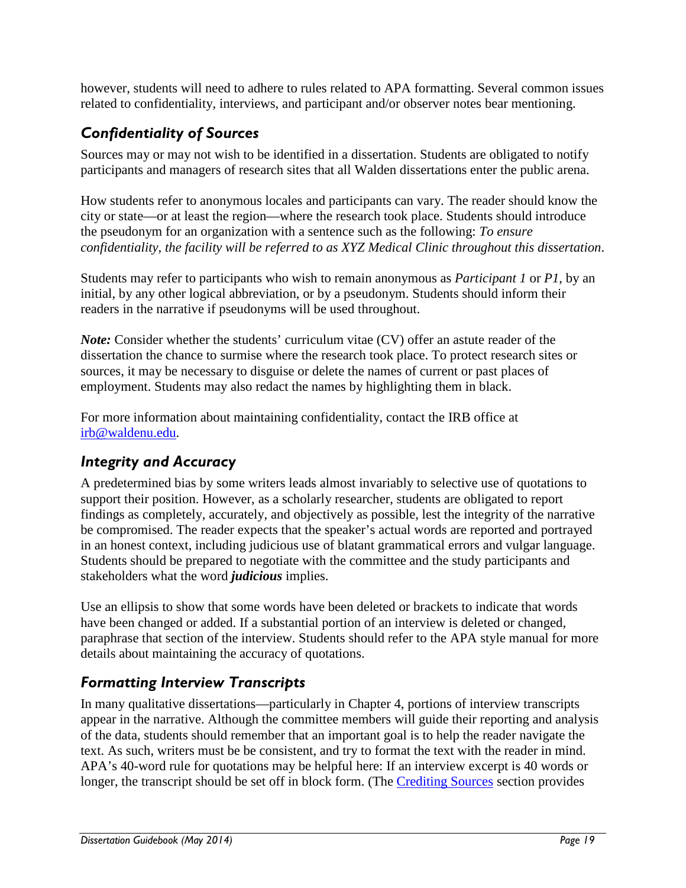however, students will need to adhere to rules related to APA formatting. Several common issues related to confidentiality, interviews, and participant and/or observer notes bear mentioning.

## *Confidentiality of Sources*

Sources may or may not wish to be identified in a dissertation. Students are obligated to notify participants and managers of research sites that all Walden dissertations enter the public arena.

How students refer to anonymous locales and participants can vary. The reader should know the city or state—or at least the region—where the research took place. Students should introduce the pseudonym for an organization with a sentence such as the following: *To ensure confidentiality, the facility will be referred to as XYZ Medical Clinic throughout this dissertation*.

Students may refer to participants who wish to remain anonymous as *Participant 1* or *P1*, by an initial, by any other logical abbreviation, or by a pseudonym. Students should inform their readers in the narrative if pseudonyms will be used throughout.

***Note:*** Consider whether the students' curriculum vitae (CV) offer an astute reader of the dissertation the chance to surmise where the research took place. To protect research sites or sources, it may be necessary to disguise or delete the names of current or past places of employment. Students may also redact the names by highlighting them in black.

For more information about maintaining confidentiality, contact the IRB office at [irb@waldenu.edu](mailto:irb@waldenu.edu).

## *Integrity and Accuracy*

A predetermined bias by some writers leads almost invariably to selective use of quotations to support their position. However, as a scholarly researcher, students are obligated to report findings as completely, accurately, and objectively as possible, lest the integrity of the narrative be compromised. The reader expects that the speaker's actual words are reported and portrayed in an honest context, including judicious use of blatant grammatical errors and vulgar language. Students should be prepared to negotiate with the committee and the study participants and stakeholders what the word ***judicious*** implies.

Use an ellipsis to show that some words have been deleted or brackets to indicate that words have been changed or added. If a substantial portion of an interview is deleted or changed, paraphrase that section of the interview. Students should refer to the APA style manual for more details about maintaining the accuracy of quotations.

## *Formatting Interview Transcripts*

In many qualitative dissertations—particularly in Chapter 4, portions of interview transcripts appear in the narrative. Although the committee members will guide their reporting and analysis of the data, students should remember that an important goal is to help the reader navigate the text. As such, writers must be be consistent, and try to format the text with the reader in mind. APA's 40-word rule for quotations may be helpful here: If an interview excerpt is 40 words or longer, the transcript should be set off in block form. (The [Crediting Sources](#) section provides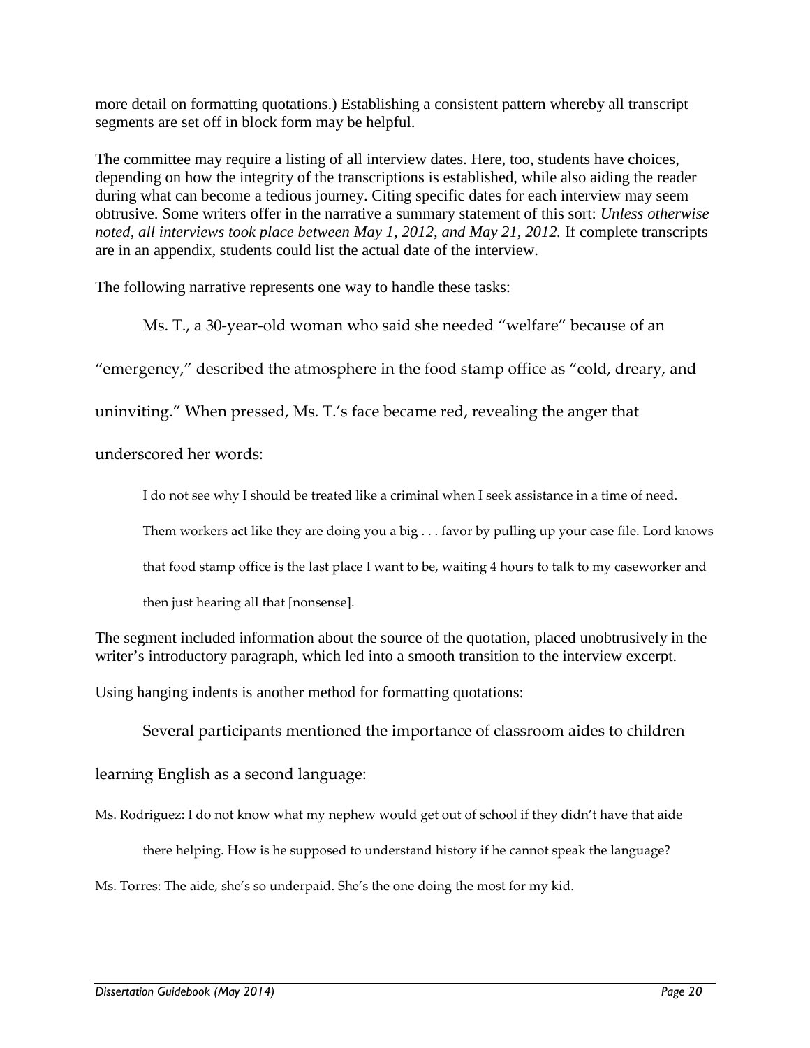more detail on formatting quotations.) Establishing a consistent pattern whereby all transcript segments are set off in block form may be helpful.

The committee may require a listing of all interview dates. Here, too, students have choices, depending on how the integrity of the transcriptions is established, while also aiding the reader during what can become a tedious journey. Citing specific dates for each interview may seem obtrusive. Some writers offer in the narrative a summary statement of this sort: *Unless otherwise noted, all interviews took place between May 1, 2012, and May 21, 2012.* If complete transcripts are in an appendix, students could list the actual date of the interview.

The following narrative represents one way to handle these tasks:

Ms. T., a 30-year-old woman who said she needed "welfare" because of an "emergency," described the atmosphere in the food stamp office as "cold, dreary, and uninviting." When pressed, Ms. T.'s face became red, revealing the anger that underscored her words:

> I do not see why I should be treated like a criminal when I seek assistance in a time of need. Them workers act like they are doing you a big . . . favor by pulling up your case file. Lord knows that food stamp office is the last place I want to be, waiting 4 hours to talk to my caseworker and then just hearing all that [nonsense].

The segment included information about the source of the quotation, placed unobtrusively in the writer's introductory paragraph, which led into a smooth transition to the interview excerpt.

Using hanging indents is another method for formatting quotations:

Several participants mentioned the importance of classroom aides to children learning English as a second language:

Ms. Rodriguez: I do not know what my nephew would get out of school if they didn't have that aide there helping. How is he supposed to understand history if he cannot speak the language?

Ms. Torres: The aide, she's so underpaid. She's the one doing the most for my kid.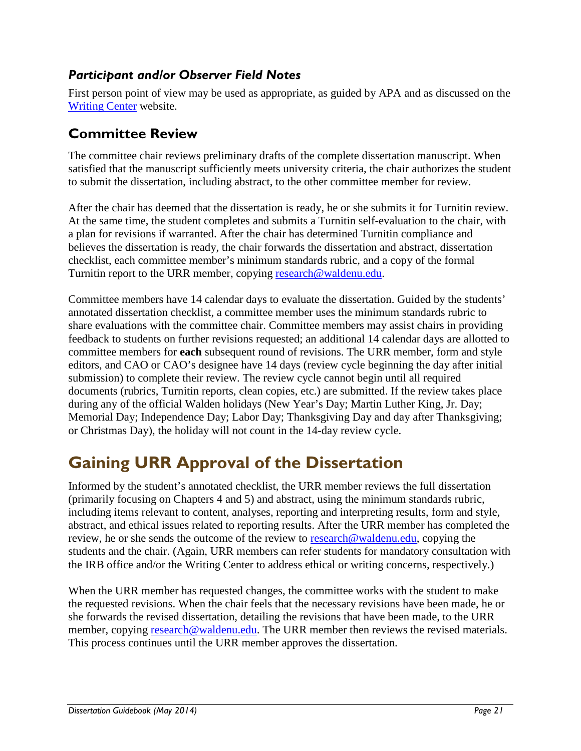### *Participant and/or Observer Field Notes*

First person point of view may be used as appropriate, as guided by APA and as discussed on the [Writing Center](Writing Center) website.

## Committee Review

The committee chair reviews preliminary drafts of the complete dissertation manuscript. When satisfied that the manuscript sufficiently meets university criteria, the chair authorizes the student to submit the dissertation, including abstract, to the other committee member for review.

After the chair has deemed that the dissertation is ready, he or she submits it for Turnitin review. At the same time, the student completes and submits a Turnitin self-evaluation to the chair, with a plan for revisions if warranted. After the chair has determined Turnitin compliance and believes the dissertation is ready, the chair forwards the dissertation and abstract, dissertation checklist, each committee member's minimum standards rubric, and a copy of the formal Turnitin report to the URR member, copying research@waldenu.edu.

Committee members have 14 calendar days to evaluate the dissertation. Guided by the students' annotated dissertation checklist, a committee member uses the minimum standards rubric to share evaluations with the committee chair. Committee members may assist chairs in providing feedback to students on further revisions requested; an additional 14 calendar days are allotted to committee members for **each** subsequent round of revisions. The URR member, form and style editors, and CAO or CAO's designee have 14 days (review cycle beginning the day after initial submission) to complete their review. The review cycle cannot begin until all required documents (rubrics, Turnitin reports, clean copies, etc.) are submitted. If the review takes place during any of the official Walden holidays (New Year's Day; Martin Luther King, Jr. Day; Memorial Day; Independence Day; Labor Day; Thanksgiving Day and day after Thanksgiving; or Christmas Day), the holiday will not count in the 14-day review cycle.

# Gaining URR Approval of the Dissertation

Informed by the student's annotated checklist, the URR member reviews the full dissertation (primarily focusing on Chapters 4 and 5) and abstract, using the minimum standards rubric, including items relevant to content, analyses, reporting and interpreting results, form and style, abstract, and ethical issues related to reporting results. After the URR member has completed the review, he or she sends the outcome of the review to research@waldenu.edu, copying the students and the chair. (Again, URR members can refer students for mandatory consultation with the IRB office and/or the Writing Center to address ethical or writing concerns, respectively.)

When the URR member has requested changes, the committee works with the student to make the requested revisions. When the chair feels that the necessary revisions have been made, he or she forwards the revised dissertation, detailing the revisions that have been made, to the URR member, copying research@waldenu.edu. The URR member then reviews the revised materials. This process continues until the URR member approves the dissertation.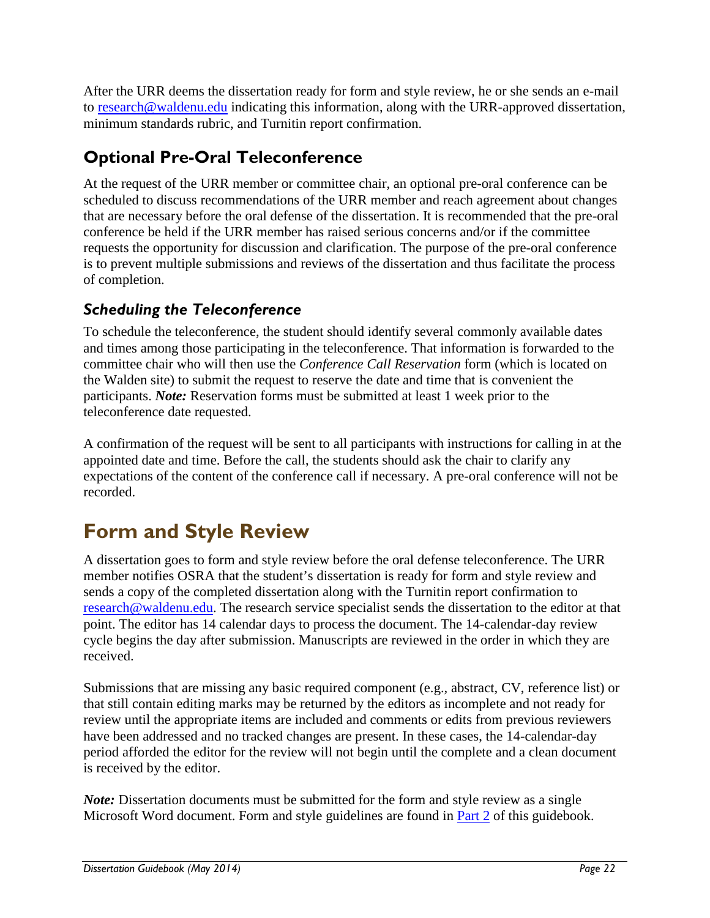After the URR deems the dissertation ready for form and style review, he or she sends an e-mail to [research@waldenu.edu](mailto:research@waldenu.edu) indicating this information, along with the URR-approved dissertation, minimum standards rubric, and Turnitin report confirmation.

## Optional Pre-Oral Teleconference

At the request of the URR member or committee chair, an optional pre-oral conference can be scheduled to discuss recommendations of the URR member and reach agreement about changes that are necessary before the oral defense of the dissertation. It is recommended that the pre-oral conference be held if the URR member has raised serious concerns and/or if the committee requests the opportunity for discussion and clarification. The purpose of the pre-oral conference is to prevent multiple submissions and reviews of the dissertation and thus facilitate the process of completion.

### *Scheduling the Teleconference*

To schedule the teleconference, the student should identify several commonly available dates and times among those participating in the teleconference. That information is forwarded to the committee chair who will then use the *Conference Call Reservation* form (which is located on the Walden site) to submit the request to reserve the date and time that is convenient the participants. ***Note:*** Reservation forms must be submitted at least 1 week prior to the teleconference date requested.

A confirmation of the request will be sent to all participants with instructions for calling in at the appointed date and time. Before the call, the students should ask the chair to clarify any expectations of the content of the conference call if necessary. A pre-oral conference will not be recorded.

# Form and Style Review

A dissertation goes to form and style review before the oral defense teleconference. The URR member notifies OSRA that the student's dissertation is ready for form and style review and sends a copy of the completed dissertation along with the Turnitin report confirmation to [research@waldenu.edu](mailto:research@waldenu.edu). The research service specialist sends the dissertation to the editor at that point. The editor has 14 calendar days to process the document. The 14-calendar-day review cycle begins the day after submission. Manuscripts are reviewed in the order in which they are received.

Submissions that are missing any basic required component (e.g., abstract, CV, reference list) or that still contain editing marks may be returned by the editors as incomplete and not ready for review until the appropriate items are included and comments or edits from previous reviewers have been addressed and no tracked changes are present. In these cases, the 14-calendar-day period afforded the editor for the review will not begin until the complete and a clean document is received by the editor.

***Note:*** Dissertation documents must be submitted for the form and style review as a single Microsoft Word document. Form and style guidelines are found in Part 2 of this guidebook.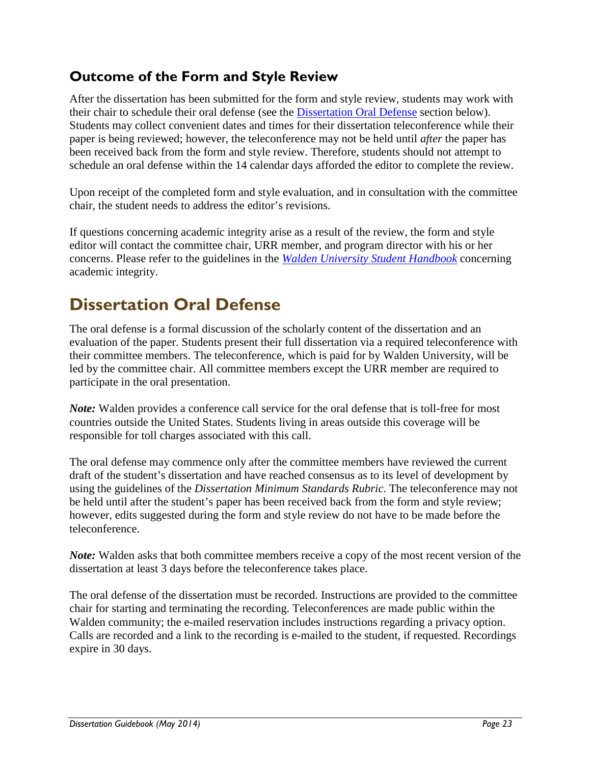### Outcome of the Form and Style Review

After the dissertation has been submitted for the form and style review, students may work with their chair to schedule their oral defense (see the Dissertation Oral Defense section below). Students may collect convenient dates and times for their dissertation teleconference while their paper is being reviewed; however, the teleconference may not be held until *after* the paper has been received back from the form and style review. Therefore, students should not attempt to schedule an oral defense within the 14 calendar days afforded the editor to complete the review.

Upon receipt of the completed form and style evaluation, and in consultation with the committee chair, the student needs to address the editor's revisions.

If questions concerning academic integrity arise as a result of the review, the form and style editor will contact the committee chair, URR member, and program director with his or her concerns. Please refer to the guidelines in the *Walden University Student Handbook* concerning academic integrity.

## Dissertation Oral Defense

The oral defense is a formal discussion of the scholarly content of the dissertation and an evaluation of the paper. Students present their full dissertation via a required teleconference with their committee members. The teleconference, which is paid for by Walden University, will be led by the committee chair. All committee members except the URR member are required to participate in the oral presentation.

***Note:*** Walden provides a conference call service for the oral defense that is toll-free for most countries outside the United States. Students living in areas outside this coverage will be responsible for toll charges associated with this call.

The oral defense may commence only after the committee members have reviewed the current draft of the student's dissertation and have reached consensus as to its level of development by using the guidelines of the *Dissertation Minimum Standards Rubric*. The teleconference may not be held until after the student's paper has been received back from the form and style review; however, edits suggested during the form and style review do not have to be made before the teleconference.

***Note:*** Walden asks that both committee members receive a copy of the most recent version of the dissertation at least 3 days before the teleconference takes place.

The oral defense of the dissertation must be recorded. Instructions are provided to the committee chair for starting and terminating the recording. Teleconferences are made public within the Walden community; the e-mailed reservation includes instructions regarding a privacy option. Calls are recorded and a link to the recording is e-mailed to the student, if requested. Recordings expire in 30 days.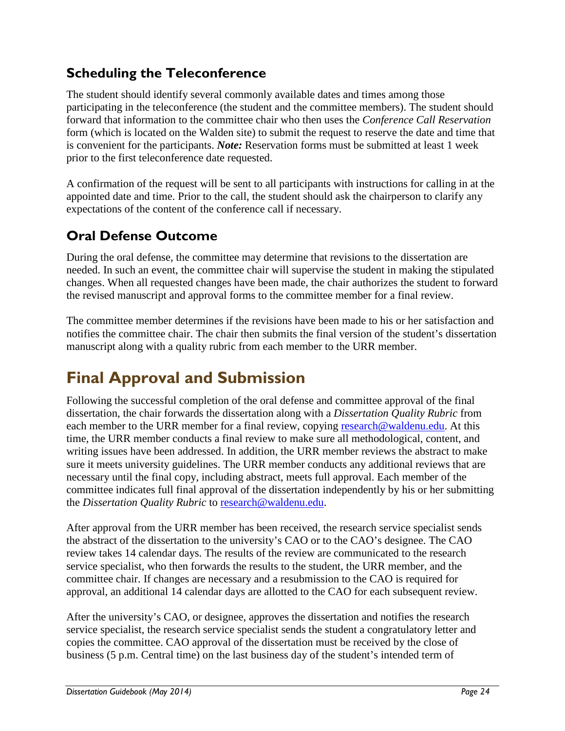### Scheduling the Teleconference

The student should identify several commonly available dates and times among those participating in the teleconference (the student and the committee members). The student should forward that information to the committee chair who then uses the *Conference Call Reservation* form (which is located on the Walden site) to submit the request to reserve the date and time that is convenient for the participants. ***Note:*** Reservation forms must be submitted at least 1 week prior to the first teleconference date requested.

A confirmation of the request will be sent to all participants with instructions for calling in at the appointed date and time. Prior to the call, the student should ask the chairperson to clarify any expectations of the content of the conference call if necessary.

### Oral Defense Outcome

During the oral defense, the committee may determine that revisions to the dissertation are needed. In such an event, the committee chair will supervise the student in making the stipulated changes. When all requested changes have been made, the chair authorizes the student to forward the revised manuscript and approval forms to the committee member for a final review.

The committee member determines if the revisions have been made to his or her satisfaction and notifies the committee chair. The chair then submits the final version of the student's dissertation manuscript along with a quality rubric from each member to the URR member.

## Final Approval and Submission

Following the successful completion of the oral defense and committee approval of the final dissertation, the chair forwards the dissertation along with a *Dissertation Quality Rubric* from each member to the URR member for a final review, copying research@waldenu.edu. At this time, the URR member conducts a final review to make sure all methodological, content, and writing issues have been addressed. In addition, the URR member reviews the abstract to make sure it meets university guidelines. The URR member conducts any additional reviews that are necessary until the final copy, including abstract, meets full approval. Each member of the committee indicates full final approval of the dissertation independently by his or her submitting the *Dissertation Quality Rubric* to research@waldenu.edu.

After approval from the URR member has been received, the research service specialist sends the abstract of the dissertation to the university's CAO or to the CAO's designee. The CAO review takes 14 calendar days. The results of the review are communicated to the research service specialist, who then forwards the results to the student, the URR member, and the committee chair. If changes are necessary and a resubmission to the CAO is required for approval, an additional 14 calendar days are allotted to the CAO for each subsequent review.

After the university's CAO, or designee, approves the dissertation and notifies the research service specialist, the research service specialist sends the student a congratulatory letter and copies the committee. CAO approval of the dissertation must be received by the close of business (5 p.m. Central time) on the last business day of the student's intended term of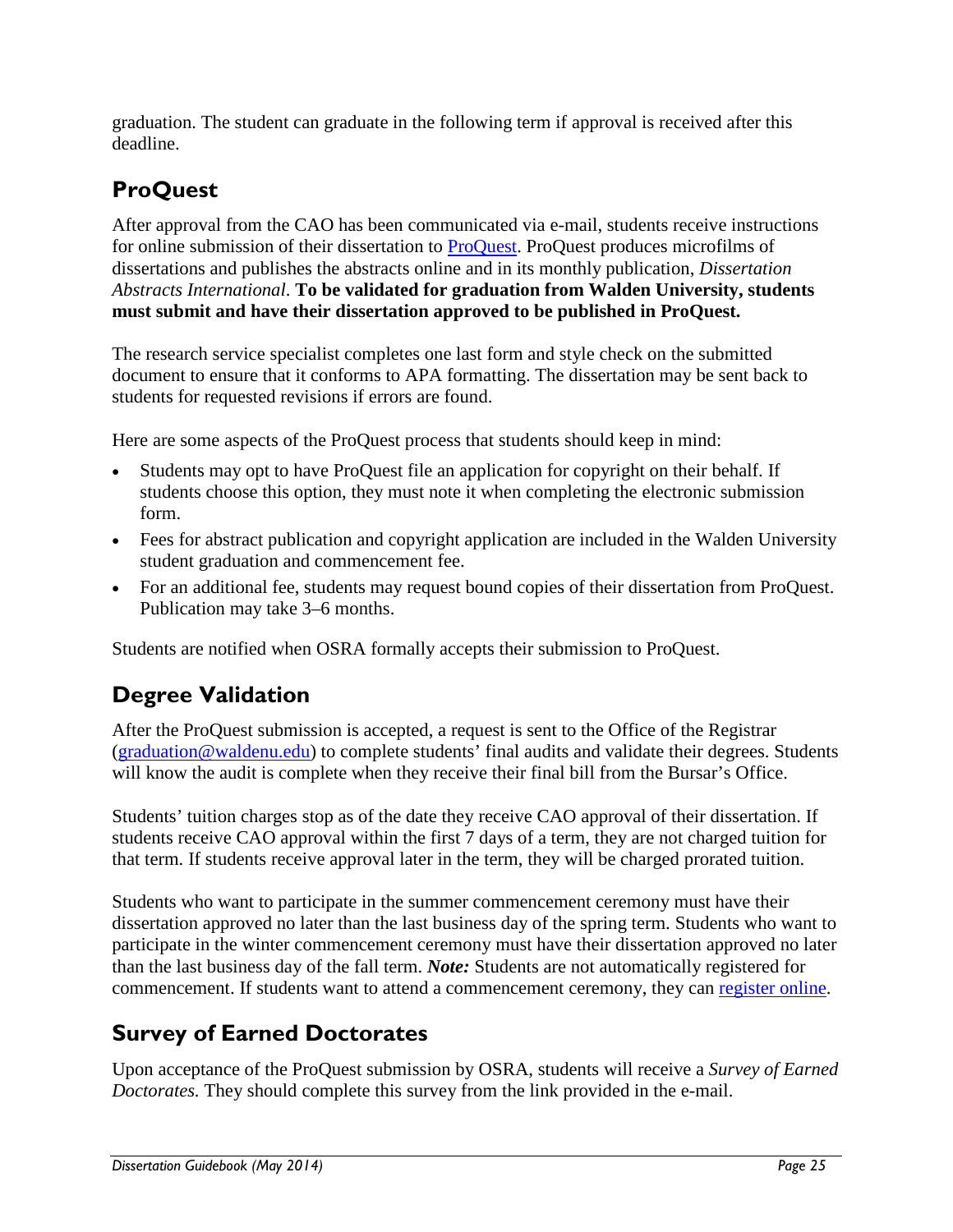graduation. The student can graduate in the following term if approval is received after this deadline.

## ProQuest

After approval from the CAO has been communicated via e-mail, students receive instructions for online submission of their dissertation to ProQuest. ProQuest produces microfilms of dissertations and publishes the abstracts online and in its monthly publication, *Dissertation Abstracts International*. **To be validated for graduation from Walden University, students must submit and have their dissertation approved to be published in ProQuest.**

The research service specialist completes one last form and style check on the submitted document to ensure that it conforms to APA formatting. The dissertation may be sent back to students for requested revisions if errors are found.

Here are some aspects of the ProQuest process that students should keep in mind:

- Students may opt to have ProQuest file an application for copyright on their behalf. If students choose this option, they must note it when completing the electronic submission form.
- Fees for abstract publication and copyright application are included in the Walden University student graduation and commencement fee.
- For an additional fee, students may request bound copies of their dissertation from ProQuest. Publication may take 3–6 months.

Students are notified when OSRA formally accepts their submission to ProQuest.

## Degree Validation

After the ProQuest submission is accepted, a request is sent to the Office of the Registrar (graduation@waldenu.edu) to complete students' final audits and validate their degrees. Students will know the audit is complete when they receive their final bill from the Bursar's Office.

Students' tuition charges stop as of the date they receive CAO approval of their dissertation. If students receive CAO approval within the first 7 days of a term, they are not charged tuition for that term. If students receive approval later in the term, they will be charged prorated tuition.

Students who want to participate in the summer commencement ceremony must have their dissertation approved no later than the last business day of the spring term. Students who want to participate in the winter commencement ceremony must have their dissertation approved no later than the last business day of the fall term. ***Note:*** Students are not automatically registered for commencement. If students want to attend a commencement ceremony, they can register online.

## Survey of Earned Doctorates

Upon acceptance of the ProQuest submission by OSRA, students will receive a *Survey of Earned Doctorates.* They should complete this survey from the link provided in the e-mail.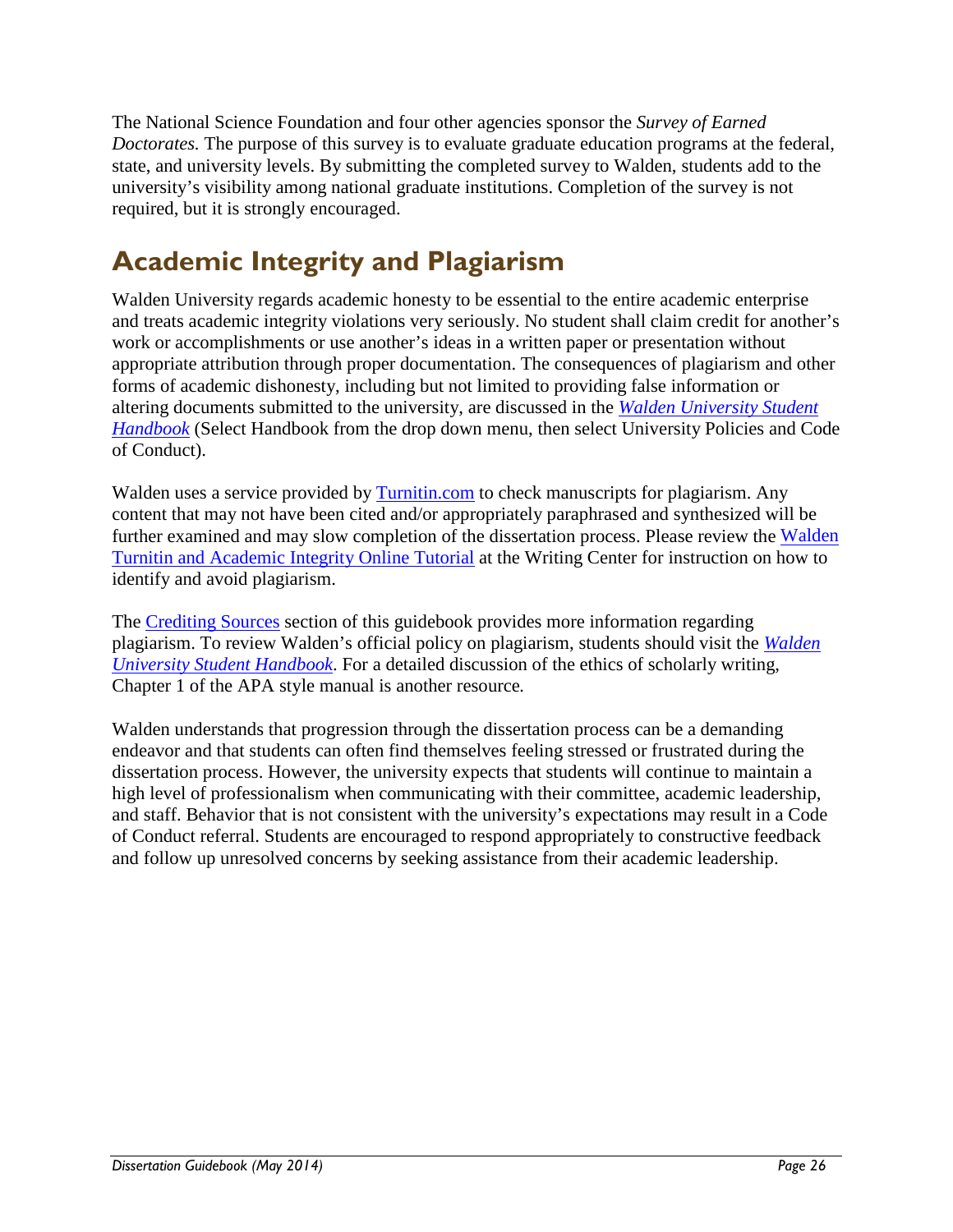The National Science Foundation and four other agencies sponsor the *Survey of Earned Doctorates*. The purpose of this survey is to evaluate graduate education programs at the federal, state, and university levels. By submitting the completed survey to Walden, students add to the university's visibility among national graduate institutions. Completion of the survey is not required, but it is strongly encouraged.

## Academic Integrity and Plagiarism

Walden University regards academic honesty to be essential to the entire academic enterprise and treats academic integrity violations very seriously. No student shall claim credit for another's work or accomplishments or use another's ideas in a written paper or presentation without appropriate attribution through proper documentation. The consequences of plagiarism and other forms of academic dishonesty, including but not limited to providing false information or altering documents submitted to the university, are discussed in the *Walden University Student Handbook* (Select Handbook from the drop down menu, then select University Policies and Code of Conduct).

Walden uses a service provided by Turnitin.com to check manuscripts for plagiarism. Any content that may not have been cited and/or appropriately paraphrased and synthesized will be further examined and may slow completion of the dissertation process. Please review the Walden Turnitin and Academic Integrity Online Tutorial at the Writing Center for instruction on how to identify and avoid plagiarism.

The Crediting Sources section of this guidebook provides more information regarding plagiarism. To review Walden's official policy on plagiarism, students should visit the *Walden University Student Handbook*. For a detailed discussion of the ethics of scholarly writing, Chapter 1 of the APA style manual is another resource.

Walden understands that progression through the dissertation process can be a demanding endeavor and that students can often find themselves feeling stressed or frustrated during the dissertation process. However, the university expects that students will continue to maintain a high level of professionalism when communicating with their committee, academic leadership, and staff. Behavior that is not consistent with the university's expectations may result in a Code of Conduct referral. Students are encouraged to respond appropriately to constructive feedback and follow up unresolved concerns by seeking assistance from their academic leadership.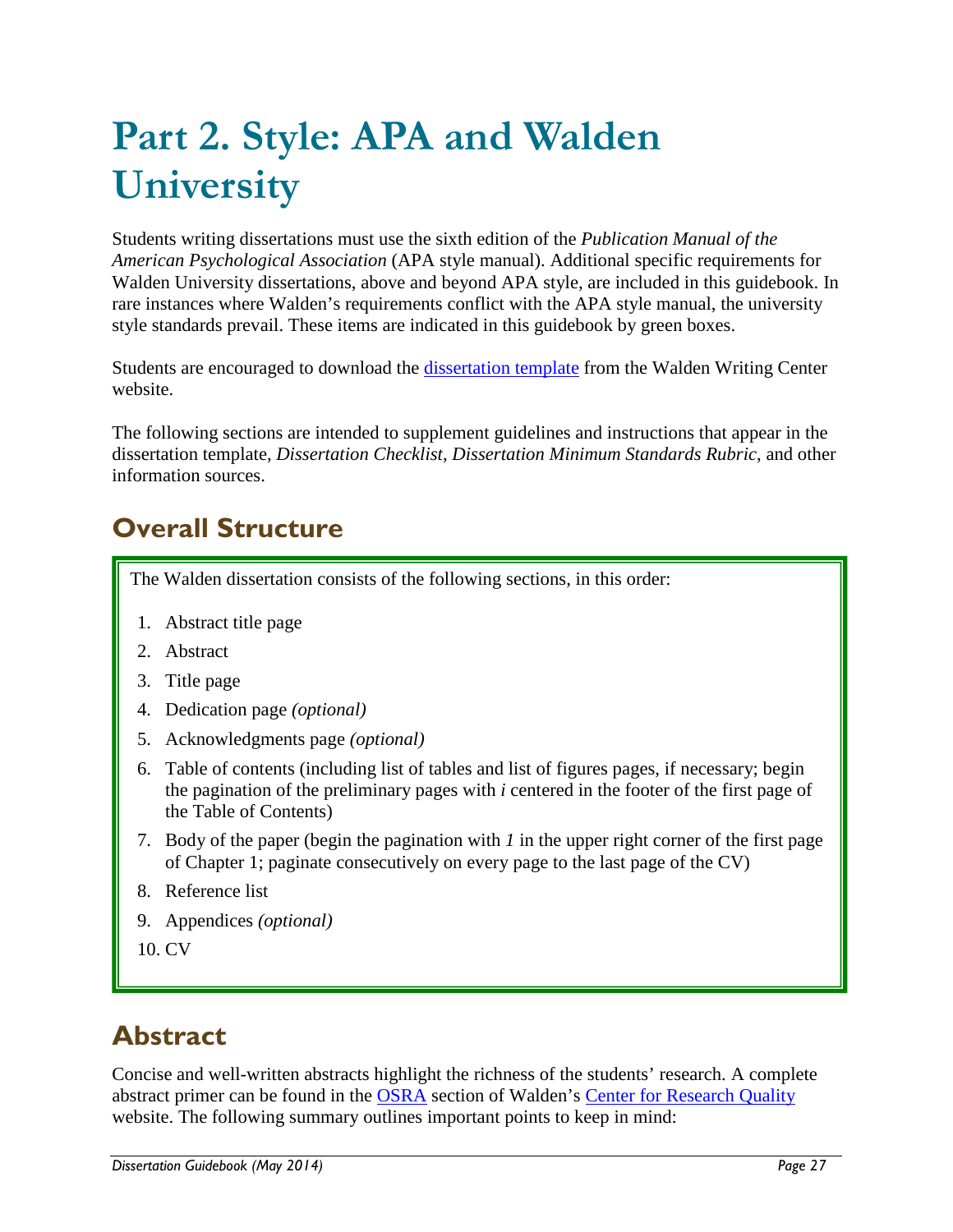# Part 2. Style: APA and Walden University

Students writing dissertations must use the sixth edition of the *Publication Manual of the American Psychological Association* (APA style manual). Additional specific requirements for Walden University dissertations, above and beyond APA style, are included in this guidebook. In rare instances where Walden's requirements conflict with the APA style manual, the university style standards prevail. These items are indicated in this guidebook by green boxes.

Students are encouraged to download the [dissertation template]() from the Walden Writing Center website.

The following sections are intended to supplement guidelines and instructions that appear in the dissertation template, *Dissertation Checklist, Dissertation Minimum Standards Rubric*, and other information sources.

## Overall Structure

The Walden dissertation consists of the following sections, in this order:

1. Abstract title page
2. Abstract
3. Title page
4. Dedication page *(optional)*
5. Acknowledgments page *(optional)*
6. Table of contents (including list of tables and list of figures pages, if necessary; begin the pagination of the preliminary pages with *i* centered in the footer of the first page of the Table of Contents)
7. Body of the paper (begin the pagination with *1* in the upper right corner of the first page of Chapter 1; paginate consecutively on every page to the last page of the CV)
8. Reference list
9. Appendices *(optional)*
10. CV

## Abstract

Concise and well-written abstracts highlight the richness of the students' research. A complete abstract primer can be found in the [OSRA]() section of Walden's [Center for Research Quality]() website. The following summary outlines important points to keep in mind: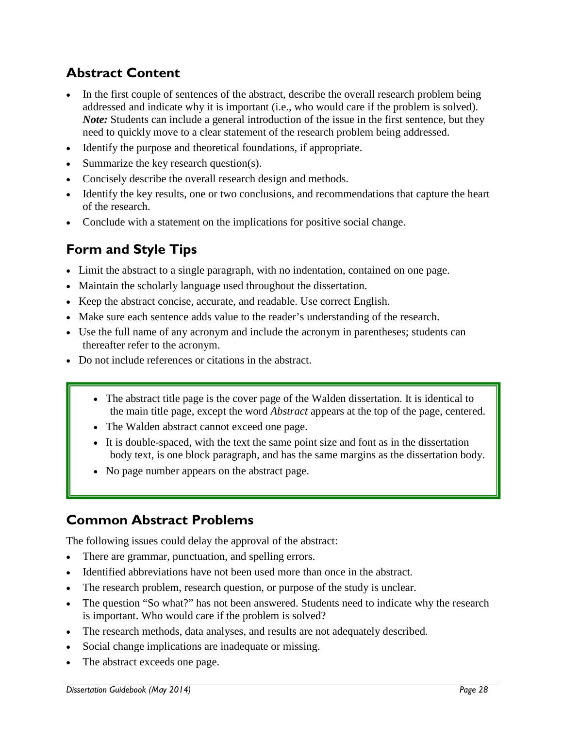## Abstract Content

- In the first couple of sentences of the abstract, describe the overall research problem being addressed and indicate why it is important (i.e., who would care if the problem is solved). ***Note:*** Students can include a general introduction of the issue in the first sentence, but they need to quickly move to a clear statement of the research problem being addressed.
- Identify the purpose and theoretical foundations, if appropriate.
- Summarize the key research question(s).
- Concisely describe the overall research design and methods.
- Identify the key results, one or two conclusions, and recommendations that capture the heart of the research.
- Conclude with a statement on the implications for positive social change.

## Form and Style Tips

- Limit the abstract to a single paragraph, with no indentation, contained on one page.
- Maintain the scholarly language used throughout the dissertation.
- Keep the abstract concise, accurate, and readable. Use correct English.
- Make sure each sentence adds value to the reader's understanding of the research.
- Use the full name of any acronym and include the acronym in parentheses; students can thereafter refer to the acronym.
- Do not include references or citations in the abstract.

> - The abstract title page is the cover page of the Walden dissertation. It is identical to the main title page, except the word *Abstract* appears at the top of the page, centered.
> - The Walden abstract cannot exceed one page.
> - It is double-spaced, with the text the same point size and font as in the dissertation body text, is one block paragraph, and has the same margins as the dissertation body.
> - No page number appears on the abstract page.

## Common Abstract Problems

The following issues could delay the approval of the abstract:

- There are grammar, punctuation, and spelling errors.
- Identified abbreviations have not been used more than once in the abstract.
- The research problem, research question, or purpose of the study is unclear.
- The question "So what?" has not been answered. Students need to indicate why the research is important. Who would care if the problem is solved?
- The research methods, data analyses, and results are not adequately described.
- Social change implications are inadequate or missing.
- The abstract exceeds one page.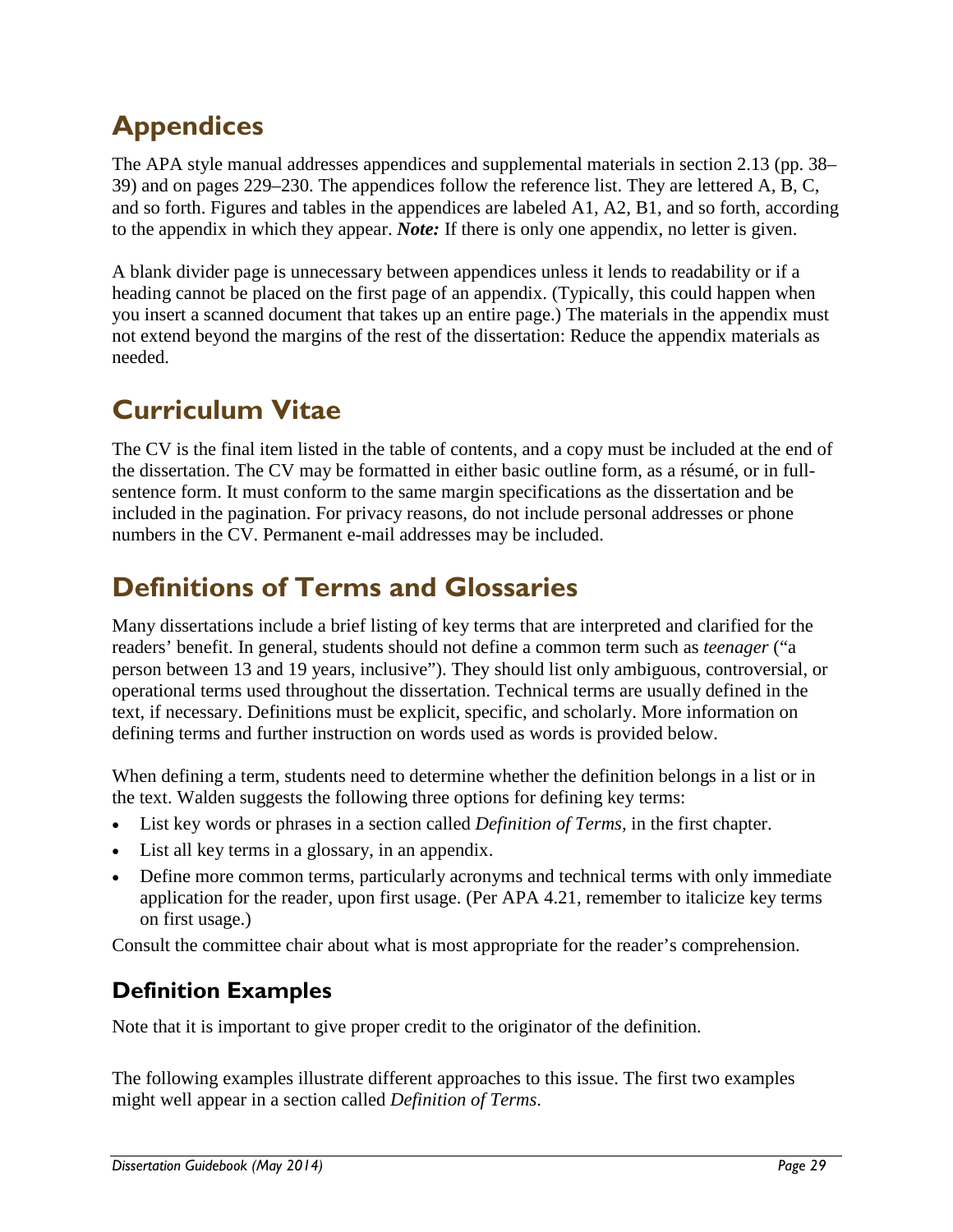## Appendices

The APA style manual addresses appendices and supplemental materials in section 2.13 (pp. 38–39) and on pages 229–230. The appendices follow the reference list. They are lettered A, B, C, and so forth. Figures and tables in the appendices are labeled A1, A2, B1, and so forth, according to the appendix in which they appear. ***Note:*** If there is only one appendix, no letter is given.

A blank divider page is unnecessary between appendices unless it lends to readability or if a heading cannot be placed on the first page of an appendix. (Typically, this could happen when you insert a scanned document that takes up an entire page.) The materials in the appendix must not extend beyond the margins of the rest of the dissertation: Reduce the appendix materials as needed.

## Curriculum Vitae

The CV is the final item listed in the table of contents, and a copy must be included at the end of the dissertation. The CV may be formatted in either basic outline form, as a résumé, or in full-sentence form. It must conform to the same margin specifications as the dissertation and be included in the pagination. For privacy reasons, do not include personal addresses or phone numbers in the CV. Permanent e-mail addresses may be included.

## Definitions of Terms and Glossaries

Many dissertations include a brief listing of key terms that are interpreted and clarified for the readers' benefit. In general, students should not define a common term such as *teenager* ("a person between 13 and 19 years, inclusive"). They should list only ambiguous, controversial, or operational terms used throughout the dissertation. Technical terms are usually defined in the text, if necessary. Definitions must be explicit, specific, and scholarly. More information on defining terms and further instruction on words used as words is provided below.

When defining a term, students need to determine whether the definition belongs in a list or in the text. Walden suggests the following three options for defining key terms:

- List key words or phrases in a section called *Definition of Terms,* in the first chapter.
- List all key terms in a glossary, in an appendix.
- Define more common terms, particularly acronyms and technical terms with only immediate application for the reader, upon first usage. (Per APA 4.21, remember to italicize key terms on first usage.)

Consult the committee chair about what is most appropriate for the reader's comprehension.

### Definition Examples

Note that it is important to give proper credit to the originator of the definition.

The following examples illustrate different approaches to this issue. The first two examples might well appear in a section called *Definition of Terms*.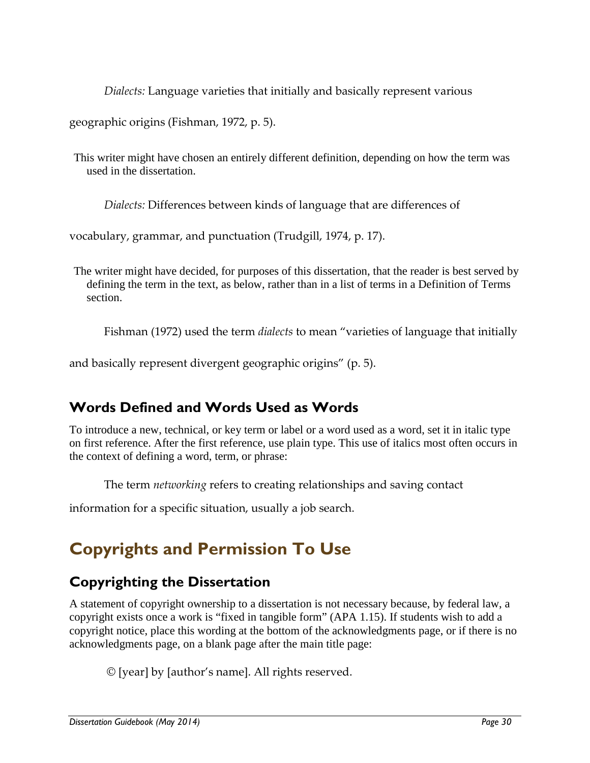*Dialects:* Language varieties that initially and basically represent various geographic origins (Fishman, 1972, p. 5).

This writer might have chosen an entirely different definition, depending on how the term was used in the dissertation.

*Dialects:* Differences between kinds of language that are differences of vocabulary, grammar, and punctuation (Trudgill, 1974, p. 17).

The writer might have decided, for purposes of this dissertation, that the reader is best served by defining the term in the text, as below, rather than in a list of terms in a Definition of Terms section.

Fishman (1972) used the term *dialects* to mean "varieties of language that initially and basically represent divergent geographic origins" (p. 5).

## Words Defined and Words Used as Words

To introduce a new, technical, or key term or label or a word used as a word, set it in italic type on first reference. After the first reference, use plain type. This use of italics most often occurs in the context of defining a word, term, or phrase:

The term *networking* refers to creating relationships and saving contact information for a specific situation, usually a job search.

# Copyrights and Permission To Use

## Copyrighting the Dissertation

A statement of copyright ownership to a dissertation is not necessary because, by federal law, a copyright exists once a work is "fixed in tangible form" (APA 1.15). If students wish to add a copyright notice, place this wording at the bottom of the acknowledgments page, or if there is no acknowledgments page, on a blank page after the main title page:

© [year] by [author's name]. All rights reserved.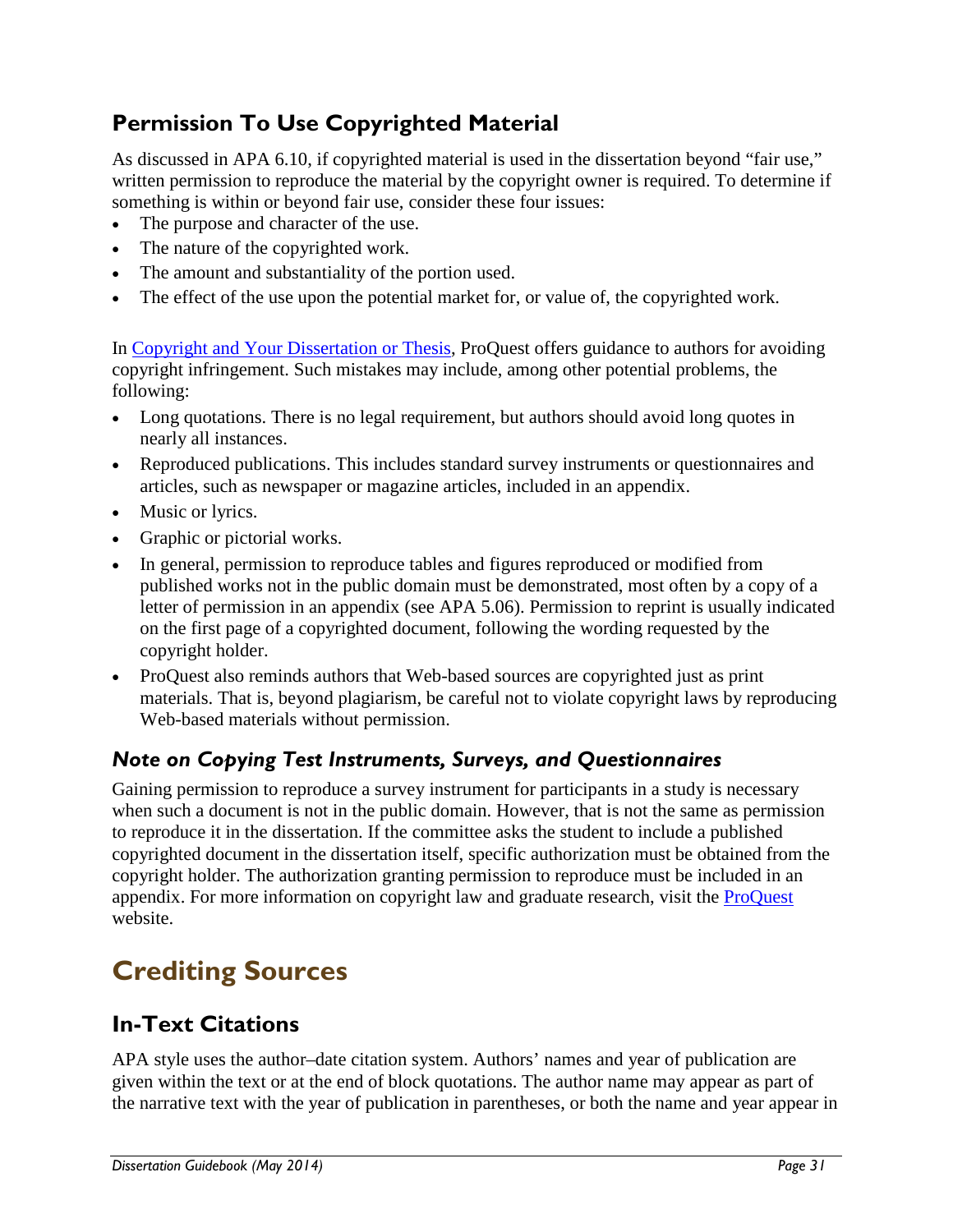## Permission To Use Copyrighted Material

As discussed in APA 6.10, if copyrighted material is used in the dissertation beyond "fair use," written permission to reproduce the material by the copyright owner is required. To determine if something is within or beyond fair use, consider these four issues:

- The purpose and character of the use.
- The nature of the copyrighted work.
- The amount and substantiality of the portion used.
- The effect of the use upon the potential market for, or value of, the copyrighted work.

In [Copyright and Your Dissertation or Thesis](), ProQuest offers guidance to authors for avoiding copyright infringement. Such mistakes may include, among other potential problems, the following:

- Long quotations. There is no legal requirement, but authors should avoid long quotes in nearly all instances.
- Reproduced publications. This includes standard survey instruments or questionnaires and articles, such as newspaper or magazine articles, included in an appendix.
- Music or lyrics.
- Graphic or pictorial works.
- In general, permission to reproduce tables and figures reproduced or modified from published works not in the public domain must be demonstrated, most often by a copy of a letter of permission in an appendix (see APA 5.06). Permission to reprint is usually indicated on the first page of a copyrighted document, following the wording requested by the copyright holder.
- ProQuest also reminds authors that Web-based sources are copyrighted just as print materials. That is, beyond plagiarism, be careful not to violate copyright laws by reproducing Web-based materials without permission.

### *Note on Copying Test Instruments, Surveys, and Questionnaires*

Gaining permission to reproduce a survey instrument for participants in a study is necessary when such a document is not in the public domain. However, that is not the same as permission to reproduce it in the dissertation. If the committee asks the student to include a published copyrighted document in the dissertation itself, specific authorization must be obtained from the copyright holder. The authorization granting permission to reproduce must be included in an appendix. For more information on copyright law and graduate research, visit the [ProQuest]() website.

# Crediting Sources

## In-Text Citations

APA style uses the author–date citation system. Authors' names and year of publication are given within the text or at the end of block quotations. The author name may appear as part of the narrative text with the year of publication in parentheses, or both the name and year appear in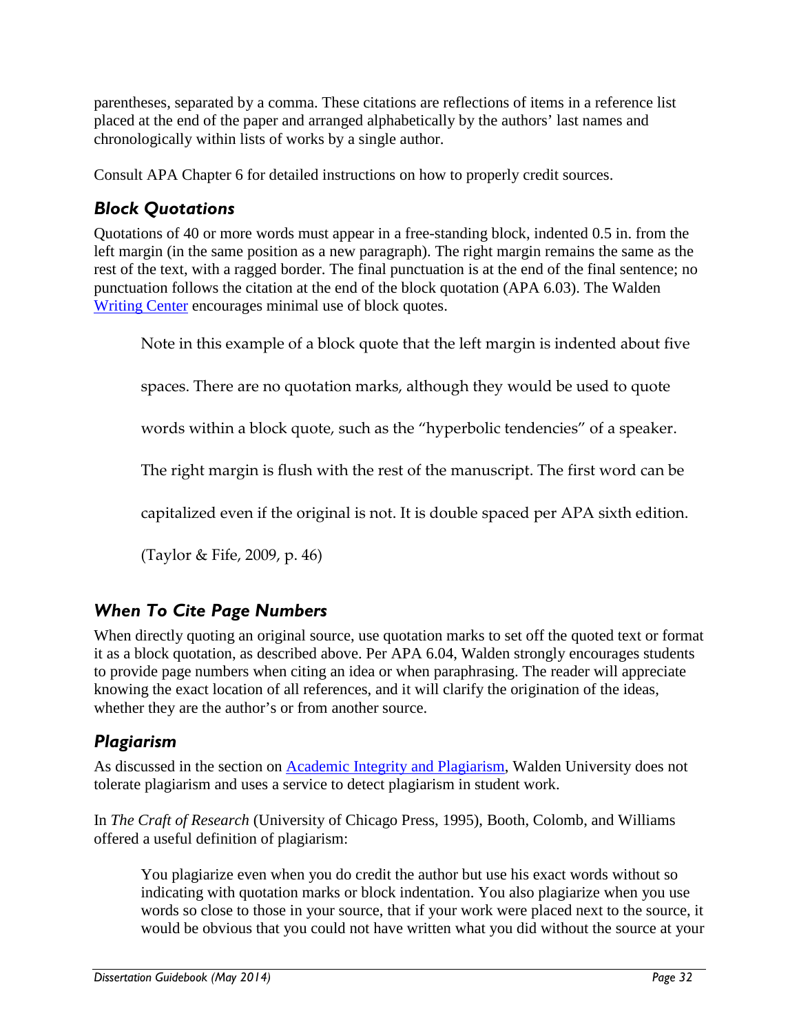parentheses, separated by a comma. These citations are reflections of items in a reference list placed at the end of the paper and arranged alphabetically by the authors' last names and chronologically within lists of works by a single author.

Consult APA Chapter 6 for detailed instructions on how to properly credit sources.

### *Block Quotations*

Quotations of 40 or more words must appear in a free-standing block, indented 0.5 in. from the left margin (in the same position as a new paragraph). The right margin remains the same as the rest of the text, with a ragged border. The final punctuation is at the end of the final sentence; no punctuation follows the citation at the end of the block quotation (APA 6.03). The Walden [Writing Center](Writing Center) encourages minimal use of block quotes.

> Note in this example of a block quote that the left margin is indented about five spaces. There are no quotation marks, although they would be used to quote words within a block quote, such as the "hyperbolic tendencies" of a speaker. The right margin is flush with the rest of the manuscript. The first word can be capitalized even if the original is not. It is double spaced per APA sixth edition. (Taylor & Fife, 2009, p. 46)

### *When To Cite Page Numbers*

When directly quoting an original source, use quotation marks to set off the quoted text or format it as a block quotation, as described above. Per APA 6.04, Walden strongly encourages students to provide page numbers when citing an idea or when paraphrasing. The reader will appreciate knowing the exact location of all references, and it will clarify the origination of the ideas, whether they are the author's or from another source.

### *Plagiarism*

As discussed in the section on [Academic Integrity and Plagiarism](Academic Integrity and Plagiarism), Walden University does not tolerate plagiarism and uses a service to detect plagiarism in student work.

In *The Craft of Research* (University of Chicago Press, 1995), Booth, Colomb, and Williams offered a useful definition of plagiarism:

> You plagiarize even when you do credit the author but use his exact words without so indicating with quotation marks or block indentation. You also plagiarize when you use words so close to those in your source, that if your work were placed next to the source, it would be obvious that you could not have written what you did without the source at your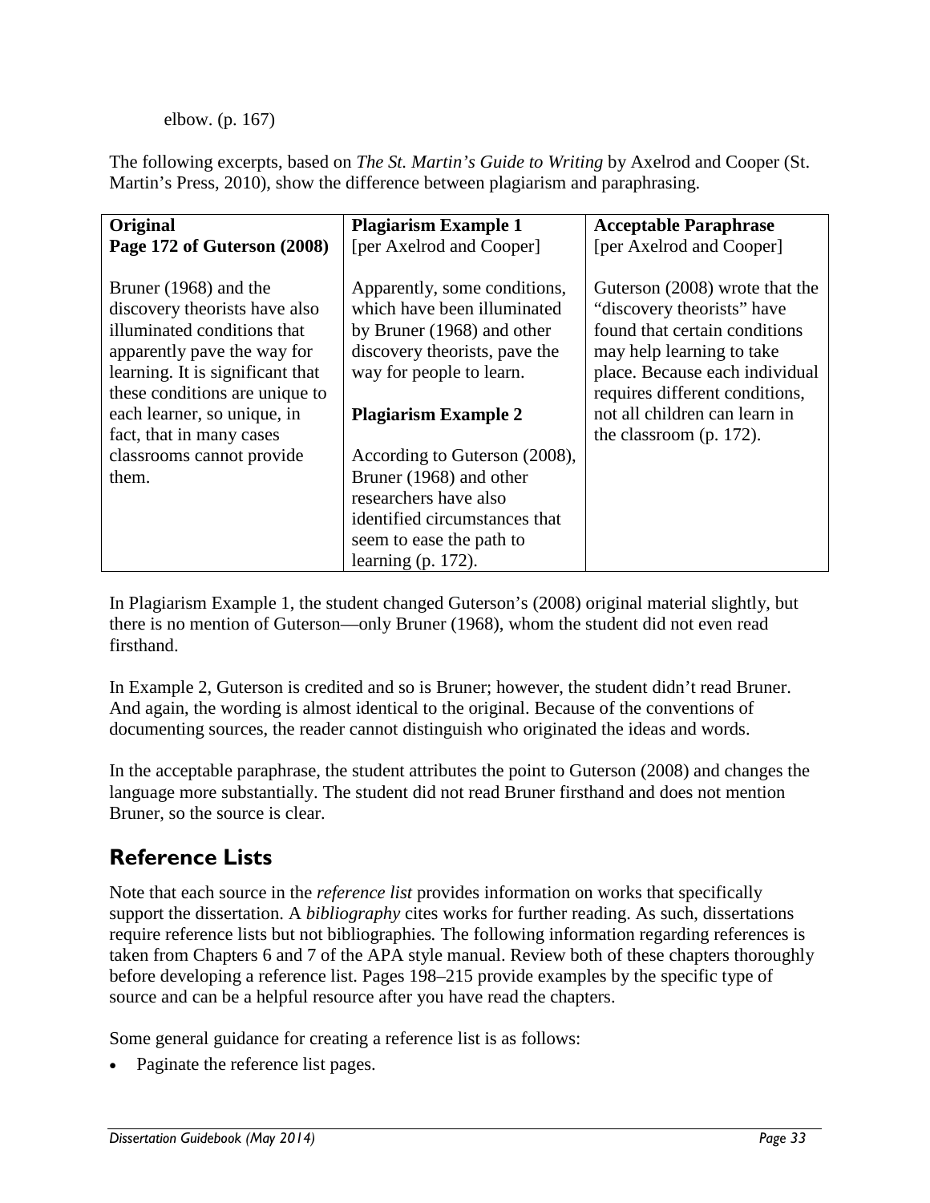elbow. (p. 167)

The following excerpts, based on *The St. Martin's Guide to Writing* by Axelrod and Cooper (St. Martin's Press, 2010), show the difference between plagiarism and paraphrasing.

| **Original** **Page 172 of Guterson (2008)** | **Plagiarism Example 1** [per Axelrod and Cooper] | **Acceptable Paraphrase** [per Axelrod and Cooper] |
|---|---|---|
| Bruner (1968) and the discovery theorists have also illuminated conditions that apparently pave the way for learning. It is significant that these conditions are unique to each learner, so unique, in fact, that in many cases classrooms cannot provide them. | Apparently, some conditions, which have been illuminated by Bruner (1968) and other discovery theorists, pave the way for people to learn. **Plagiarism Example 2** According to Guterson (2008), Bruner (1968) and other researchers have also identified circumstances that seem to ease the path to learning (p. 172). | Guterson (2008) wrote that the "discovery theorists" have found that certain conditions may help learning to take place. Because each individual requires different conditions, not all children can learn in the classroom (p. 172). |

In Plagiarism Example 1, the student changed Guterson's (2008) original material slightly, but there is no mention of Guterson—only Bruner (1968), whom the student did not even read firsthand.

In Example 2, Guterson is credited and so is Bruner; however, the student didn't read Bruner. And again, the wording is almost identical to the original. Because of the conventions of documenting sources, the reader cannot distinguish who originated the ideas and words.

In the acceptable paraphrase, the student attributes the point to Guterson (2008) and changes the language more substantially. The student did not read Bruner firsthand and does not mention Bruner, so the source is clear.

## Reference Lists

Note that each source in the *reference list* provides information on works that specifically support the dissertation. A *bibliography* cites works for further reading. As such, dissertations require reference lists but not bibliographies. The following information regarding references is taken from Chapters 6 and 7 of the APA style manual. Review both of these chapters thoroughly before developing a reference list. Pages 198–215 provide examples by the specific type of source and can be a helpful resource after you have read the chapters.

Some general guidance for creating a reference list is as follows:

- Paginate the reference list pages.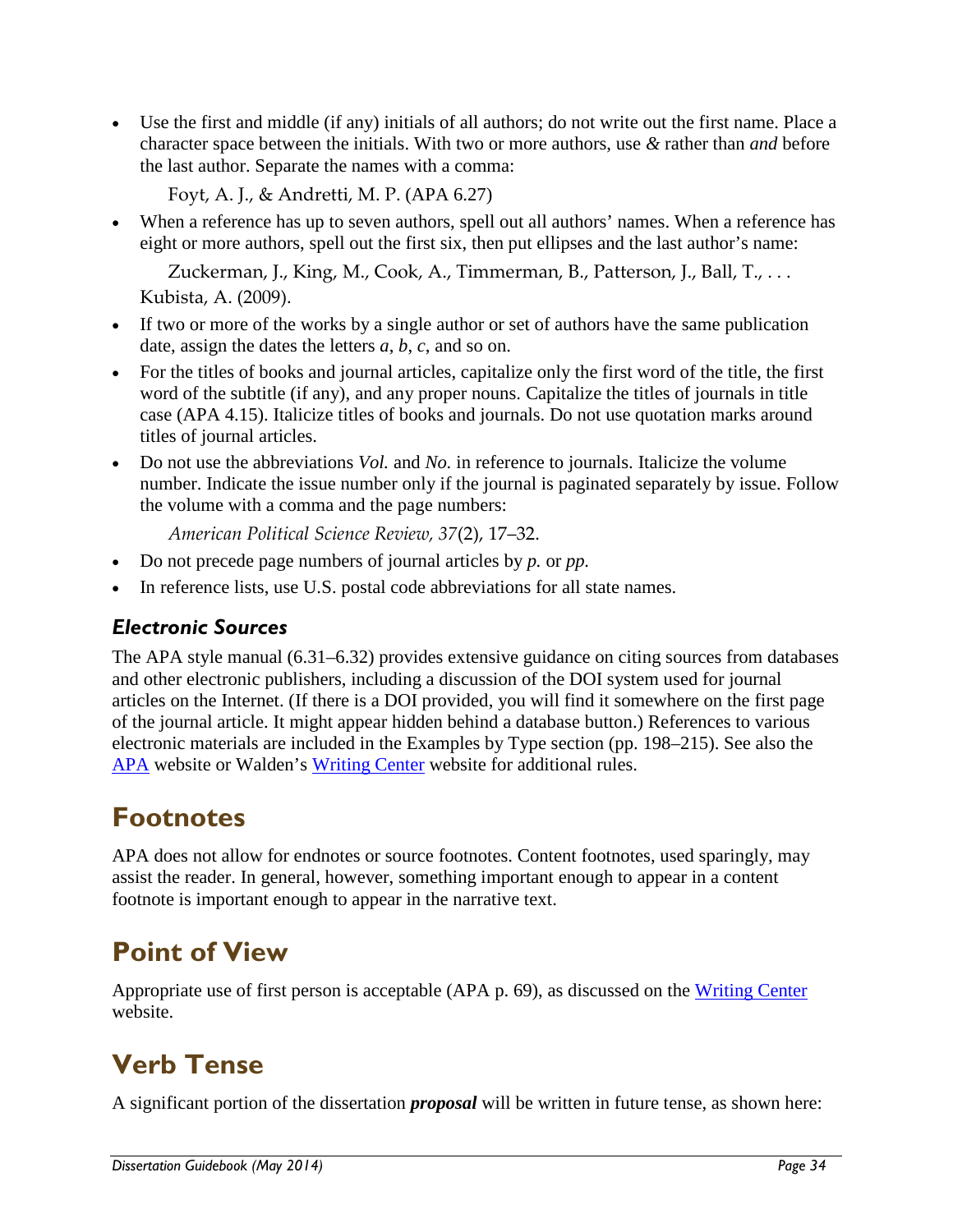- Use the first and middle (if any) initials of all authors; do not write out the first name. Place a character space between the initials. With two or more authors, use *&* rather than *and* before the last author. Separate the names with a comma:

    Foyt, A. J., & Andretti, M. P. (APA 6.27)

- When a reference has up to seven authors, spell out all authors' names. When a reference has eight or more authors, spell out the first six, then put ellipses and the last author's name:

    Zuckerman, J., King, M., Cook, A., Timmerman, B., Patterson, J., Ball, T., . . . Kubista, A. (2009).

- If two or more of the works by a single author or set of authors have the same publication date, assign the dates the letters *a*, *b*, *c*, and so on.
- For the titles of books and journal articles, capitalize only the first word of the title, the first word of the subtitle (if any), and any proper nouns. Capitalize the titles of journals in title case (APA 4.15). Italicize titles of books and journals. Do not use quotation marks around titles of journal articles.
- Do not use the abbreviations *Vol.* and *No.* in reference to journals. Italicize the volume number. Indicate the issue number only if the journal is paginated separately by issue. Follow the volume with a comma and the page numbers:

    *American Political Science Review, 37*(2), 17–32.

- Do not precede page numbers of journal articles by *p.* or *pp.*
- In reference lists, use U.S. postal code abbreviations for all state names.

### *Electronic Sources*

The APA style manual (6.31–6.32) provides extensive guidance on citing sources from databases and other electronic publishers, including a discussion of the DOI system used for journal articles on the Internet. (If there is a DOI provided, you will find it somewhere on the first page of the journal article. It might appear hidden behind a database button.) References to various electronic materials are included in the Examples by Type section (pp. 198–215). See also the APA website or Walden's Writing Center website for additional rules.

## Footnotes

APA does not allow for endnotes or source footnotes. Content footnotes, used sparingly, may assist the reader. In general, however, something important enough to appear in a content footnote is important enough to appear in the narrative text.

## Point of View

Appropriate use of first person is acceptable (APA p. 69), as discussed on the Writing Center website.

## Verb Tense

A significant portion of the dissertation ***proposal*** will be written in future tense, as shown here: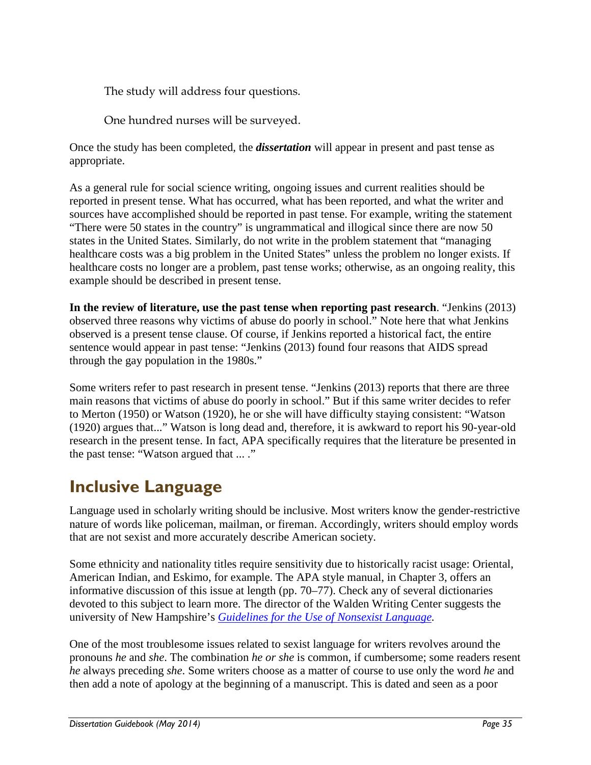The study will address four questions.

One hundred nurses will be surveyed.

Once the study has been completed, the ***dissertation*** will appear in present and past tense as appropriate.

As a general rule for social science writing, ongoing issues and current realities should be reported in present tense. What has occurred, what has been reported, and what the writer and sources have accomplished should be reported in past tense. For example, writing the statement "There were 50 states in the country" is ungrammatical and illogical since there are now 50 states in the United States. Similarly, do not write in the problem statement that "managing healthcare costs was a big problem in the United States" unless the problem no longer exists. If healthcare costs no longer are a problem, past tense works; otherwise, as an ongoing reality, this example should be described in present tense.

**In the review of literature, use the past tense when reporting past research**. "Jenkins (2013) observed three reasons why victims of abuse do poorly in school." Note here that what Jenkins observed is a present tense clause. Of course, if Jenkins reported a historical fact, the entire sentence would appear in past tense: "Jenkins (2013) found four reasons that AIDS spread through the gay population in the 1980s."

Some writers refer to past research in present tense. "Jenkins (2013) reports that there are three main reasons that victims of abuse do poorly in school." But if this same writer decides to refer to Merton (1950) or Watson (1920), he or she will have difficulty staying consistent: "Watson (1920) argues that..." Watson is long dead and, therefore, it is awkward to report his 90-year-old research in the present tense. In fact, APA specifically requires that the literature be presented in the past tense: "Watson argued that ... ."

## Inclusive Language

Language used in scholarly writing should be inclusive. Most writers know the gender-restrictive nature of words like policeman, mailman, or fireman. Accordingly, writers should employ words that are not sexist and more accurately describe American society.

Some ethnicity and nationality titles require sensitivity due to historically racist usage: Oriental, American Indian, and Eskimo, for example. The APA style manual, in Chapter 3, offers an informative discussion of this issue at length (pp. 70–77). Check any of several dictionaries devoted to this subject to learn more. The director of the Walden Writing Center suggests the university of New Hampshire's *Guidelines for the Use of Nonsexist Language.*

One of the most troublesome issues related to sexist language for writers revolves around the pronouns *he* and *she*. The combination *he or she* is common, if cumbersome; some readers resent *he* always preceding *she*. Some writers choose as a matter of course to use only the word *he* and then add a note of apology at the beginning of a manuscript. This is dated and seen as a poor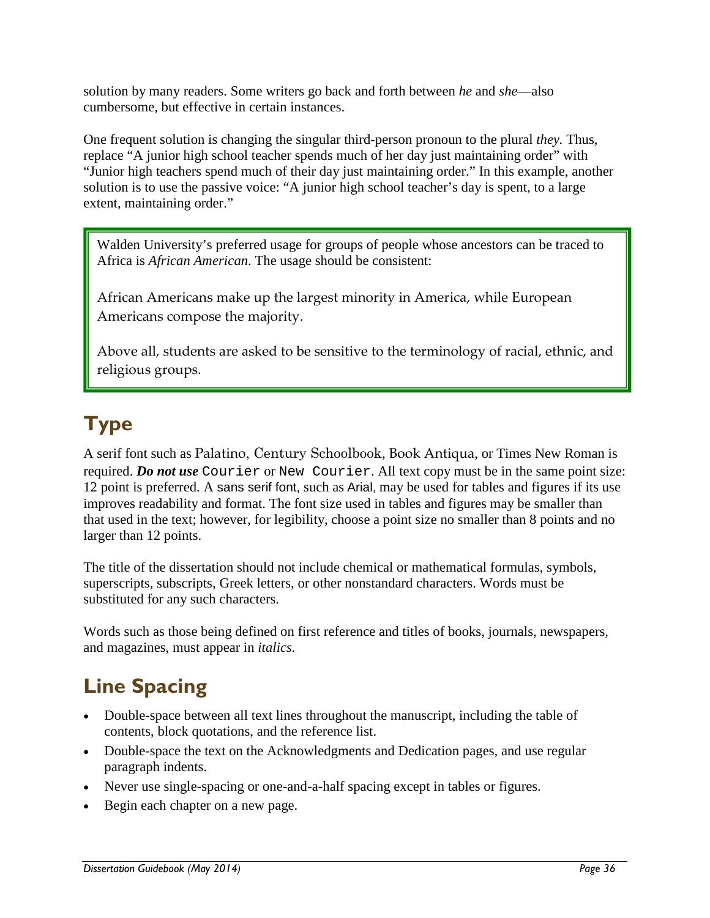solution by many readers. Some writers go back and forth between *he* and *she*—also cumbersome, but effective in certain instances.

One frequent solution is changing the singular third-person pronoun to the plural *they.* Thus, replace "A junior high school teacher spends much of her day just maintaining order" with "Junior high teachers spend much of their day just maintaining order." In this example, another solution is to use the passive voice: "A junior high school teacher's day is spent, to a large extent, maintaining order."

> Walden University's preferred usage for groups of people whose ancestors can be traced to Africa is *African American*. The usage should be consistent:
>
> African Americans make up the largest minority in America, while European Americans compose the majority.
>
> Above all, students are asked to be sensitive to the terminology of racial, ethnic, and religious groups.

## Type

A serif font such as Palatino, Century Schoolbook, Book Antiqua, or Times New Roman is required. ***Do not use*** Courier or New Courier. All text copy must be in the same point size: 12 point is preferred. A sans serif font, such as Arial, may be used for tables and figures if its use improves readability and format. The font size used in tables and figures may be smaller than that used in the text; however, for legibility, choose a point size no smaller than 8 points and no larger than 12 points.

The title of the dissertation should not include chemical or mathematical formulas, symbols, superscripts, subscripts, Greek letters, or other nonstandard characters. Words must be substituted for any such characters.

Words such as those being defined on first reference and titles of books, journals, newspapers, and magazines, must appear in *italics.*

## Line Spacing

- Double-space between all text lines throughout the manuscript, including the table of contents, block quotations, and the reference list.
- Double-space the text on the Acknowledgments and Dedication pages, and use regular paragraph indents.
- Never use single-spacing or one-and-a-half spacing except in tables or figures.
- Begin each chapter on a new page.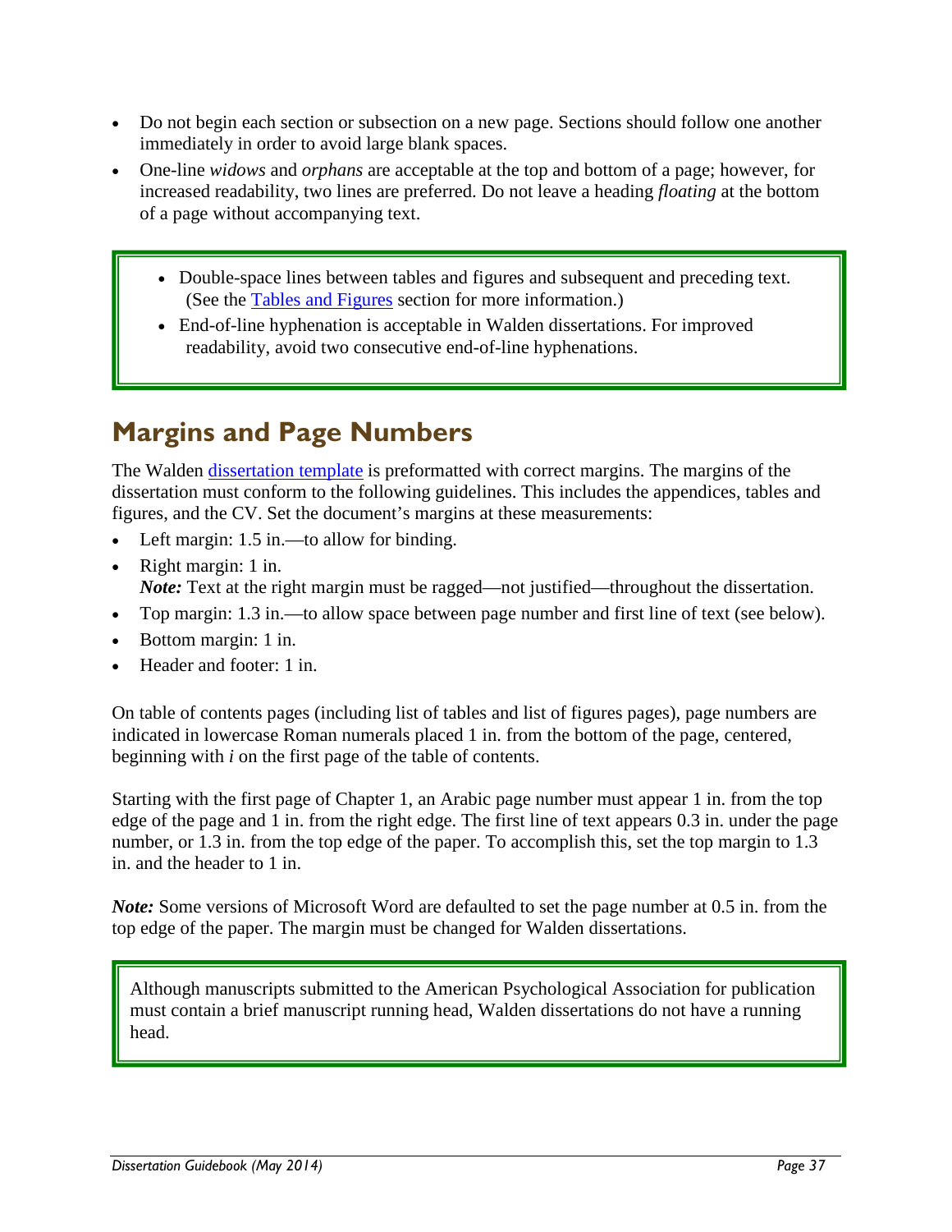- Do not begin each section or subsection on a new page. Sections should follow one another immediately in order to avoid large blank spaces.
- One-line *widows* and *orphans* are acceptable at the top and bottom of a page; however, for increased readability, two lines are preferred. Do not leave a heading *floating* at the bottom of a page without accompanying text.

> - Double-space lines between tables and figures and subsequent and preceding text. (See the Tables and Figures section for more information.)
> - End-of-line hyphenation is acceptable in Walden dissertations. For improved readability, avoid two consecutive end-of-line hyphenations.

## Margins and Page Numbers

The Walden dissertation template is preformatted with correct margins. The margins of the dissertation must conform to the following guidelines. This includes the appendices, tables and figures, and the CV. Set the document's margins at these measurements:

- Left margin: 1.5 in.—to allow for binding.
- Right margin: 1 in.
  ***Note:*** Text at the right margin must be ragged—not justified—throughout the dissertation.
- Top margin: 1.3 in.—to allow space between page number and first line of text (see below).
- Bottom margin: 1 in.
- Header and footer: 1 in.

On table of contents pages (including list of tables and list of figures pages), page numbers are indicated in lowercase Roman numerals placed 1 in. from the bottom of the page, centered, beginning with *i* on the first page of the table of contents.

Starting with the first page of Chapter 1, an Arabic page number must appear 1 in. from the top edge of the page and 1 in. from the right edge. The first line of text appears 0.3 in. under the page number, or 1.3 in. from the top edge of the paper. To accomplish this, set the top margin to 1.3 in. and the header to 1 in.

***Note:*** Some versions of Microsoft Word are defaulted to set the page number at 0.5 in. from the top edge of the paper. The margin must be changed for Walden dissertations.

> Although manuscripts submitted to the American Psychological Association for publication must contain a brief manuscript running head, Walden dissertations do not have a running head.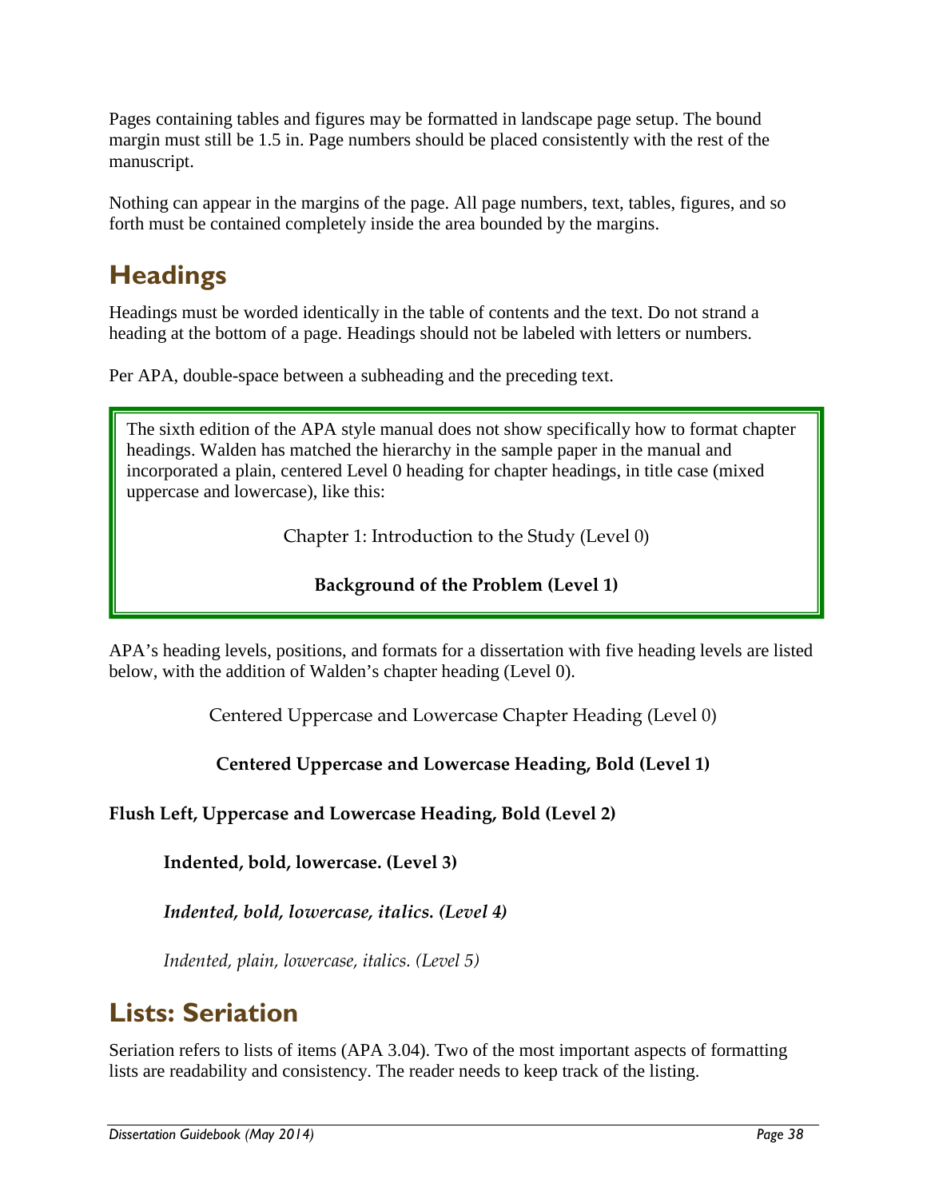Pages containing tables and figures may be formatted in landscape page setup. The bound margin must still be 1.5 in. Page numbers should be placed consistently with the rest of the manuscript.

Nothing can appear in the margins of the page. All page numbers, text, tables, figures, and so forth must be contained completely inside the area bounded by the margins.

## Headings

Headings must be worded identically in the table of contents and the text. Do not strand a heading at the bottom of a page. Headings should not be labeled with letters or numbers.

Per APA, double-space between a subheading and the preceding text.

> The sixth edition of the APA style manual does not show specifically how to format chapter headings. Walden has matched the hierarchy in the sample paper in the manual and incorporated a plain, centered Level 0 heading for chapter headings, in title case (mixed uppercase and lowercase), like this:
>
> Chapter 1: Introduction to the Study (Level 0)
>
> **Background of the Problem (Level 1)**

APA's heading levels, positions, and formats for a dissertation with five heading levels are listed below, with the addition of Walden's chapter heading (Level 0).

Centered Uppercase and Lowercase Chapter Heading (Level 0)

**Centered Uppercase and Lowercase Heading, Bold (Level 1)**

**Flush Left, Uppercase and Lowercase Heading, Bold (Level 2)**

**Indented, bold, lowercase. (Level 3)**

***Indented, bold, lowercase, italics. (Level 4)***

*Indented, plain, lowercase, italics. (Level 5)*

## Lists: Seriation

Seriation refers to lists of items (APA 3.04). Two of the most important aspects of formatting lists are readability and consistency. The reader needs to keep track of the listing.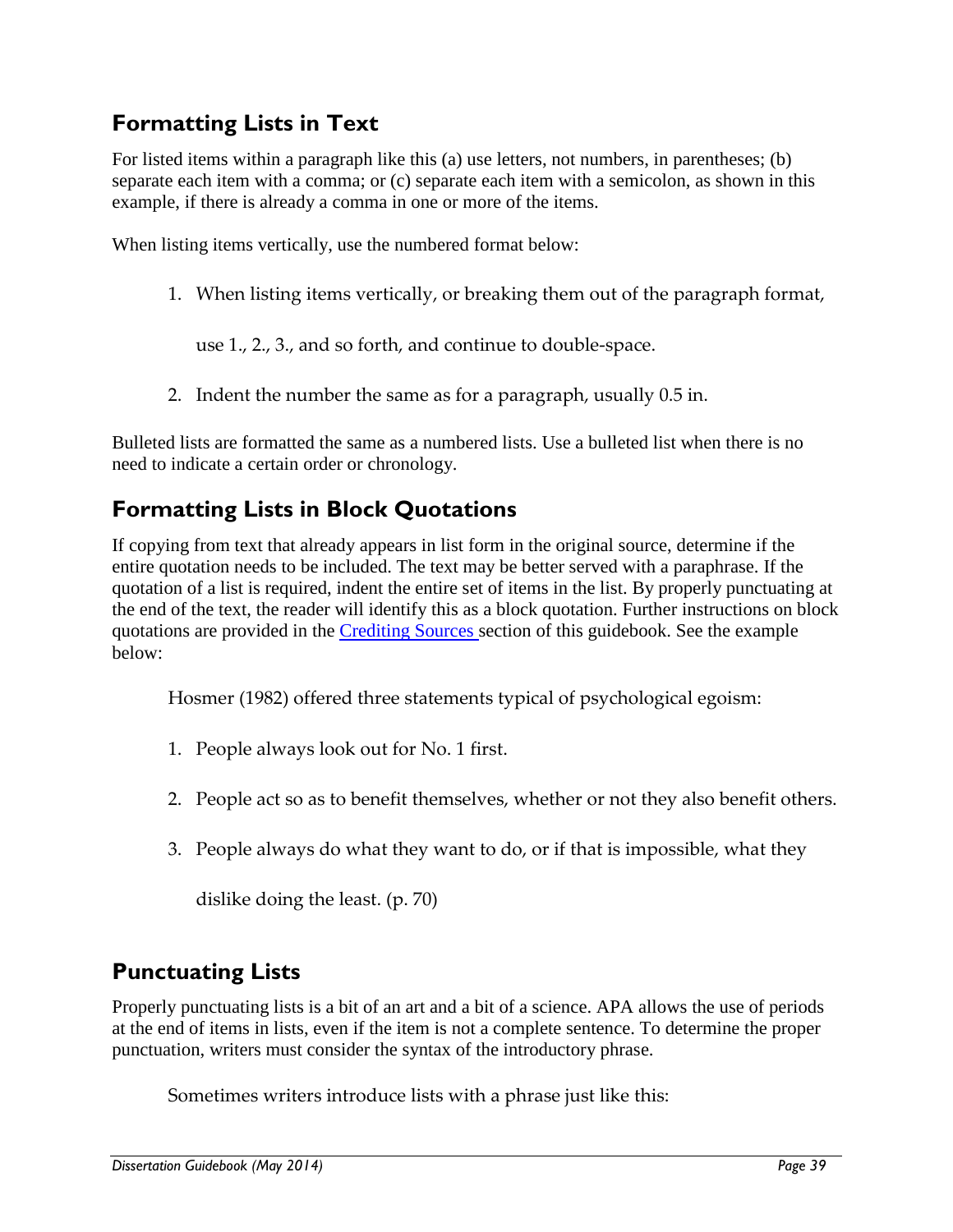## Formatting Lists in Text

For listed items within a paragraph like this (a) use letters, not numbers, in parentheses; (b) separate each item with a comma; or (c) separate each item with a semicolon, as shown in this example, if there is already a comma in one or more of the items.

When listing items vertically, use the numbered format below:

1. When listing items vertically, or breaking them out of the paragraph format, use 1., 2., 3., and so forth, and continue to double-space.
2. Indent the number the same as for a paragraph, usually 0.5 in.

Bulleted lists are formatted the same as a numbered lists. Use a bulleted list when there is no need to indicate a certain order or chronology.

## Formatting Lists in Block Quotations

If copying from text that already appears in list form in the original source, determine if the entire quotation needs to be included. The text may be better served with a paraphrase. If the quotation of a list is required, indent the entire set of items in the list. By properly punctuating at the end of the text, the reader will identify this as a block quotation. Further instructions on block quotations are provided in the Crediting Sources section of this guidebook. See the example below:

> Hosmer (1982) offered three statements typical of psychological egoism:
>
> 1. People always look out for No. 1 first.
> 2. People act so as to benefit themselves, whether or not they also benefit others.
> 3. People always do what they want to do, or if that is impossible, what they dislike doing the least. (p. 70)

## Punctuating Lists

Properly punctuating lists is a bit of an art and a bit of a science. APA allows the use of periods at the end of items in lists, even if the item is not a complete sentence. To determine the proper punctuation, writers must consider the syntax of the introductory phrase.

> Sometimes writers introduce lists with a phrase just like this: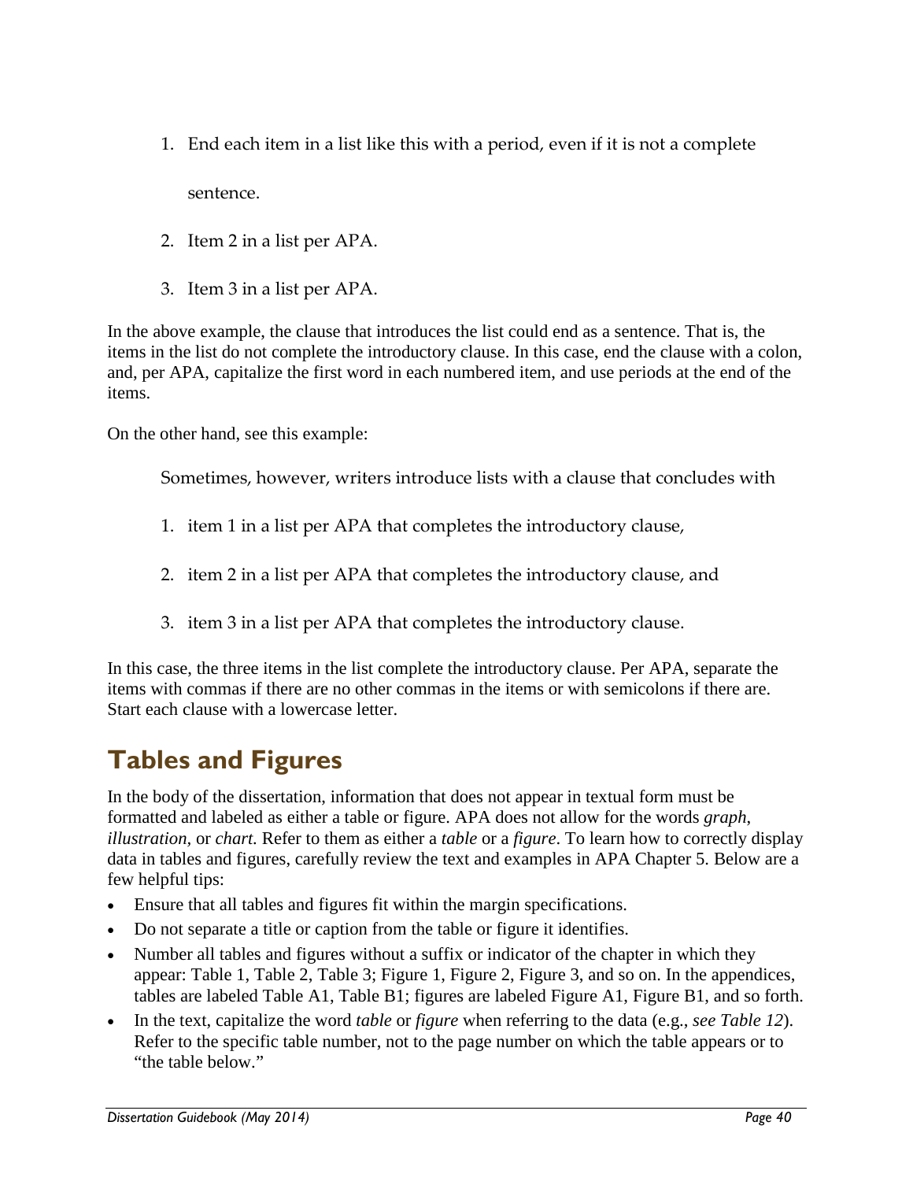1. End each item in a list like this with a period, even if it is not a complete sentence.
2. Item 2 in a list per APA.
3. Item 3 in a list per APA.

In the above example, the clause that introduces the list could end as a sentence. That is, the items in the list do not complete the introductory clause. In this case, end the clause with a colon, and, per APA, capitalize the first word in each numbered item, and use periods at the end of the items.

On the other hand, see this example:

> Sometimes, however, writers introduce lists with a clause that concludes with
>
> 1. item 1 in a list per APA that completes the introductory clause,
> 2. item 2 in a list per APA that completes the introductory clause, and
> 3. item 3 in a list per APA that completes the introductory clause.

In this case, the three items in the list complete the introductory clause. Per APA, separate the items with commas if there are no other commas in the items or with semicolons if there are. Start each clause with a lowercase letter.

## Tables and Figures

In the body of the dissertation, information that does not appear in textual form must be formatted and labeled as either a table or figure. APA does not allow for the words *graph*, *illustration*, or *chart.* Refer to them as either a *table* or a *figure*. To learn how to correctly display data in tables and figures, carefully review the text and examples in APA Chapter 5. Below are a few helpful tips:

- Ensure that all tables and figures fit within the margin specifications.
- Do not separate a title or caption from the table or figure it identifies.
- Number all tables and figures without a suffix or indicator of the chapter in which they appear: Table 1, Table 2, Table 3; Figure 1, Figure 2, Figure 3, and so on. In the appendices, tables are labeled Table A1, Table B1; figures are labeled Figure A1, Figure B1, and so forth.
- In the text, capitalize the word *table* or *figure* when referring to the data (e.g., *see Table 12*). Refer to the specific table number, not to the page number on which the table appears or to "the table below."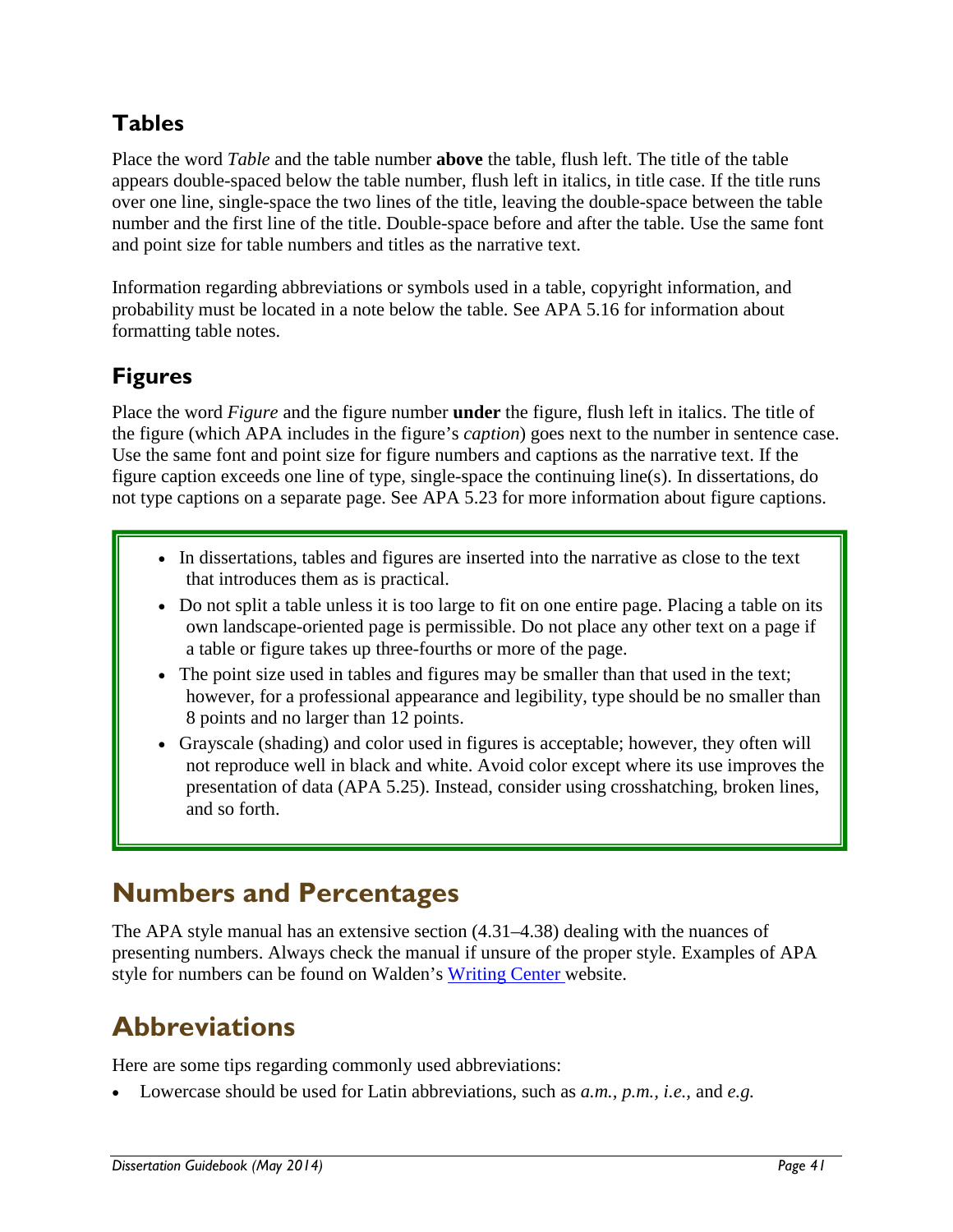### Tables

Place the word *Table* and the table number **above** the table, flush left. The title of the table appears double-spaced below the table number, flush left in italics, in title case. If the title runs over one line, single-space the two lines of the title, leaving the double-space between the table number and the first line of the title. Double-space before and after the table. Use the same font and point size for table numbers and titles as the narrative text.

Information regarding abbreviations or symbols used in a table, copyright information, and probability must be located in a note below the table. See APA 5.16 for information about formatting table notes.

### Figures

Place the word *Figure* and the figure number **under** the figure, flush left in italics. The title of the figure (which APA includes in the figure's *caption*) goes next to the number in sentence case. Use the same font and point size for figure numbers and captions as the narrative text. If the figure caption exceeds one line of type, single-space the continuing line(s). In dissertations, do not type captions on a separate page. See APA 5.23 for more information about figure captions.

- In dissertations, tables and figures are inserted into the narrative as close to the text that introduces them as is practical.
- Do not split a table unless it is too large to fit on one entire page. Placing a table on its own landscape-oriented page is permissible. Do not place any other text on a page if a table or figure takes up three-fourths or more of the page.
- The point size used in tables and figures may be smaller than that used in the text; however, for a professional appearance and legibility, type should be no smaller than 8 points and no larger than 12 points.
- Grayscale (shading) and color used in figures is acceptable; however, they often will not reproduce well in black and white. Avoid color except where its use improves the presentation of data (APA 5.25). Instead, consider using crosshatching, broken lines, and so forth.

## Numbers and Percentages

The APA style manual has an extensive section (4.31–4.38) dealing with the nuances of presenting numbers. Always check the manual if unsure of the proper style. Examples of APA style for numbers can be found on Walden's Writing Center website.

## Abbreviations

Here are some tips regarding commonly used abbreviations:

- Lowercase should be used for Latin abbreviations, such as *a.m., p.m., i.e.,* and *e.g.*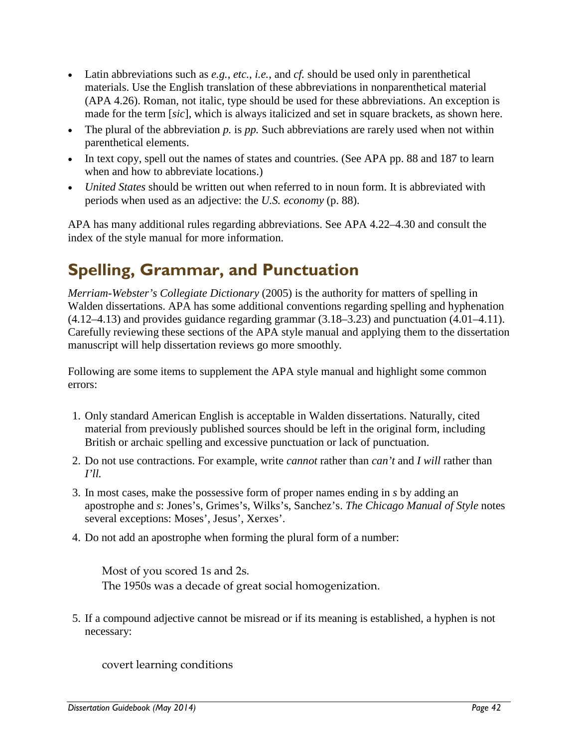- Latin abbreviations such as *e.g.*, *etc.*, *i.e.*, and *cf.* should be used only in parenthetical materials. Use the English translation of these abbreviations in nonparenthetical material (APA 4.26). Roman, not italic, type should be used for these abbreviations. An exception is made for the term [*sic*], which is always italicized and set in square brackets, as shown here.
- The plural of the abbreviation *p.* is *pp.* Such abbreviations are rarely used when not within parenthetical elements.
- In text copy, spell out the names of states and countries. (See APA pp. 88 and 187 to learn when and how to abbreviate locations.)
- *United States* should be written out when referred to in noun form. It is abbreviated with periods when used as an adjective: the *U.S. economy* (p. 88).

APA has many additional rules regarding abbreviations. See APA 4.22–4.30 and consult the index of the style manual for more information.

## Spelling, Grammar, and Punctuation

*Merriam-Webster's Collegiate Dictionary* (2005) is the authority for matters of spelling in Walden dissertations. APA has some additional conventions regarding spelling and hyphenation (4.12–4.13) and provides guidance regarding grammar (3.18–3.23) and punctuation (4.01–4.11). Carefully reviewing these sections of the APA style manual and applying them to the dissertation manuscript will help dissertation reviews go more smoothly.

Following are some items to supplement the APA style manual and highlight some common errors:

1. Only standard American English is acceptable in Walden dissertations. Naturally, cited material from previously published sources should be left in the original form, including British or archaic spelling and excessive punctuation or lack of punctuation.
2. Do not use contractions. For example, write *cannot* rather than *can't* and *I will* rather than *I'll.*
3. In most cases, make the possessive form of proper names ending in *s* by adding an apostrophe and *s*: Jones's, Grimes's, Wilks's, Sanchez's. *The Chicago Manual of Style* notes several exceptions: Moses', Jesus', Xerxes'.
4. Do not add an apostrophe when forming the plural form of a number:

   Most of you scored 1s and 2s.
   The 1950s was a decade of great social homogenization.

5. If a compound adjective cannot be misread or if its meaning is established, a hyphen is not necessary:

   covert learning conditions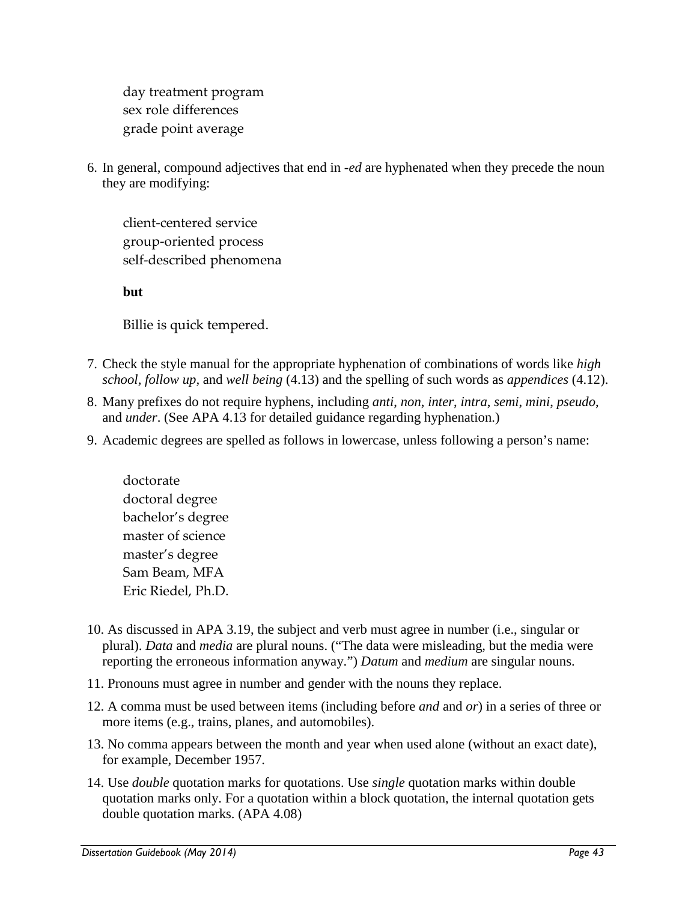day treatment program
sex role differences
grade point average

6. In general, compound adjectives that end in *-ed* are hyphenated when they precede the noun they are modifying:

   client-centered service
   group-oriented process
   self-described phenomena

   **but**

   Billie is quick tempered.

7. Check the style manual for the appropriate hyphenation of combinations of words like *high school*, *follow up*, and *well being* (4.13) and the spelling of such words as *appendices* (4.12).
8. Many prefixes do not require hyphens, including *anti*, *non*, *inter*, *intra*, *semi*, *mini*, *pseudo*, and *under*. (See APA 4.13 for detailed guidance regarding hyphenation.)
9. Academic degrees are spelled as follows in lowercase, unless following a person's name:

   doctorate
   doctoral degree
   bachelor's degree
   master of science
   master's degree
   Sam Beam, MFA
   Eric Riedel, Ph.D.

10. As discussed in APA 3.19, the subject and verb must agree in number (i.e., singular or plural). *Data* and *media* are plural nouns. ("The data were misleading, but the media were reporting the erroneous information anyway.") *Datum* and *medium* are singular nouns.
11. Pronouns must agree in number and gender with the nouns they replace.
12. A comma must be used between items (including before *and* and *or*) in a series of three or more items (e.g., trains, planes, and automobiles).
13. No comma appears between the month and year when used alone (without an exact date), for example, December 1957.
14. Use *double* quotation marks for quotations. Use *single* quotation marks within double quotation marks only. For a quotation within a block quotation, the internal quotation gets double quotation marks. (APA 4.08)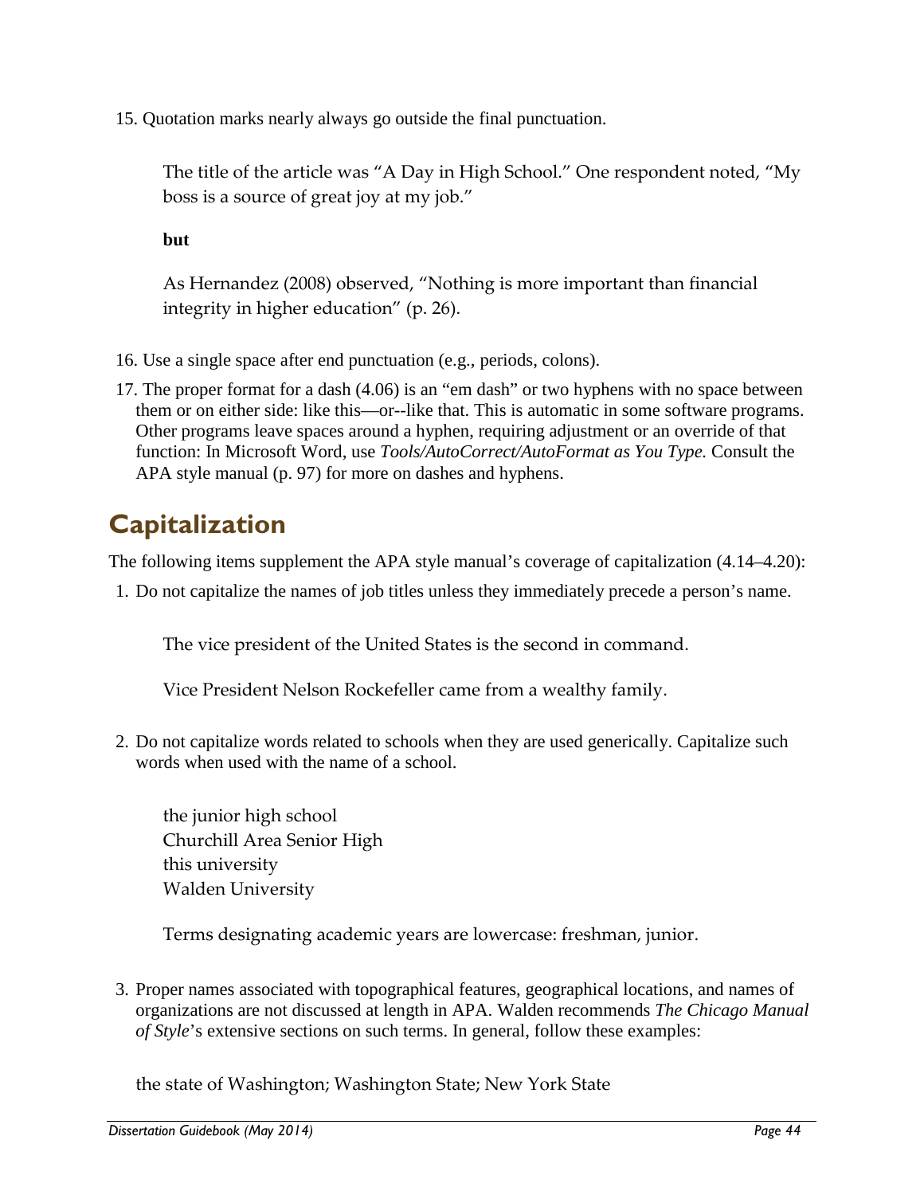15. Quotation marks nearly always go outside the final punctuation.

    The title of the article was "A Day in High School." One respondent noted, "My boss is a source of great joy at my job."

    **but**

    As Hernandez (2008) observed, "Nothing is more important than financial integrity in higher education" (p. 26).

16. Use a single space after end punctuation (e.g., periods, colons).
17. The proper format for a dash (4.06) is an "em dash" or two hyphens with no space between them or on either side: like this—or--like that. This is automatic in some software programs. Other programs leave spaces around a hyphen, requiring adjustment or an override of that function: In Microsoft Word, use *Tools/AutoCorrect/AutoFormat as You Type.* Consult the APA style manual (p. 97) for more on dashes and hyphens.

## Capitalization

The following items supplement the APA style manual's coverage of capitalization (4.14–4.20):

1. Do not capitalize the names of job titles unless they immediately precede a person's name.

   The vice president of the United States is the second in command.

   Vice President Nelson Rockefeller came from a wealthy family.

2. Do not capitalize words related to schools when they are used generically. Capitalize such words when used with the name of a school.

   the junior high school
   Churchill Area Senior High
   this university
   Walden University

   Terms designating academic years are lowercase: freshman, junior.

3. Proper names associated with topographical features, geographical locations, and names of organizations are not discussed at length in APA. Walden recommends *The Chicago Manual of Style*'s extensive sections on such terms. In general, follow these examples:

   the state of Washington; Washington State; New York State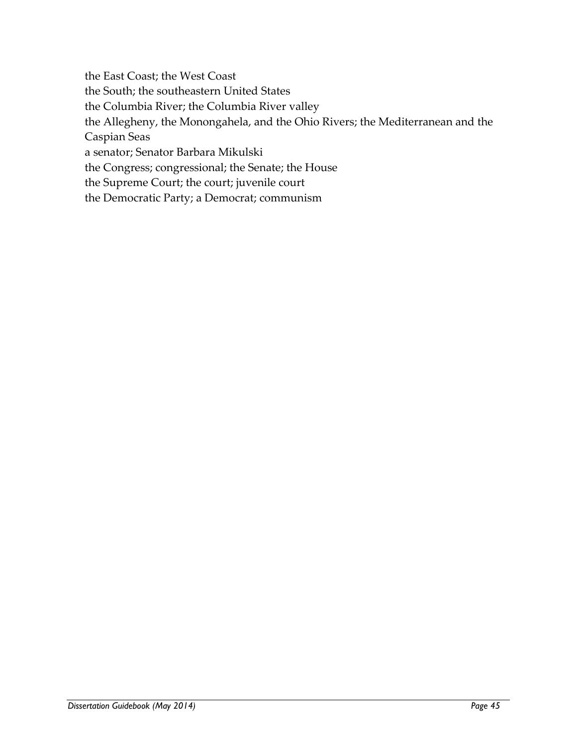the East Coast; the West Coast

the South; the southeastern United States

the Columbia River; the Columbia River valley

the Allegheny, the Monongahela, and the Ohio Rivers; the Mediterranean and the Caspian Seas

a senator; Senator Barbara Mikulski

the Congress; congressional; the Senate; the House

the Supreme Court; the court; juvenile court

the Democratic Party; a Democrat; communism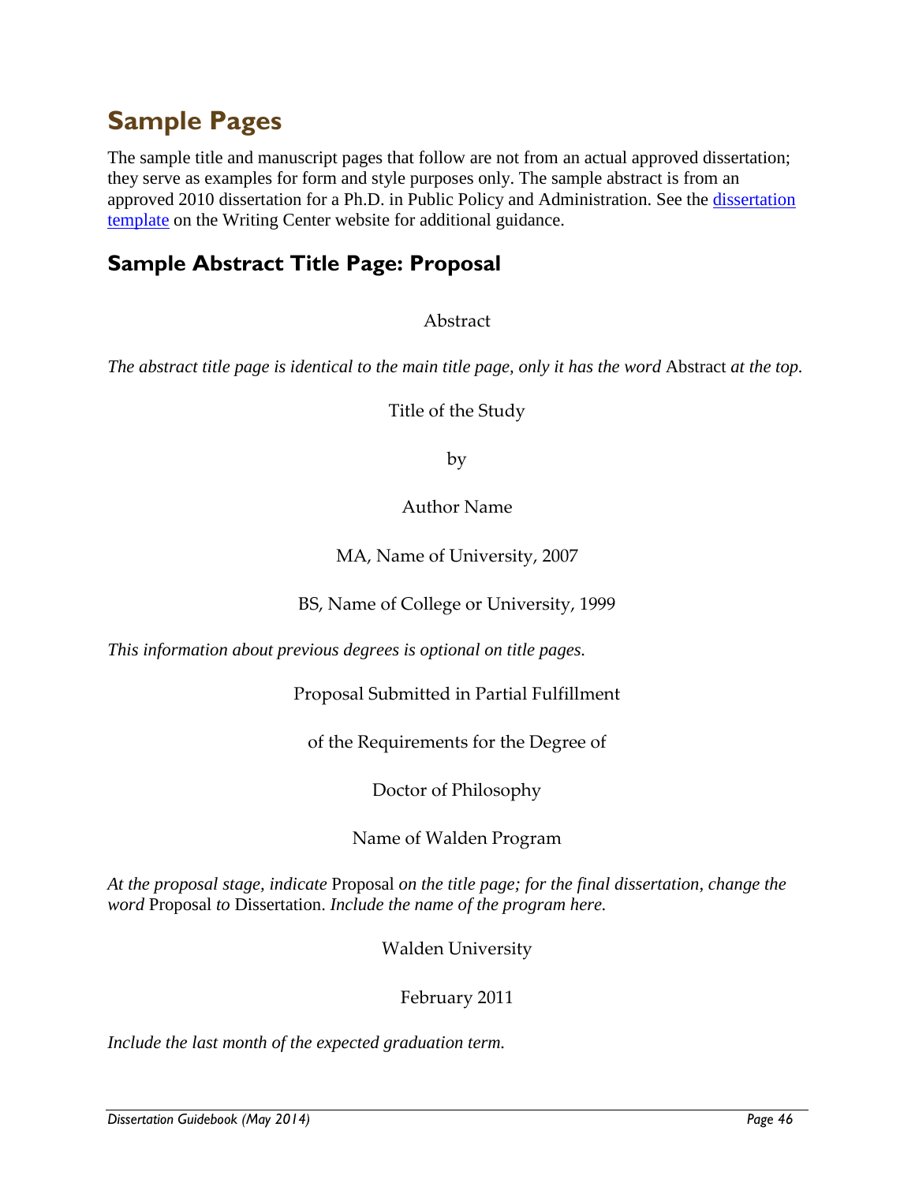# Sample Pages

The sample title and manuscript pages that follow are not from an actual approved dissertation; they serve as examples for form and style purposes only. The sample abstract is from an approved 2010 dissertation for a Ph.D. in Public Policy and Administration. See the [dissertation template]() on the Writing Center website for additional guidance.

## Sample Abstract Title Page: Proposal

Abstract

*The abstract title page is identical to the main title page, only it has the word* Abstract *at the top.*

Title of the Study

by

Author Name

MA, Name of University, 2007

BS, Name of College or University, 1999

*This information about previous degrees is optional on title pages.*

Proposal Submitted in Partial Fulfillment

of the Requirements for the Degree of

Doctor of Philosophy

Name of Walden Program

*At the proposal stage, indicate* Proposal *on the title page; for the final dissertation, change the word* Proposal *to* Dissertation. *Include the name of the program here.*

Walden University

February 2011

*Include the last month of the expected graduation term.*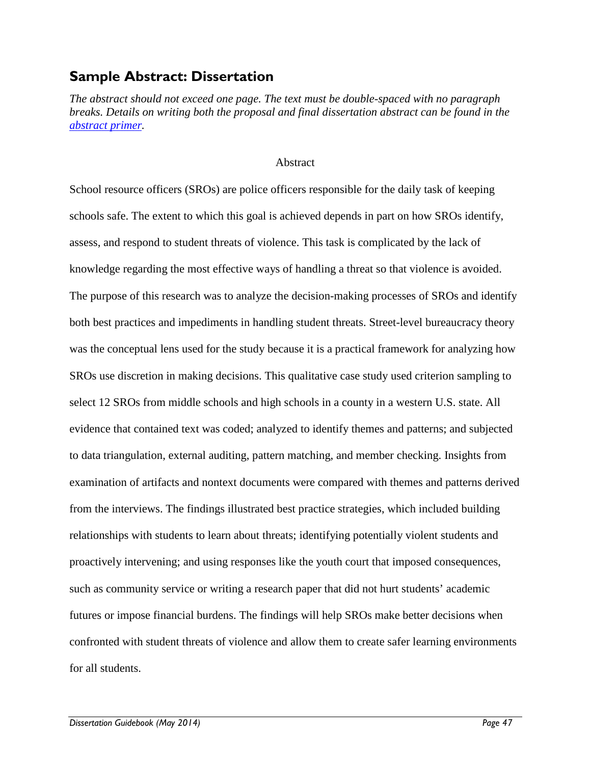## Sample Abstract: Dissertation

*The abstract should not exceed one page. The text must be double-spaced with no paragraph breaks. Details on writing both the proposal and final dissertation abstract can be found in the [abstract primer](abstract primer).*

Abstract

School resource officers (SROs) are police officers responsible for the daily task of keeping schools safe. The extent to which this goal is achieved depends in part on how SROs identify, assess, and respond to student threats of violence. This task is complicated by the lack of knowledge regarding the most effective ways of handling a threat so that violence is avoided. The purpose of this research was to analyze the decision-making processes of SROs and identify both best practices and impediments in handling student threats. Street-level bureaucracy theory was the conceptual lens used for the study because it is a practical framework for analyzing how SROs use discretion in making decisions. This qualitative case study used criterion sampling to select 12 SROs from middle schools and high schools in a county in a western U.S. state. All evidence that contained text was coded; analyzed to identify themes and patterns; and subjected to data triangulation, external auditing, pattern matching, and member checking. Insights from examination of artifacts and nontext documents were compared with themes and patterns derived from the interviews. The findings illustrated best practice strategies, which included building relationships with students to learn about threats; identifying potentially violent students and proactively intervening; and using responses like the youth court that imposed consequences, such as community service or writing a research paper that did not hurt students' academic futures or impose financial burdens. The findings will help SROs make better decisions when confronted with student threats of violence and allow them to create safer learning environments for all students.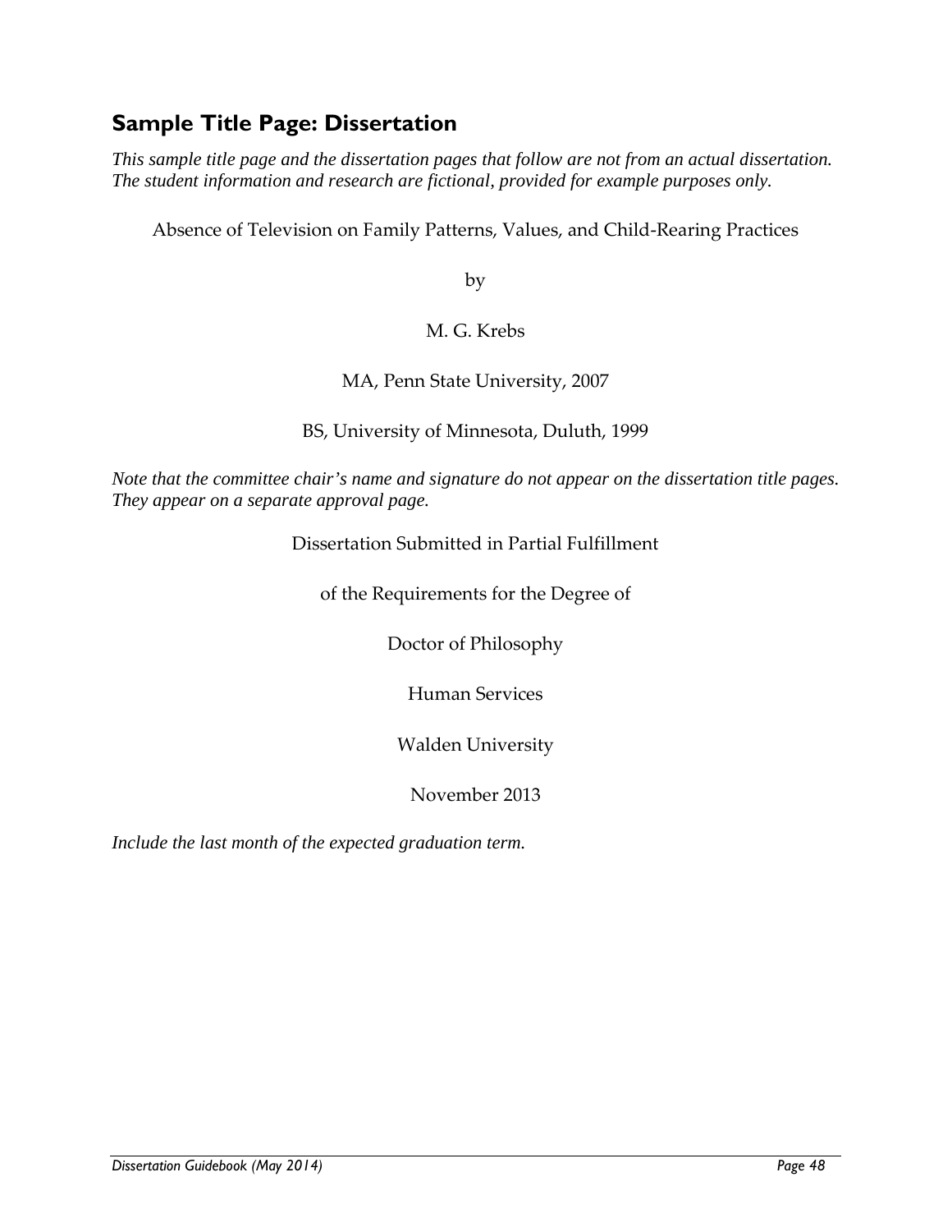## Sample Title Page: Dissertation

*This sample title page and the dissertation pages that follow are not from an actual dissertation. The student information and research are fictional, provided for example purposes only.*

Absence of Television on Family Patterns, Values, and Child-Rearing Practices

by

M. G. Krebs

MA, Penn State University, 2007

BS, University of Minnesota, Duluth, 1999

*Note that the committee chair's name and signature do not appear on the dissertation title pages. They appear on a separate approval page.*

Dissertation Submitted in Partial Fulfillment

of the Requirements for the Degree of

Doctor of Philosophy

Human Services

Walden University

November 2013

*Include the last month of the expected graduation term.*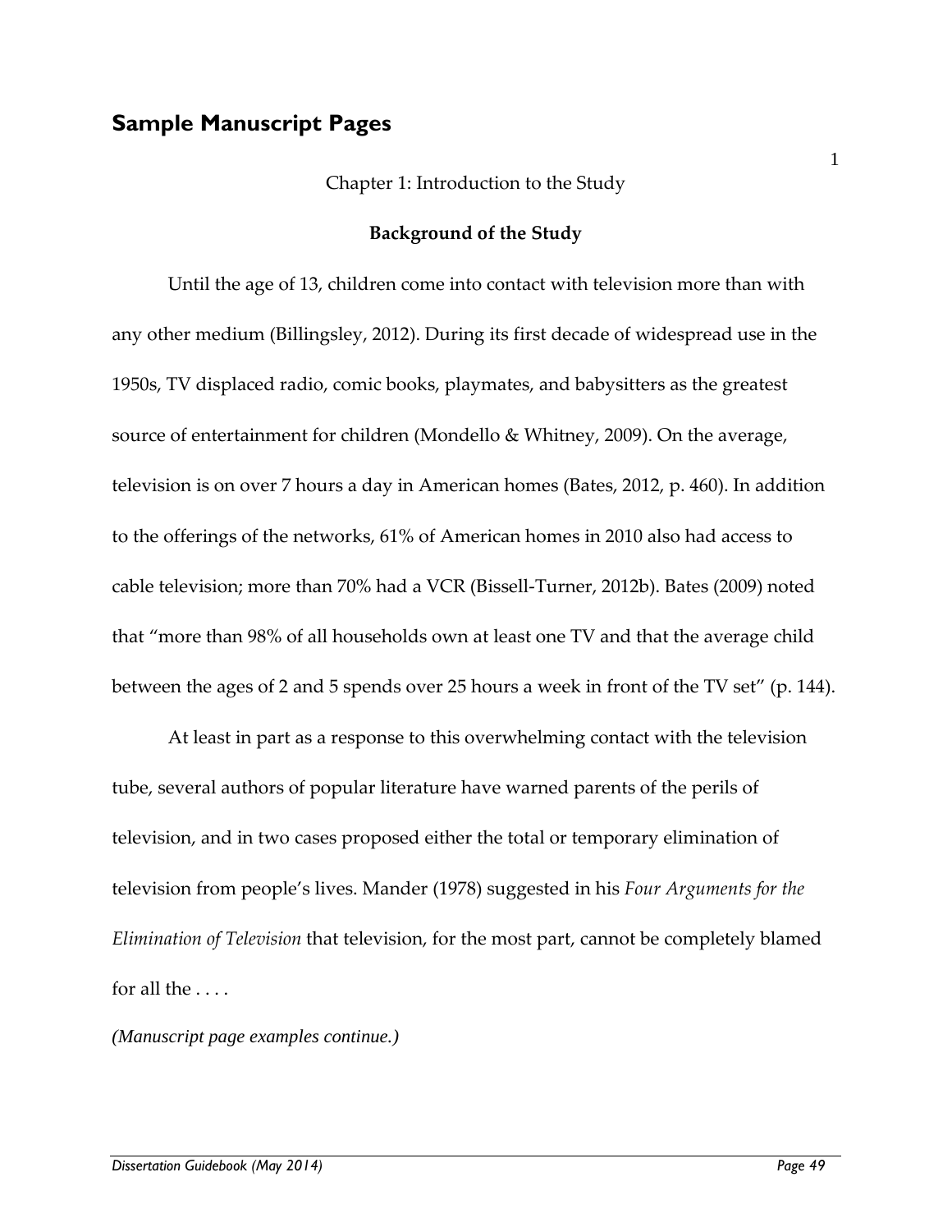## Sample Manuscript Pages

Chapter 1: Introduction to the Study

**Background of the Study**

Until the age of 13, children come into contact with television more than with any other medium (Billingsley, 2012). During its first decade of widespread use in the 1950s, TV displaced radio, comic books, playmates, and babysitters as the greatest source of entertainment for children (Mondello & Whitney, 2009). On the average, television is on over 7 hours a day in American homes (Bates, 2012, p. 460). In addition to the offerings of the networks, 61% of American homes in 2010 also had access to cable television; more than 70% had a VCR (Bissell-Turner, 2012b). Bates (2009) noted that "more than 98% of all households own at least one TV and that the average child between the ages of 2 and 5 spends over 25 hours a week in front of the TV set" (p. 144).

At least in part as a response to this overwhelming contact with the television tube, several authors of popular literature have warned parents of the perils of television, and in two cases proposed either the total or temporary elimination of television from people's lives. Mander (1978) suggested in his *Four Arguments for the Elimination of Television* that television, for the most part, cannot be completely blamed for all the . . . .

*(Manuscript page examples continue.)*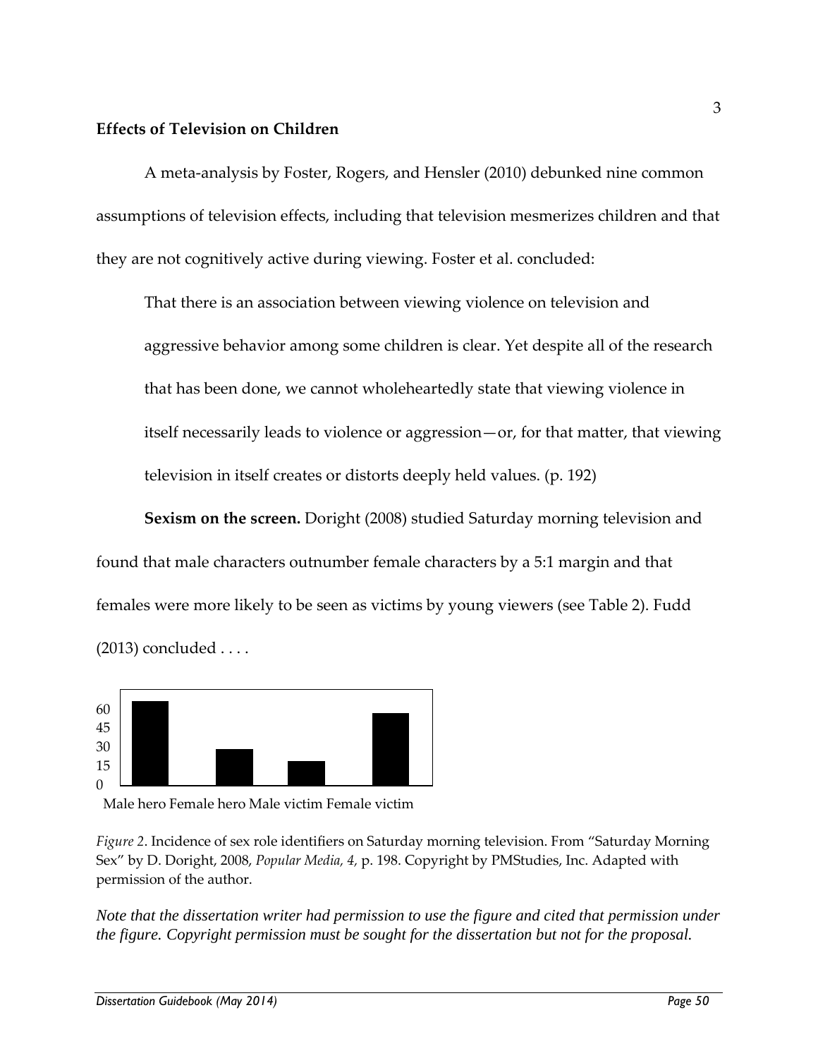**Effects of Television on Children**

A meta-analysis by Foster, Rogers, and Hensler (2010) debunked nine common assumptions of television effects, including that television mesmerizes children and that they are not cognitively active during viewing. Foster et al. concluded:

> That there is an association between viewing violence on television and aggressive behavior among some children is clear. Yet despite all of the research that has been done, we cannot wholeheartedly state that viewing violence in itself necessarily leads to violence or aggression—or, for that matter, that viewing television in itself creates or distorts deeply held values. (p. 192)

**Sexism on the screen.** Doright (2008) studied Saturday morning television and found that male characters outnumber female characters by a 5:1 margin and that females were more likely to be seen as victims by young viewers (see Table 2). Fudd (2013) concluded . . . .

60
45
30
15
0

Male hero Female hero Male victim Female victim

*Figure 2*. Incidence of sex role identifiers on Saturday morning television. From "Saturday Morning Sex" by D. Doright, 2008, *Popular Media, 4,* p. 198. Copyright by PMStudies, Inc. Adapted with permission of the author.

*Note that the dissertation writer had permission to use the figure and cited that permission under the figure. Copyright permission must be sought for the dissertation but not for the proposal.*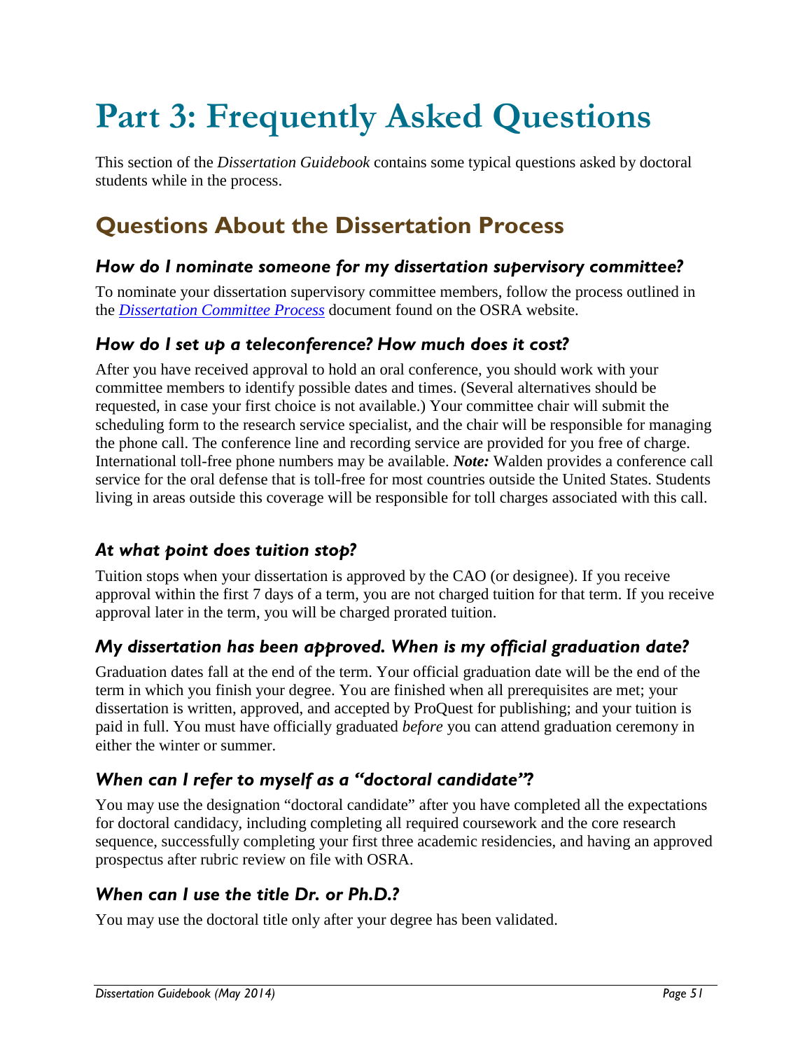# Part 3: Frequently Asked Questions

This section of the *Dissertation Guidebook* contains some typical questions asked by doctoral students while in the process.

## Questions About the Dissertation Process

### *How do I nominate someone for my dissertation supervisory committee?*

To nominate your dissertation supervisory committee members, follow the process outlined in the *Dissertation Committee Process* document found on the OSRA website.

### *How do I set up a teleconference? How much does it cost?*

After you have received approval to hold an oral conference, you should work with your committee members to identify possible dates and times. (Several alternatives should be requested, in case your first choice is not available.) Your committee chair will submit the scheduling form to the research service specialist, and the chair will be responsible for managing the phone call. The conference line and recording service are provided for you free of charge. International toll-free phone numbers may be available. ***Note:*** Walden provides a conference call service for the oral defense that is toll-free for most countries outside the United States. Students living in areas outside this coverage will be responsible for toll charges associated with this call.

### *At what point does tuition stop?*

Tuition stops when your dissertation is approved by the CAO (or designee). If you receive approval within the first 7 days of a term, you are not charged tuition for that term. If you receive approval later in the term, you will be charged prorated tuition.

### *My dissertation has been approved. When is my official graduation date?*

Graduation dates fall at the end of the term. Your official graduation date will be the end of the term in which you finish your degree. You are finished when all prerequisites are met; your dissertation is written, approved, and accepted by ProQuest for publishing; and your tuition is paid in full. You must have officially graduated *before* you can attend graduation ceremony in either the winter or summer.

### *When can I refer to myself as a "doctoral candidate"?*

You may use the designation "doctoral candidate" after you have completed all the expectations for doctoral candidacy, including completing all required coursework and the core research sequence, successfully completing your first three academic residencies, and having an approved prospectus after rubric review on file with OSRA.

### *When can I use the title Dr. or Ph.D.?*

You may use the doctoral title only after your degree has been validated.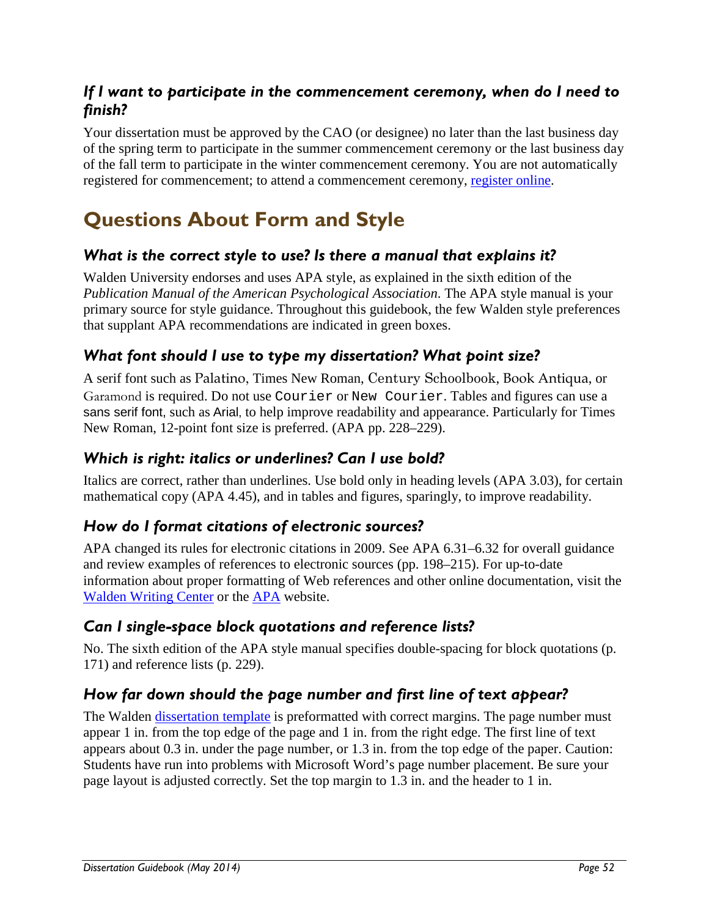### *If I want to participate in the commencement ceremony, when do I need to finish?*

Your dissertation must be approved by the CAO (or designee) no later than the last business day of the spring term to participate in the summer commencement ceremony or the last business day of the fall term to participate in the winter commencement ceremony. You are not automatically registered for commencement; to attend a commencement ceremony, register online.

## Questions About Form and Style

### *What is the correct style to use? Is there a manual that explains it?*

Walden University endorses and uses APA style, as explained in the sixth edition of the *Publication Manual of the American Psychological Association.* The APA style manual is your primary source for style guidance. Throughout this guidebook, the few Walden style preferences that supplant APA recommendations are indicated in green boxes.

### *What font should I use to type my dissertation? What point size?*

A serif font such as Palatino, Times New Roman, Century Schoolbook, Book Antiqua, or Garamond is required. Do not use Courier or New Courier. Tables and figures can use a sans serif font, such as Arial, to help improve readability and appearance. Particularly for Times New Roman, 12-point font size is preferred. (APA pp. 228–229).

### *Which is right: italics or underlines? Can I use bold?*

Italics are correct, rather than underlines. Use bold only in heading levels (APA 3.03), for certain mathematical copy (APA 4.45), and in tables and figures, sparingly, to improve readability.

### *How do I format citations of electronic sources?*

APA changed its rules for electronic citations in 2009. See APA 6.31–6.32 for overall guidance and review examples of references to electronic sources (pp. 198–215). For up-to-date information about proper formatting of Web references and other online documentation, visit the Walden Writing Center or the APA website.

### *Can I single-space block quotations and reference lists?*

No. The sixth edition of the APA style manual specifies double-spacing for block quotations (p. 171) and reference lists (p. 229).

### *How far down should the page number and first line of text appear?*

The Walden dissertation template is preformatted with correct margins. The page number must appear 1 in. from the top edge of the page and 1 in. from the right edge. The first line of text appears about 0.3 in. under the page number, or 1.3 in. from the top edge of the paper. Caution: Students have run into problems with Microsoft Word's page number placement. Be sure your page layout is adjusted correctly. Set the top margin to 1.3 in. and the header to 1 in.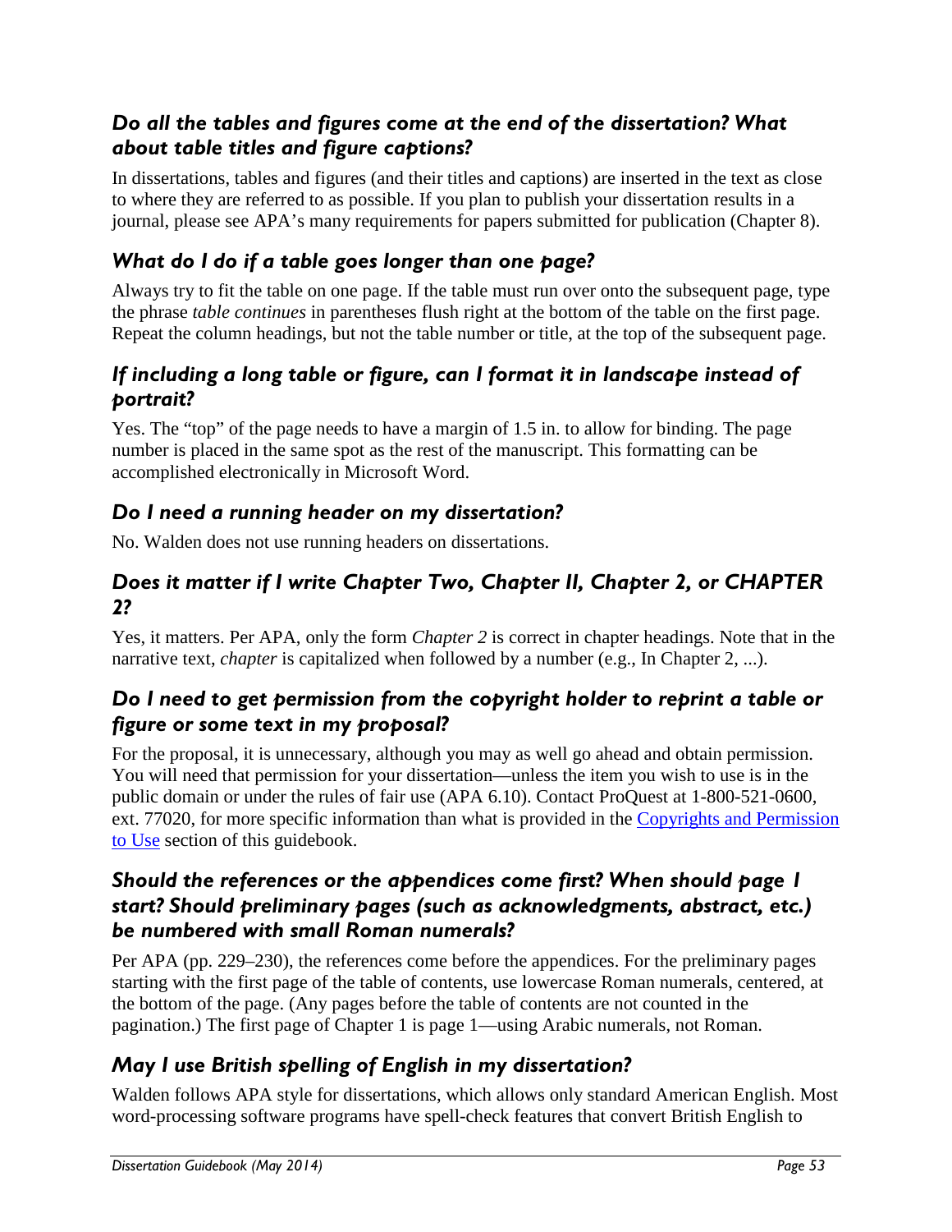### *Do all the tables and figures come at the end of the dissertation? What about table titles and figure captions?*

In dissertations, tables and figures (and their titles and captions) are inserted in the text as close to where they are referred to as possible. If you plan to publish your dissertation results in a journal, please see APA's many requirements for papers submitted for publication (Chapter 8).

### *What do I do if a table goes longer than one page?*

Always try to fit the table on one page. If the table must run over onto the subsequent page, type the phrase *table continues* in parentheses flush right at the bottom of the table on the first page. Repeat the column headings, but not the table number or title, at the top of the subsequent page.

### *If including a long table or figure, can I format it in landscape instead of portrait?*

Yes. The "top" of the page needs to have a margin of 1.5 in. to allow for binding. The page number is placed in the same spot as the rest of the manuscript. This formatting can be accomplished electronically in Microsoft Word.

### *Do I need a running header on my dissertation?*

No. Walden does not use running headers on dissertations.

### *Does it matter if I write Chapter Two, Chapter II, Chapter 2, or CHAPTER 2?*

Yes, it matters. Per APA, only the form *Chapter 2* is correct in chapter headings. Note that in the narrative text, *chapter* is capitalized when followed by a number (e.g., In Chapter 2, ...).

### *Do I need to get permission from the copyright holder to reprint a table or figure or some text in my proposal?*

For the proposal, it is unnecessary, although you may as well go ahead and obtain permission. You will need that permission for your dissertation—unless the item you wish to use is in the public domain or under the rules of fair use (APA 6.10). Contact ProQuest at 1-800-521-0600, ext. 77020, for more specific information than what is provided in the Copyrights and Permission to Use section of this guidebook.

### *Should the references or the appendices come first? When should page 1 start? Should preliminary pages (such as acknowledgments, abstract, etc.) be numbered with small Roman numerals?*

Per APA (pp. 229–230), the references come before the appendices. For the preliminary pages starting with the first page of the table of contents, use lowercase Roman numerals, centered, at the bottom of the page. (Any pages before the table of contents are not counted in the pagination.) The first page of Chapter 1 is page 1—using Arabic numerals, not Roman.

### *May I use British spelling of English in my dissertation?*

Walden follows APA style for dissertations, which allows only standard American English. Most word-processing software programs have spell-check features that convert British English to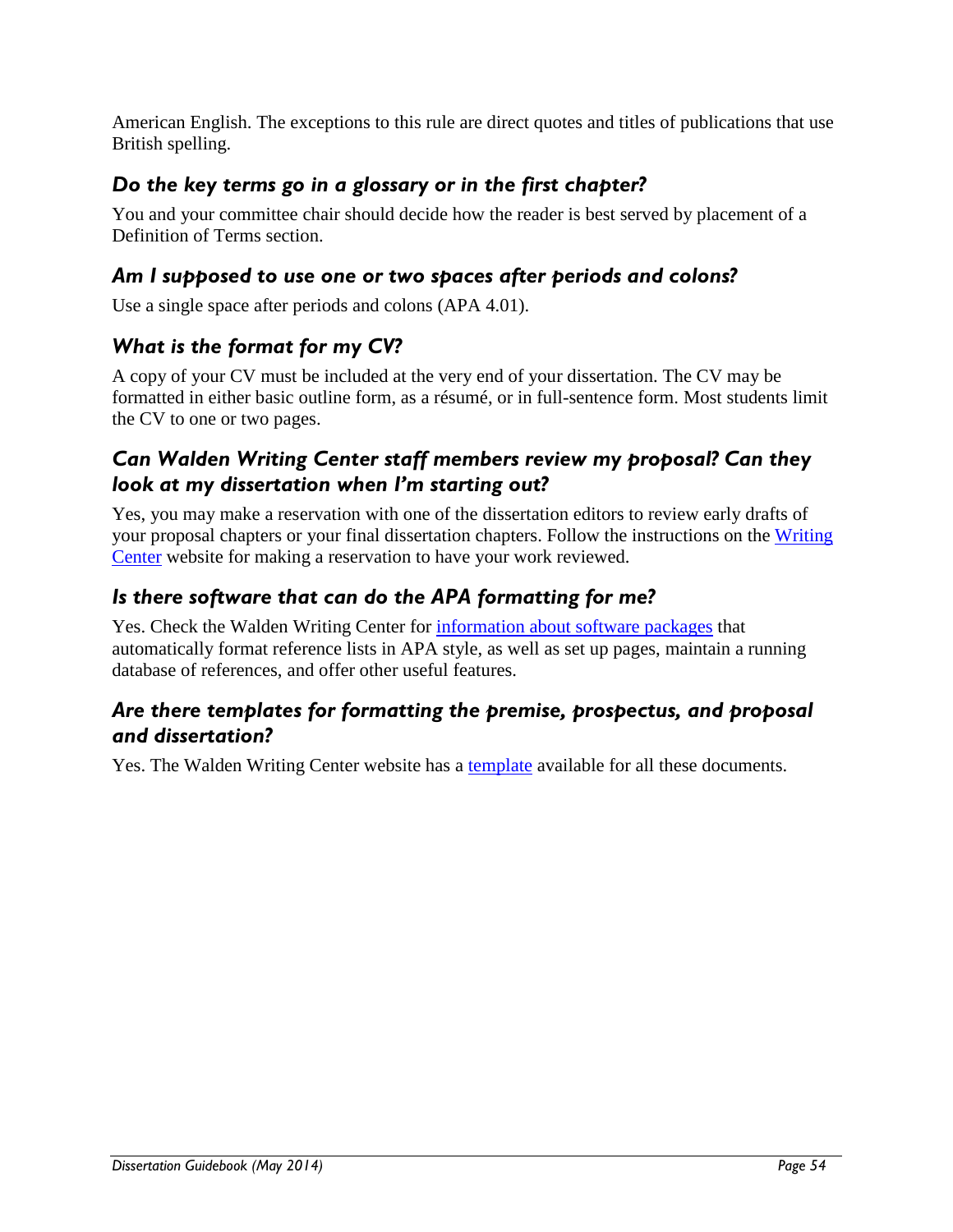American English. The exceptions to this rule are direct quotes and titles of publications that use British spelling.

### *Do the key terms go in a glossary or in the first chapter?*

You and your committee chair should decide how the reader is best served by placement of a Definition of Terms section.

### *Am I supposed to use one or two spaces after periods and colons?*

Use a single space after periods and colons (APA 4.01).

### *What is the format for my CV?*

A copy of your CV must be included at the very end of your dissertation. The CV may be formatted in either basic outline form, as a résumé, or in full-sentence form. Most students limit the CV to one or two pages.

### *Can Walden Writing Center staff members review my proposal? Can they look at my dissertation when I'm starting out?*

Yes, you may make a reservation with one of the dissertation editors to review early drafts of your proposal chapters or your final dissertation chapters. Follow the instructions on the Writing Center website for making a reservation to have your work reviewed.

### *Is there software that can do the APA formatting for me?*

Yes. Check the Walden Writing Center for information about software packages that automatically format reference lists in APA style, as well as set up pages, maintain a running database of references, and offer other useful features.

### *Are there templates for formatting the premise, prospectus, and proposal and dissertation?*

Yes. The Walden Writing Center website has a template available for all these documents.